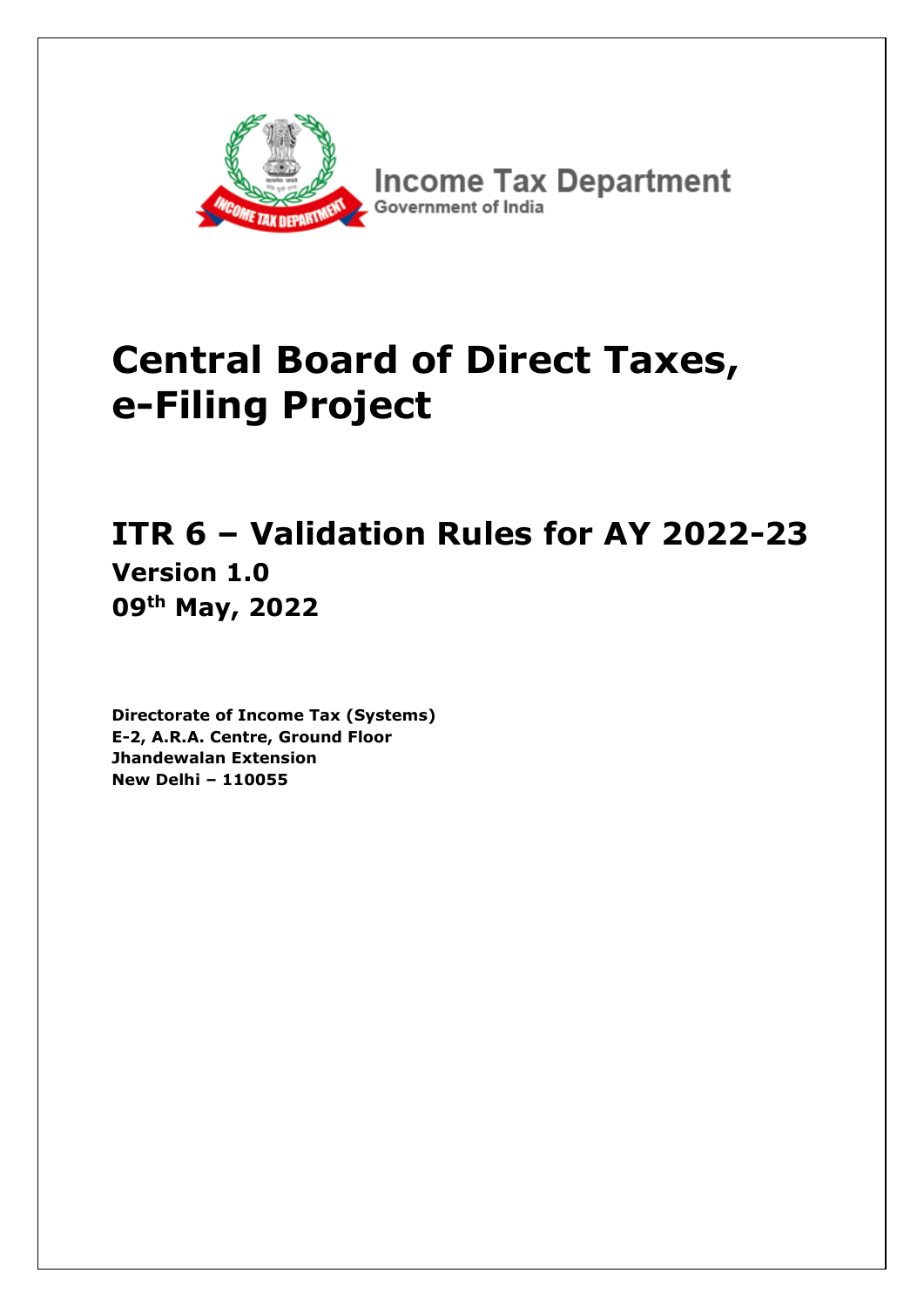Income Tax Department
Government of India

# Central Board of Direct Taxes, e-Filing Project

## ITR 6 – Validation Rules for AY 2022-23

**Version 1.0**

**09th May, 2022**

**Directorate of Income Tax (Systems)**
**E-2, A.R.A. Centre, Ground Floor**
**Jhandewalan Extension**
**New Delhi – 110055**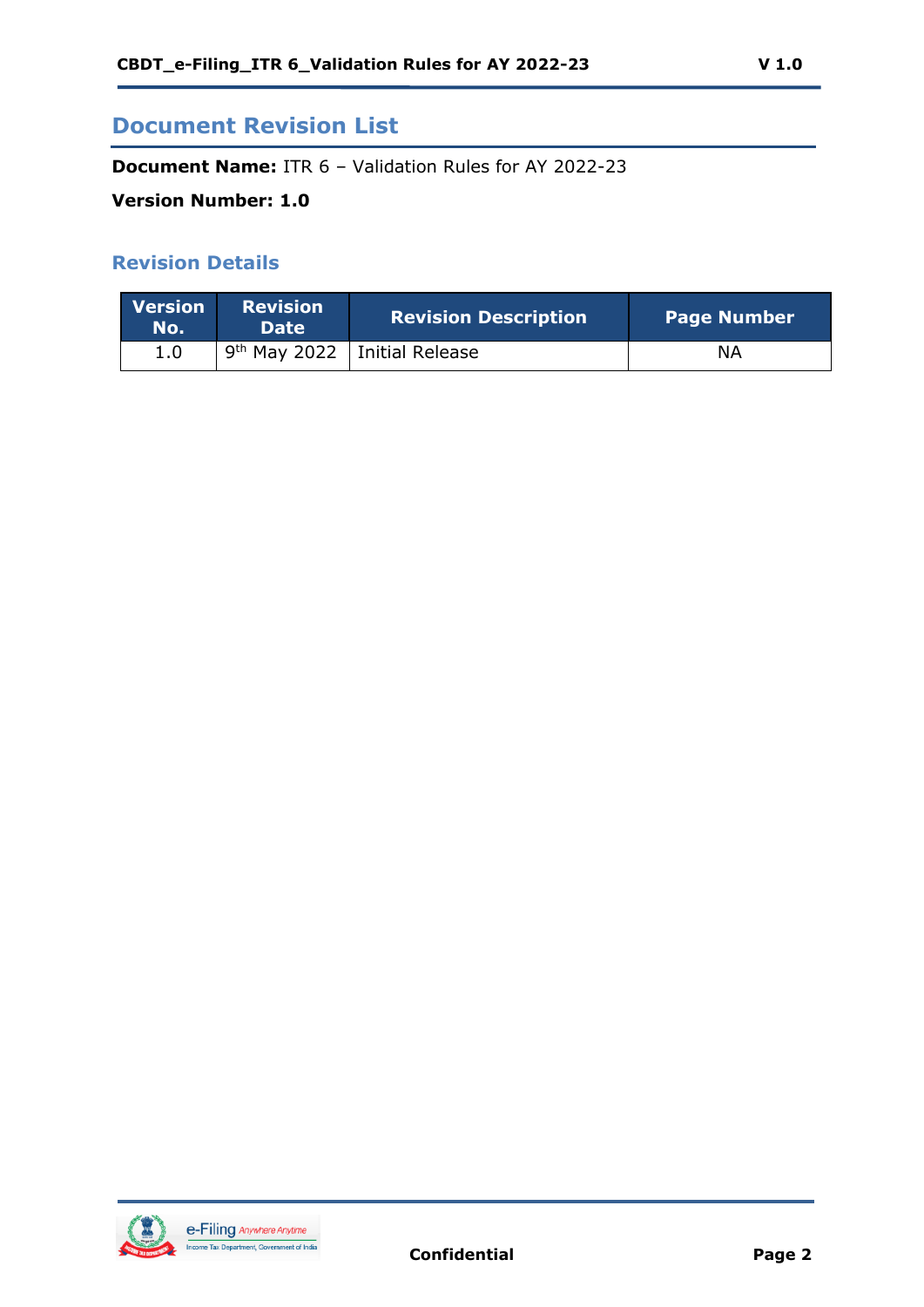# Document Revision List

**Document Name:** ITR 6 – Validation Rules for AY 2022-23

**Version Number: 1.0**

## Revision Details

| Version No. | Revision Date | Revision Description | Page Number |
|---|---|---|---|
| 1.0 | 9th May 2022 | Initial Release | NA |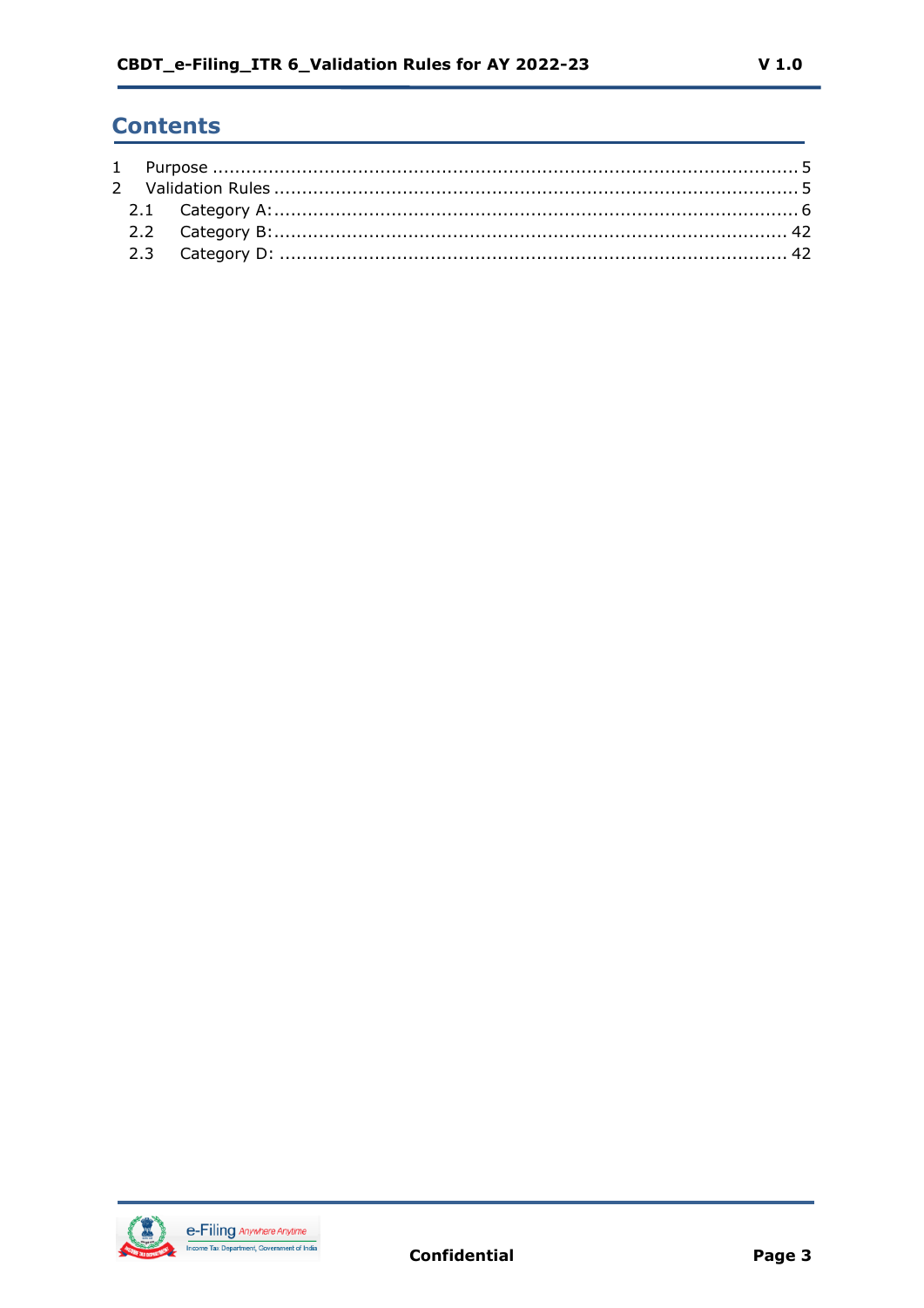# Contents

1 Purpose ........................................................................................................ 5

2 Validation Rules ............................................................................................ 5

2.1 Category A:.............................................................................................. 6

2.2 Category B:............................................................................................ 42

2.3 Category D: ........................................................................................... 42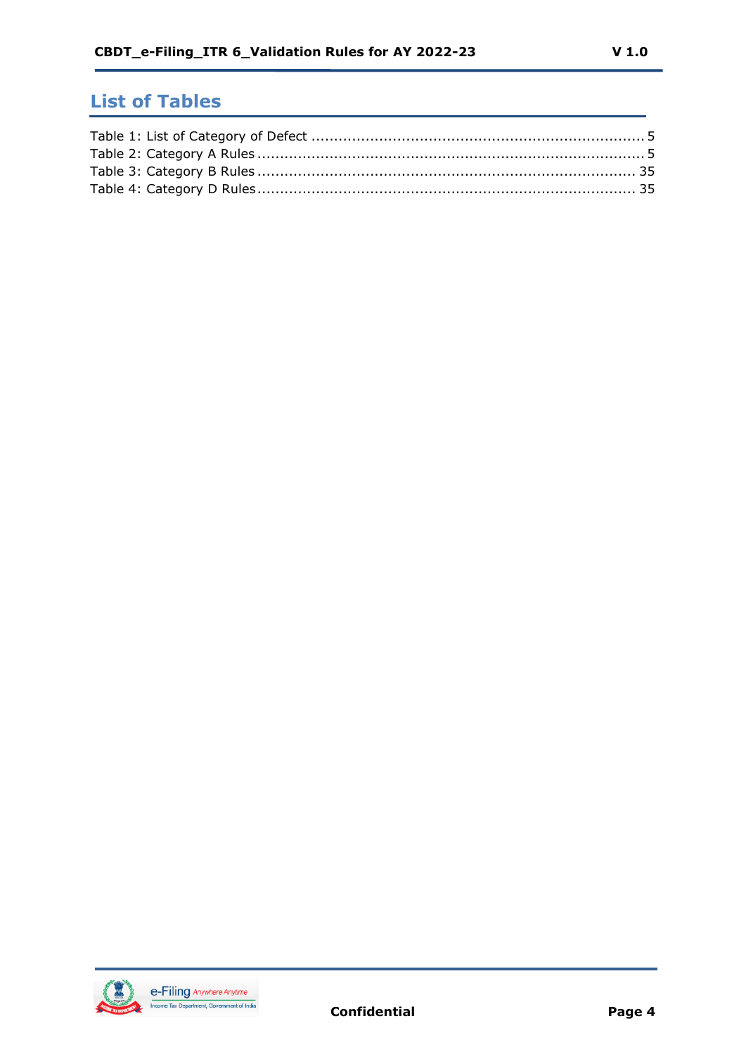## List of Tables

Table 1: List of Category of Defect ........................................................................ 5
Table 2: Category A Rules .................................................................................. 5
Table 3: Category B Rules ................................................................................ 35
Table 4: Category D Rules ................................................................................ 35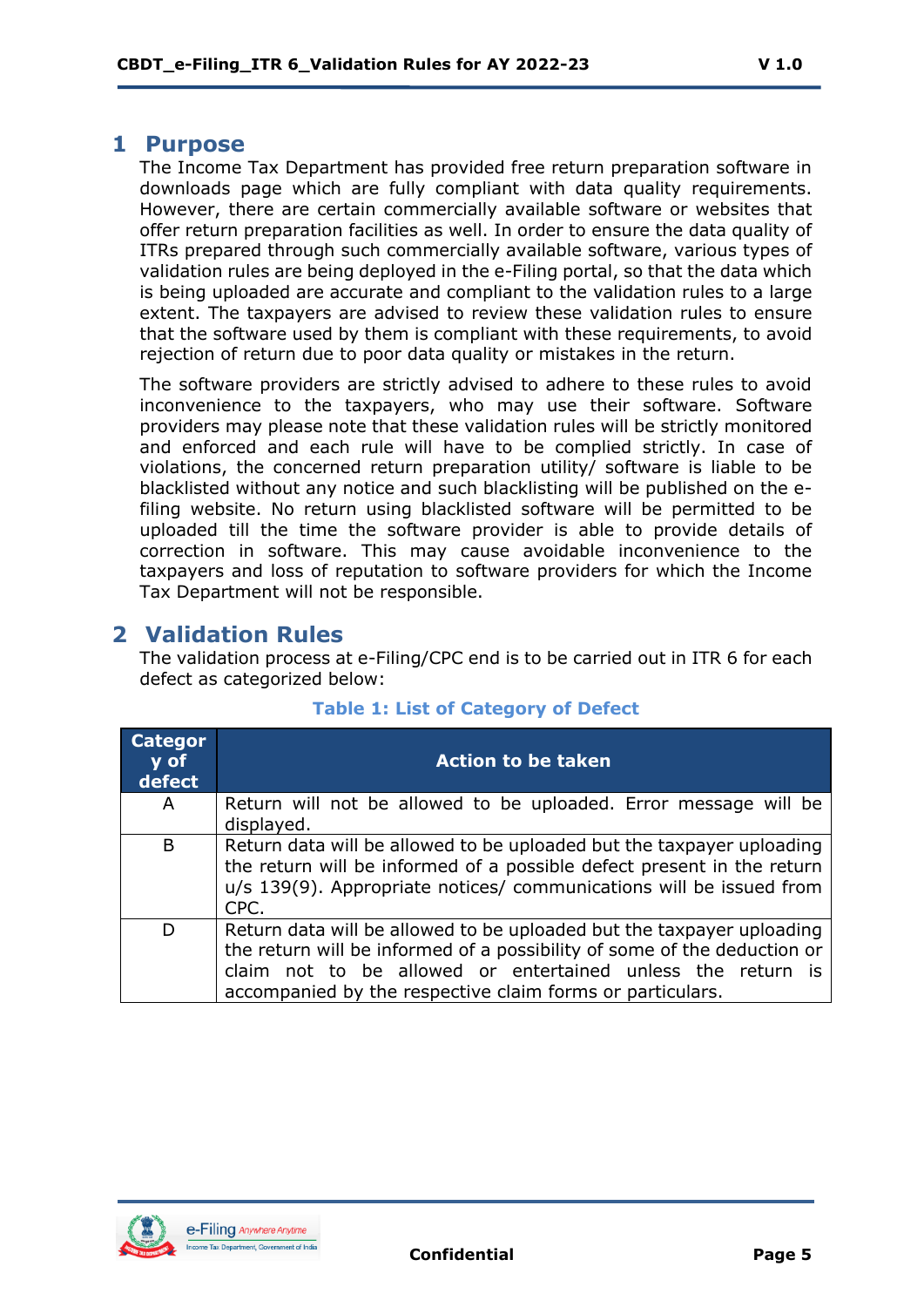# 1 Purpose

The Income Tax Department has provided free return preparation software in downloads page which are fully compliant with data quality requirements. However, there are certain commercially available software or websites that offer return preparation facilities as well. In order to ensure the data quality of ITRs prepared through such commercially available software, various types of validation rules are being deployed in the e-Filing portal, so that the data which is being uploaded are accurate and compliant to the validation rules to a large extent. The taxpayers are advised to review these validation rules to ensure that the software used by them is compliant with these requirements, to avoid rejection of return due to poor data quality or mistakes in the return.

The software providers are strictly advised to adhere to these rules to avoid inconvenience to the taxpayers, who may use their software. Software providers may please note that these validation rules will be strictly monitored and enforced and each rule will have to be complied strictly. In case of violations, the concerned return preparation utility/ software is liable to be blacklisted without any notice and such blacklisting will be published on the e-filing website. No return using blacklisted software will be permitted to be uploaded till the time the software provider is able to provide details of correction in software. This may cause avoidable inconvenience to the taxpayers and loss of reputation to software providers for which the Income Tax Department will not be responsible.

# 2 Validation Rules

The validation process at e-Filing/CPC end is to be carried out in ITR 6 for each defect as categorized below:

**Table 1: List of Category of Defect**

| Category of defect | Action to be taken |
|---|---|
| A | Return will not be allowed to be uploaded. Error message will be displayed. |
| B | Return data will be allowed to be uploaded but the taxpayer uploading the return will be informed of a possible defect present in the return u/s 139(9). Appropriate notices/ communications will be issued from CPC. |
| D | Return data will be allowed to be uploaded but the taxpayer uploading the return will be informed of a possibility of some of the deduction or claim not to be allowed or entertained unless the return is accompanied by the respective claim forms or particulars. |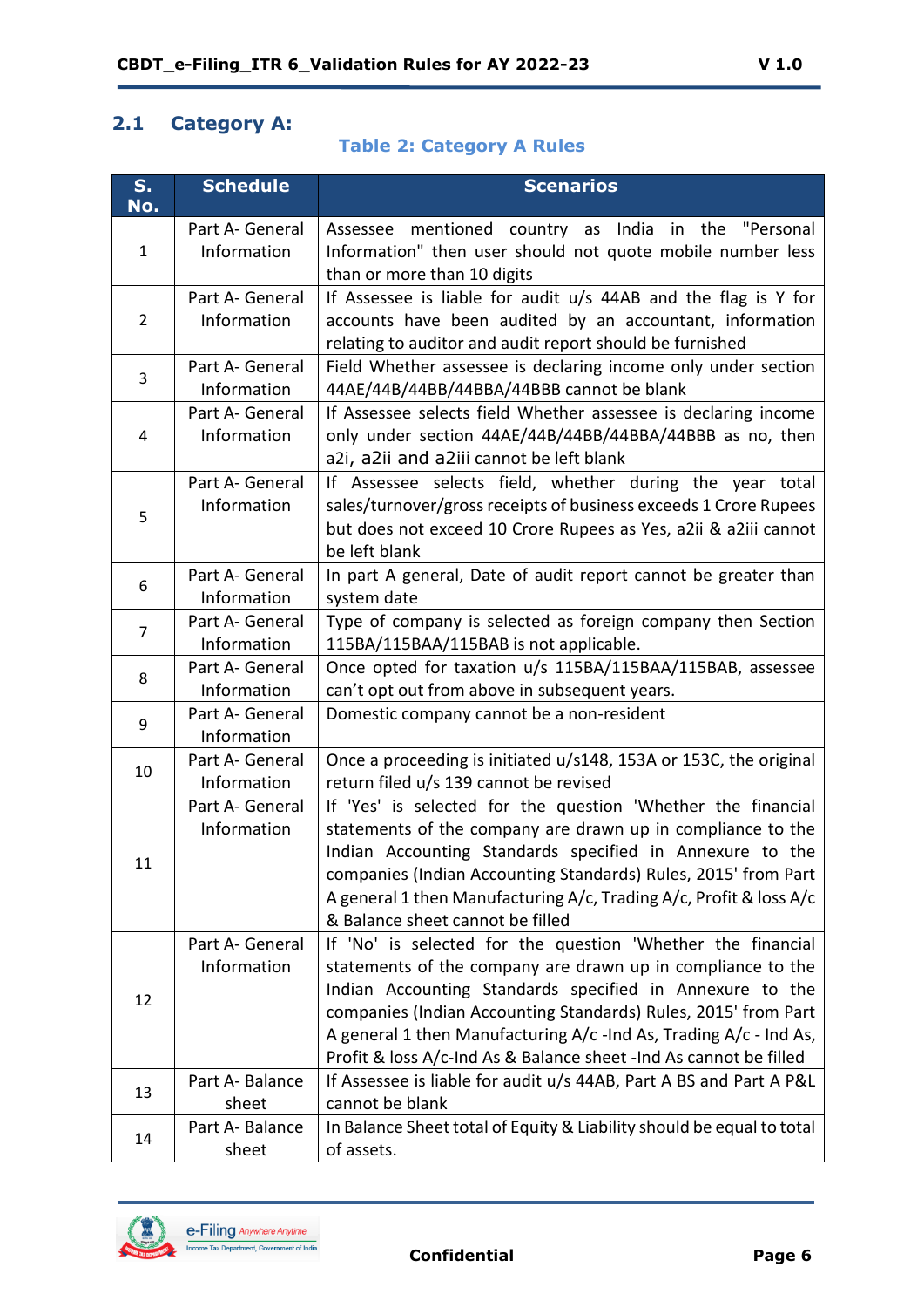## 2.1 Category A:

**Table 2: Category A Rules**

| S. No. | Schedule | Scenarios |
|---|---|---|
| 1 | Part A- General Information | Assessee mentioned country as India in the "Personal Information" then user should not quote mobile number less than or more than 10 digits |
| 2 | Part A- General Information | If Assessee is liable for audit u/s 44AB and the flag is Y for accounts have been audited by an accountant, information relating to auditor and audit report should be furnished |
| 3 | Part A- General Information | Field Whether assessee is declaring income only under section 44AE/44B/44BB/44BBA/44BBB cannot be blank |
| 4 | Part A- General Information | If Assessee selects field Whether assessee is declaring income only under section 44AE/44B/44BB/44BBA/44BBB as no, then a2i, a2ii and a2iii cannot be left blank |
| 5 | Part A- General Information | If Assessee selects field, whether during the year total sales/turnover/gross receipts of business exceeds 1 Crore Rupees but does not exceed 10 Crore Rupees as Yes, a2ii & a2iii cannot be left blank |
| 6 | Part A- General Information | In part A general, Date of audit report cannot be greater than system date |
| 7 | Part A- General Information | Type of company is selected as foreign company then Section 115BA/115BAA/115BAB is not applicable. |
| 8 | Part A- General Information | Once opted for taxation u/s 115BA/115BAA/115BAB, assessee can't opt out from above in subsequent years. |
| 9 | Part A- General Information | Domestic company cannot be a non-resident |
| 10 | Part A- General Information | Once a proceeding is initiated u/s148, 153A or 153C, the original return filed u/s 139 cannot be revised |
| 11 | Part A- General Information | If 'Yes' is selected for the question 'Whether the financial statements of the company are drawn up in compliance to the Indian Accounting Standards specified in Annexure to the companies (Indian Accounting Standards) Rules, 2015' from Part A general 1 then Manufacturing A/c, Trading A/c, Profit & loss A/c & Balance sheet cannot be filled |
| 12 | Part A- General Information | If 'No' is selected for the question 'Whether the financial statements of the company are drawn up in compliance to the Indian Accounting Standards specified in Annexure to the companies (Indian Accounting Standards) Rules, 2015' from Part A general 1 then Manufacturing A/c -Ind As, Trading A/c - Ind As, Profit & loss A/c-Ind As & Balance sheet -Ind As cannot be filled |
| 13 | Part A- Balance sheet | If Assessee is liable for audit u/s 44AB, Part A BS and Part A P&L cannot be blank |
| 14 | Part A- Balance sheet | In Balance Sheet total of Equity & Liability should be equal to total of assets. |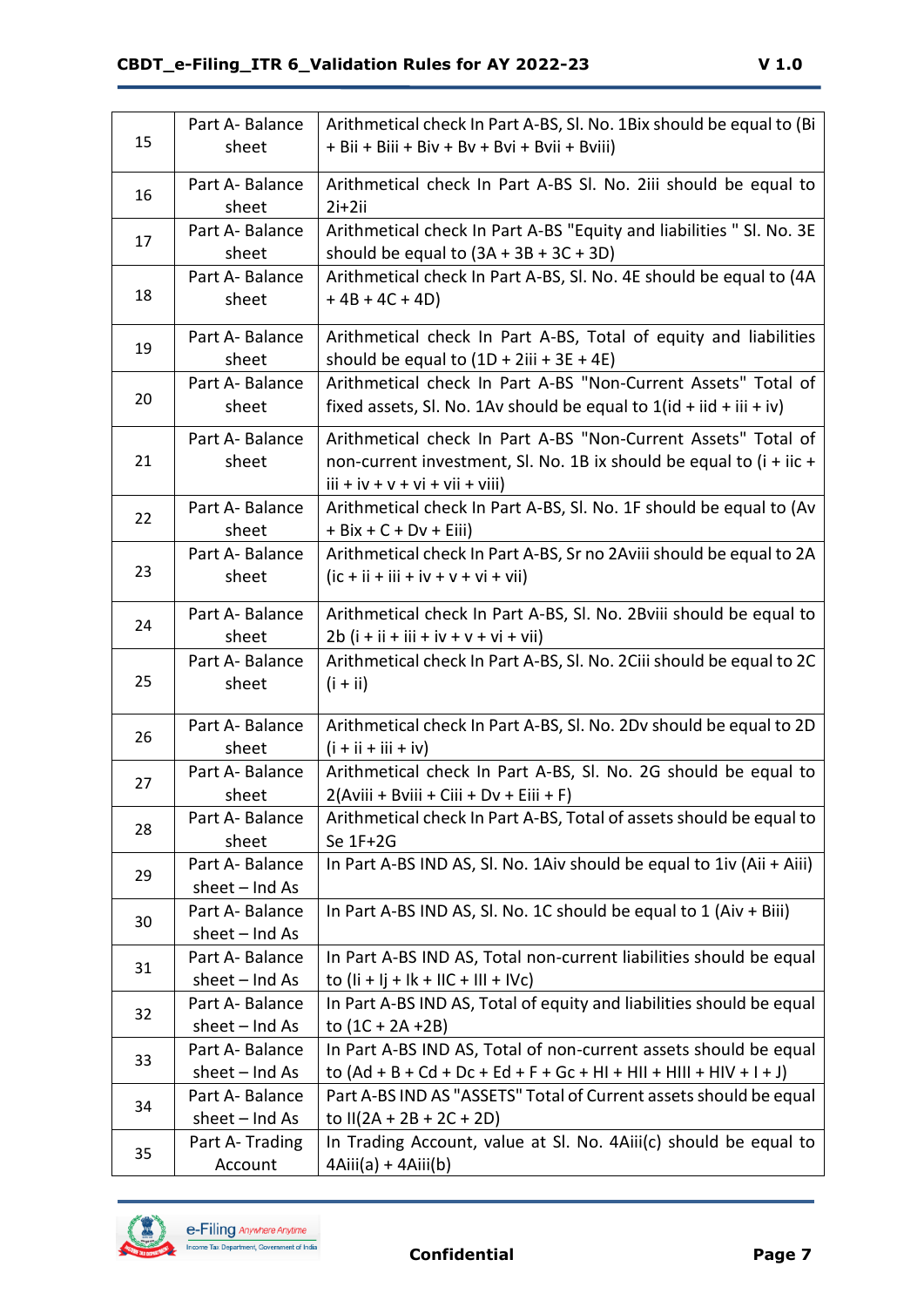| 15 | Part A- Balance sheet | Arithmetical check In Part A-BS, Sl. No. 1Bix should be equal to (Bi + Bii + Biii + Biv + Bv + Bvi + Bvii + Bviii) |
|---|---|---|
| 16 | Part A- Balance sheet | Arithmetical check In Part A-BS Sl. No. 2iii should be equal to 2i+2ii |
| 17 | Part A- Balance sheet | Arithmetical check In Part A-BS "Equity and liabilities " Sl. No. 3E should be equal to (3A + 3B + 3C + 3D) |
| 18 | Part A- Balance sheet | Arithmetical check In Part A-BS, Sl. No. 4E should be equal to (4A + 4B + 4C + 4D) |
| 19 | Part A- Balance sheet | Arithmetical check In Part A-BS, Total of equity and liabilities should be equal to (1D + 2iii + 3E + 4E) |
| 20 | Part A- Balance sheet | Arithmetical check In Part A-BS "Non-Current Assets" Total of fixed assets, Sl. No. 1Av should be equal to 1(id + iid + iii + iv) |
| 21 | Part A- Balance sheet | Arithmetical check In Part A-BS "Non-Current Assets" Total of non-current investment, Sl. No. 1B ix should be equal to (i + iic + iii + iv + v + vi + vii + viii) |
| 22 | Part A- Balance sheet | Arithmetical check In Part A-BS, Sl. No. 1F should be equal to (Av + Bix + C + Dv + Eiii) |
| 23 | Part A- Balance sheet | Arithmetical check In Part A-BS, Sr no 2Aviii should be equal to 2A (ic + ii + iii + iv + v + vi + vii) |
| 24 | Part A- Balance sheet | Arithmetical check In Part A-BS, Sl. No. 2Bviii should be equal to 2b (i + ii + iii + iv + v + vi + vii) |
| 25 | Part A- Balance sheet | Arithmetical check In Part A-BS, Sl. No. 2Ciii should be equal to 2C (i + ii) |
| 26 | Part A- Balance sheet | Arithmetical check In Part A-BS, Sl. No. 2Dv should be equal to 2D (i + ii + iii + iv) |
| 27 | Part A- Balance sheet | Arithmetical check In Part A-BS, Sl. No. 2G should be equal to 2(Aviii + Bviii + Ciii + Dv + Eiii + F) |
| 28 | Part A- Balance sheet | Arithmetical check In Part A-BS, Total of assets should be equal to Se 1F+2G |
| 29 | Part A- Balance sheet – Ind As | In Part A-BS IND AS, Sl. No. 1Aiv should be equal to 1iv (Aii + Aiii) |
| 30 | Part A- Balance sheet – Ind As | In Part A-BS IND AS, Sl. No. 1C should be equal to 1 (Aiv + Biii) |
| 31 | Part A- Balance sheet – Ind As | In Part A-BS IND AS, Total non-current liabilities should be equal to (Ii + Ij + Ik + IIC + III + IVc) |
| 32 | Part A- Balance sheet – Ind As | In Part A-BS IND AS, Total of equity and liabilities should be equal to (1C + 2A +2B) |
| 33 | Part A- Balance sheet – Ind As | In Part A-BS IND AS, Total of non-current assets should be equal to (Ad + B + Cd + Dc + Ed + F + Gc + HI + HII + HIII + HIV + I + J) |
| 34 | Part A- Balance sheet – Ind As | Part A-BS IND AS "ASSETS" Total of Current assets should be equal to II(2A + 2B + 2C + 2D) |
| 35 | Part A- Trading Account | In Trading Account, value at Sl. No. 4Aiii(c) should be equal to 4Aiii(a) + 4Aiii(b) |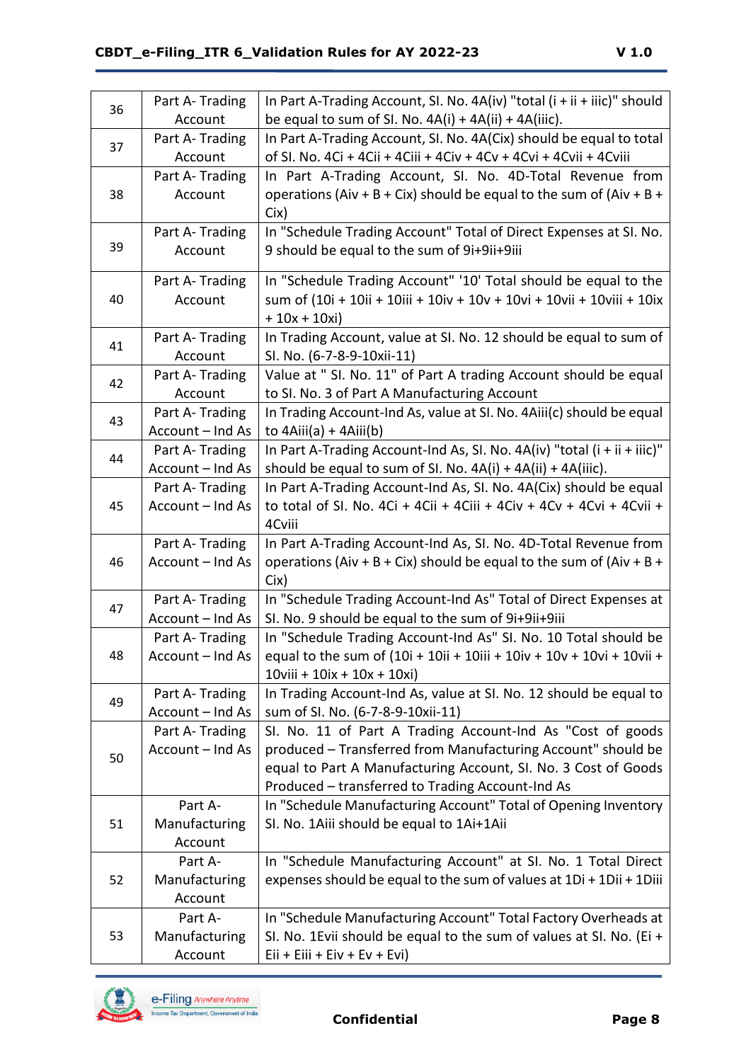| 36 | Part A- Trading Account | In Part A-Trading Account, Sl. No. 4A(iv) "total (i + ii + iiic)" should be equal to sum of Sl. No. 4A(i) + 4A(ii) + 4A(iiic). |
|---|---|---|
| 37 | Part A- Trading Account | In Part A-Trading Account, Sl. No. 4A(Cix) should be equal to total of Sl. No. 4Ci + 4Cii + 4Ciii + 4Civ + 4Cv + 4Cvi + 4Cvii + 4Cviii |
| 38 | Part A- Trading Account | In Part A-Trading Account, Sl. No. 4D-Total Revenue from operations (Aiv + B + Cix) should be equal to the sum of (Aiv + B + Cix) |
| 39 | Part A- Trading Account | In "Schedule Trading Account" Total of Direct Expenses at Sl. No. 9 should be equal to the sum of 9i+9ii+9iii |
| 40 | Part A- Trading Account | In "Schedule Trading Account" '10' Total should be equal to the sum of (10i + 10ii + 10iii + 10iv + 10v + 10vi + 10vii + 10viii + 10ix + 10x + 10xi) |
| 41 | Part A- Trading Account | In Trading Account, value at Sl. No. 12 should be equal to sum of Sl. No. (6-7-8-9-10xii-11) |
| 42 | Part A- Trading Account | Value at " Sl. No. 11" of Part A trading Account should be equal to Sl. No. 3 of Part A Manufacturing Account |
| 43 | Part A- Trading Account – Ind As | In Trading Account-Ind As, value at Sl. No. 4Aiii(c) should be equal to 4Aiii(a) + 4Aiii(b) |
| 44 | Part A- Trading Account – Ind As | In Part A-Trading Account-Ind As, Sl. No. 4A(iv) "total (i + ii + iiic)" should be equal to sum of Sl. No. 4A(i) + 4A(ii) + 4A(iiic). |
| 45 | Part A- Trading Account – Ind As | In Part A-Trading Account-Ind As, Sl. No. 4A(Cix) should be equal to total of Sl. No. 4Ci + 4Cii + 4Ciii + 4Civ + 4Cv + 4Cvi + 4Cvii + 4Cviii |
| 46 | Part A- Trading Account – Ind As | In Part A-Trading Account-Ind As, Sl. No. 4D-Total Revenue from operations (Aiv + B + Cix) should be equal to the sum of (Aiv + B + Cix) |
| 47 | Part A- Trading Account – Ind As | In "Schedule Trading Account-Ind As" Total of Direct Expenses at Sl. No. 9 should be equal to the sum of 9i+9ii+9iii |
| 48 | Part A- Trading Account – Ind As | In "Schedule Trading Account-Ind As" Sl. No. 10 Total should be equal to the sum of (10i + 10ii + 10iii + 10iv + 10v + 10vi + 10vii + 10viii + 10ix + 10x + 10xi) |
| 49 | Part A- Trading Account – Ind As | In Trading Account-Ind As, value at Sl. No. 12 should be equal to sum of Sl. No. (6-7-8-9-10xii-11) |
| 50 | Part A- Trading Account – Ind As | Sl. No. 11 of Part A Trading Account-Ind As "Cost of goods produced – Transferred from Manufacturing Account" should be equal to Part A Manufacturing Account, Sl. No. 3 Cost of Goods Produced – transferred to Trading Account-Ind As |
| 51 | Part A- Manufacturing Account | In "Schedule Manufacturing Account" Total of Opening Inventory Sl. No. 1Aiii should be equal to 1Ai+1Aii |
| 52 | Part A- Manufacturing Account | In "Schedule Manufacturing Account" at Sl. No. 1 Total Direct expenses should be equal to the sum of values at 1Di + 1Dii + 1Diii |
| 53 | Part A- Manufacturing Account | In "Schedule Manufacturing Account" Total Factory Overheads at Sl. No. 1Evii should be equal to the sum of values at Sl. No. (Ei + Eii + Eiii + Eiv + Ev + Evi) |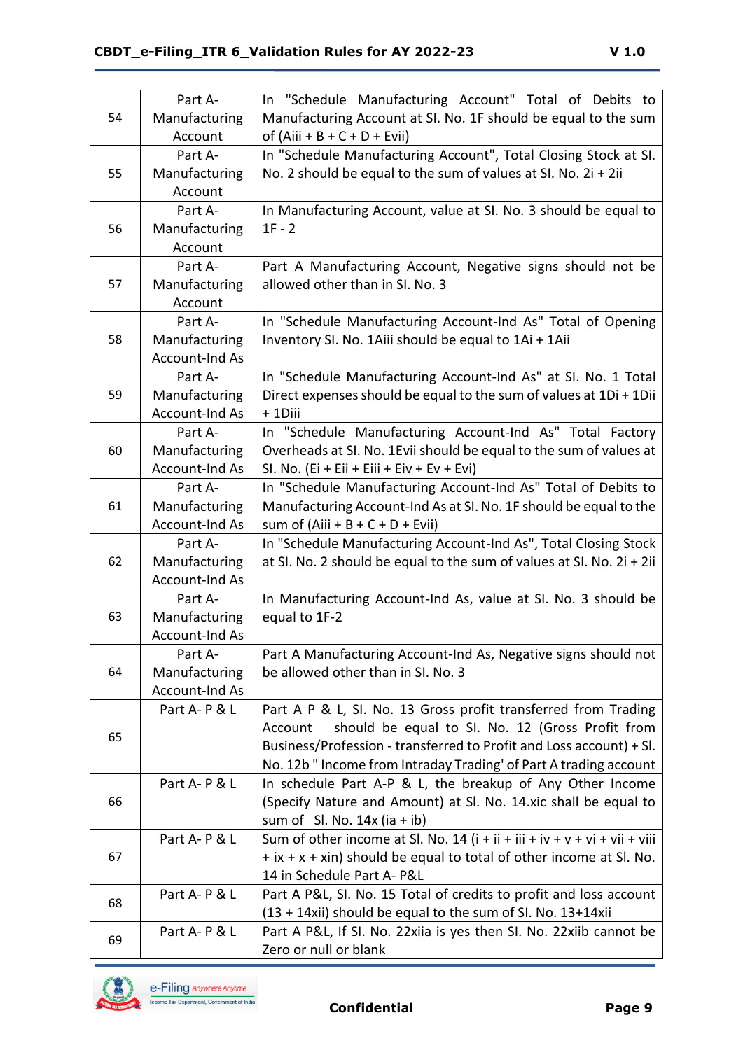| 54 | Part A-Manufacturing Account | In "Schedule Manufacturing Account" Total of Debits to Manufacturing Account at Sl. No. 1F should be equal to the sum of (Aiii + B + C + D + Evii) |
|---|---|---|
| 55 | Part A-Manufacturing Account | In "Schedule Manufacturing Account", Total Closing Stock at Sl. No. 2 should be equal to the sum of values at Sl. No. 2i + 2ii |
| 56 | Part A-Manufacturing Account | In Manufacturing Account, value at Sl. No. 3 should be equal to 1F - 2 |
| 57 | Part A-Manufacturing Account | Part A Manufacturing Account, Negative signs should not be allowed other than in Sl. No. 3 |
| 58 | Part A-Manufacturing Account-Ind As | In "Schedule Manufacturing Account-Ind As" Total of Opening Inventory Sl. No. 1Aiii should be equal to 1Ai + 1Aii |
| 59 | Part A-Manufacturing Account-Ind As | In "Schedule Manufacturing Account-Ind As" at Sl. No. 1 Total Direct expenses should be equal to the sum of values at 1Di + 1Dii + 1Diii |
| 60 | Part A-Manufacturing Account-Ind As | In "Schedule Manufacturing Account-Ind As" Total Factory Overheads at Sl. No. 1Evii should be equal to the sum of values at Sl. No. (Ei + Eii + Eiii + Eiv + Ev + Evi) |
| 61 | Part A-Manufacturing Account-Ind As | In "Schedule Manufacturing Account-Ind As" Total of Debits to Manufacturing Account-Ind As at Sl. No. 1F should be equal to the sum of (Aiii + B + C + D + Evii) |
| 62 | Part A-Manufacturing Account-Ind As | In "Schedule Manufacturing Account-Ind As", Total Closing Stock at Sl. No. 2 should be equal to the sum of values at Sl. No. 2i + 2ii |
| 63 | Part A-Manufacturing Account-Ind As | In Manufacturing Account-Ind As, value at Sl. No. 3 should be equal to 1F-2 |
| 64 | Part A-Manufacturing Account-Ind As | Part A Manufacturing Account-Ind As, Negative signs should not be allowed other than in Sl. No. 3 |
| 65 | Part A- P & L | Part A P & L, Sl. No. 13 Gross profit transferred from Trading Account should be equal to Sl. No. 12 (Gross Profit from Business/Profession - transferred to Profit and Loss account) + Sl. No. 12b " Income from Intraday Trading' of Part A trading account |
| 66 | Part A- P & L | In schedule Part A-P & L, the breakup of Any Other Income (Specify Nature and Amount) at Sl. No. 14.xic shall be equal to sum of Sl. No. 14x (ia + ib) |
| 67 | Part A- P & L | Sum of other income at Sl. No. 14 (i + ii + iii + iv + v + vi + vii + viii + ix + x + xin) should be equal to total of other income at Sl. No. 14 in Schedule Part A- P&L |
| 68 | Part A- P & L | Part A P&L, Sl. No. 15 Total of credits to profit and loss account (13 + 14xii) should be equal to the sum of Sl. No. 13+14xii |
| 69 | Part A- P & L | Part A P&L, If Sl. No. 22xiia is yes then Sl. No. 22xiib cannot be Zero or null or blank |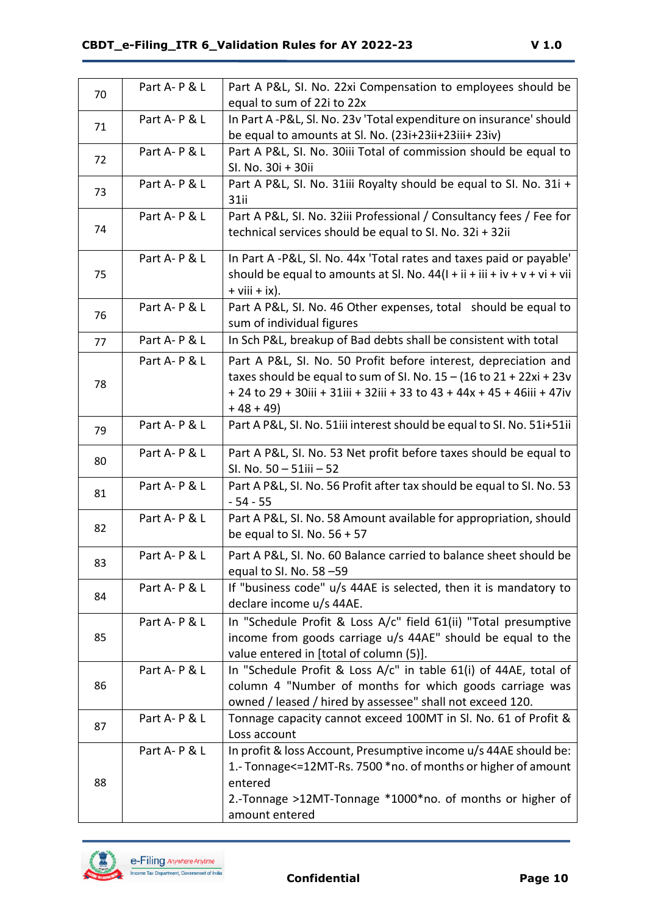| 70 | Part A- P & L | Part A P&L, Sl. No. 22xi Compensation to employees should be equal to sum of 22i to 22x |
|---|---|---|
| 71 | Part A- P & L | In Part A -P&L, Sl. No. 23v 'Total expenditure on insurance' should be equal to amounts at Sl. No. (23i+23ii+23iii+ 23iv) |
| 72 | Part A- P & L | Part A P&L, Sl. No. 30iii Total of commission should be equal to Sl. No. 30i + 30ii |
| 73 | Part A- P & L | Part A P&L, Sl. No. 31iii Royalty should be equal to Sl. No. 31i + 31ii |
| 74 | Part A- P & L | Part A P&L, Sl. No. 32iii Professional / Consultancy fees / Fee for technical services should be equal to Sl. No. 32i + 32ii |
| 75 | Part A- P & L | In Part A -P&L, Sl. No. 44x 'Total rates and taxes paid or payable' should be equal to amounts at Sl. No. 44(I + ii + iii + iv + v + vi + vii + viii + ix). |
| 76 | Part A- P & L | Part A P&L, Sl. No. 46 Other expenses, total should be equal to sum of individual figures |
| 77 | Part A- P & L | In Sch P&L, breakup of Bad debts shall be consistent with total |
| 78 | Part A- P & L | Part A P&L, Sl. No. 50 Profit before interest, depreciation and taxes should be equal to sum of Sl. No. 15 – (16 to 21 + 22xi + 23v + 24 to 29 + 30iii + 31iii + 32iii + 33 to 43 + 44x + 45 + 46iii + 47iv + 48 + 49) |
| 79 | Part A- P & L | Part A P&L, Sl. No. 51iii interest should be equal to Sl. No. 51i+51ii |
| 80 | Part A- P & L | Part A P&L, Sl. No. 53 Net profit before taxes should be equal to Sl. No. 50 – 51iii – 52 |
| 81 | Part A- P & L | Part A P&L, Sl. No. 56 Profit after tax should be equal to Sl. No. 53 - 54 - 55 |
| 82 | Part A- P & L | Part A P&L, Sl. No. 58 Amount available for appropriation, should be equal to Sl. No. 56 + 57 |
| 83 | Part A- P & L | Part A P&L, Sl. No. 60 Balance carried to balance sheet should be equal to Sl. No. 58 –59 |
| 84 | Part A- P & L | If "business code" u/s 44AE is selected, then it is mandatory to declare income u/s 44AE. |
| 85 | Part A- P & L | In "Schedule Profit & Loss A/c" field 61(ii) "Total presumptive income from goods carriage u/s 44AE" should be equal to the value entered in [total of column (5)]. |
| 86 | Part A- P & L | In "Schedule Profit & Loss A/c" in table 61(i) of 44AE, total of column 4 "Number of months for which goods carriage was owned / leased / hired by assessee" shall not exceed 120. |
| 87 | Part A- P & L | Tonnage capacity cannot exceed 100MT in Sl. No. 61 of Profit & Loss account |
| 88 | Part A- P & L | In profit & loss Account, Presumptive income u/s 44AE should be:<br>1.- Tonnage<=12MT-Rs. 7500 *no. of months or higher of amount entered<br>2.-Tonnage >12MT-Tonnage *1000*no. of months or higher of amount entered |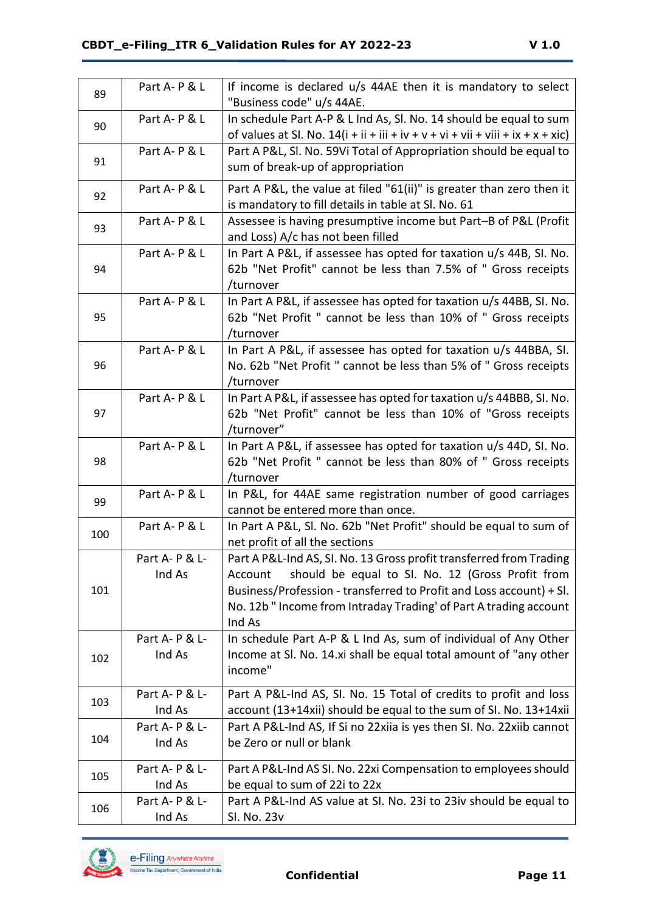| 89 | Part A- P & L | If income is declared u/s 44AE then it is mandatory to select "Business code" u/s 44AE. |
|---|---|---|
| 90 | Part A- P & L | In schedule Part A-P & L Ind As, Sl. No. 14 should be equal to sum of values at Sl. No. 14(i + ii + iii + iv + v + vi + vii + viii + ix + x + xic) |
| 91 | Part A- P & L | Part A P&L, Sl. No. 59Vi Total of Appropriation should be equal to sum of break-up of appropriation |
| 92 | Part A- P & L | Part A P&L, the value at filed "61(ii)" is greater than zero then it is mandatory to fill details in table at Sl. No. 61 |
| 93 | Part A- P & L | Assessee is having presumptive income but Part–B of P&L (Profit and Loss) A/c has not been filled |
| 94 | Part A- P & L | In Part A P&L, if assessee has opted for taxation u/s 44B, Sl. No. 62b "Net Profit" cannot be less than 7.5% of " Gross receipts /turnover |
| 95 | Part A- P & L | In Part A P&L, if assessee has opted for taxation u/s 44BB, Sl. No. 62b "Net Profit " cannot be less than 10% of " Gross receipts /turnover |
| 96 | Part A- P & L | In Part A P&L, if assessee has opted for taxation u/s 44BBA, Sl. No. 62b "Net Profit " cannot be less than 5% of " Gross receipts /turnover |
| 97 | Part A- P & L | In Part A P&L, if assessee has opted for taxation u/s 44BBB, Sl. No. 62b "Net Profit" cannot be less than 10% of "Gross receipts /turnover" |
| 98 | Part A- P & L | In Part A P&L, if assessee has opted for taxation u/s 44D, Sl. No. 62b "Net Profit " cannot be less than 80% of " Gross receipts /turnover |
| 99 | Part A- P & L | In P&L, for 44AE same registration number of good carriages cannot be entered more than once. |
| 100 | Part A- P & L | In Part A P&L, Sl. No. 62b "Net Profit" should be equal to sum of net profit of all the sections |
| 101 | Part A- P & L- Ind As | Part A P&L-Ind AS, Sl. No. 13 Gross profit transferred from Trading Account should be equal to Sl. No. 12 (Gross Profit from Business/Profession - transferred to Profit and Loss account) + Sl. No. 12b " Income from Intraday Trading' of Part A trading account Ind As |
| 102 | Part A- P & L- Ind As | In schedule Part A-P & L Ind As, sum of individual of Any Other Income at Sl. No. 14.xi shall be equal total amount of "any other income" |
| 103 | Part A- P & L- Ind As | Part A P&L-Ind AS, Sl. No. 15 Total of credits to profit and loss account (13+14xii) should be equal to the sum of Sl. No. 13+14xii |
| 104 | Part A- P & L- Ind As | Part A P&L-Ind AS, If Si no 22xiia is yes then Sl. No. 22xiib cannot be Zero or null or blank |
| 105 | Part A- P & L- Ind As | Part A P&L-Ind AS Sl. No. 22xi Compensation to employees should be equal to sum of 22i to 22x |
| 106 | Part A- P & L- Ind As | Part A P&L-Ind AS value at Sl. No. 23i to 23iv should be equal to Sl. No. 23v |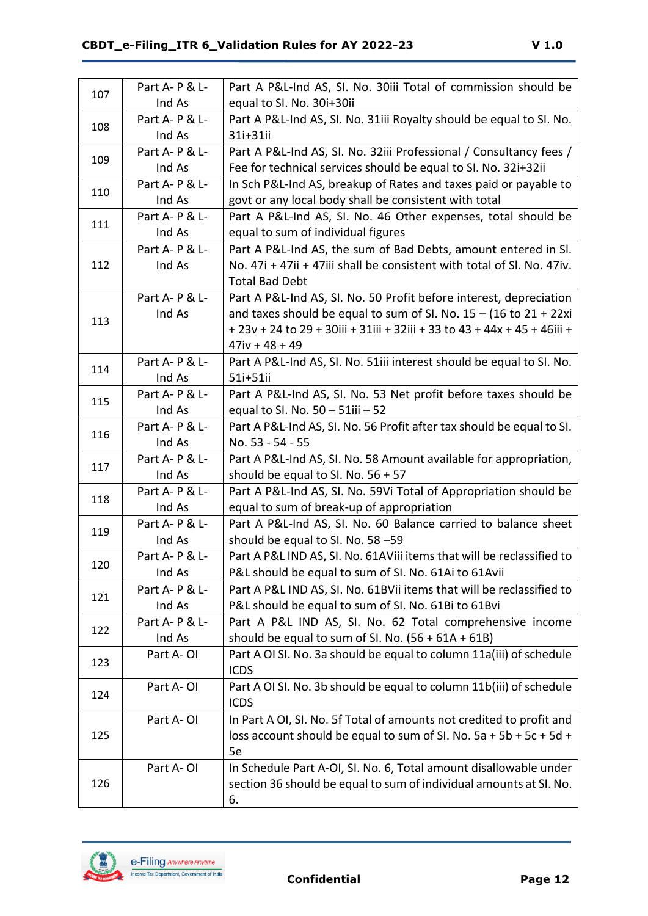| 107 | Part A- P & L-Ind As | Part A P&L-Ind AS, Sl. No. 30iii Total of commission should be equal to Sl. No. 30i+30ii |
|---|---|---|
| 108 | Part A- P & L-Ind As | Part A P&L-Ind AS, Sl. No. 31iii Royalty should be equal to Sl. No. 31i+31ii |
| 109 | Part A- P & L-Ind As | Part A P&L-Ind AS, Sl. No. 32iii Professional / Consultancy fees / Fee for technical services should be equal to Sl. No. 32i+32ii |
| 110 | Part A- P & L-Ind As | In Sch P&L-Ind AS, breakup of Rates and taxes paid or payable to govt or any local body shall be consistent with total |
| 111 | Part A- P & L-Ind As | Part A P&L-Ind AS, Sl. No. 46 Other expenses, total should be equal to sum of individual figures |
| 112 | Part A- P & L-Ind As | Part A P&L-Ind AS, the sum of Bad Debts, amount entered in Sl. No. 47i + 47ii + 47iii shall be consistent with total of Sl. No. 47iv. Total Bad Debt |
| 113 | Part A- P & L-Ind As | Part A P&L-Ind AS, Sl. No. 50 Profit before interest, depreciation and taxes should be equal to sum of Sl. No. 15 – (16 to 21 + 22xi + 23v + 24 to 29 + 30iii + 31iii + 32iii + 33 to 43 + 44x + 45 + 46iii + 47iv + 48 + 49 |
| 114 | Part A- P & L-Ind As | Part A P&L-Ind AS, Sl. No. 51iii interest should be equal to Sl. No. 51i+51ii |
| 115 | Part A- P & L-Ind As | Part A P&L-Ind AS, Sl. No. 53 Net profit before taxes should be equal to Sl. No. 50 – 51iii – 52 |
| 116 | Part A- P & L-Ind As | Part A P&L-Ind AS, Sl. No. 56 Profit after tax should be equal to Sl. No. 53 - 54 - 55 |
| 117 | Part A- P & L-Ind As | Part A P&L-Ind AS, Sl. No. 58 Amount available for appropriation, should be equal to Sl. No. 56 + 57 |
| 118 | Part A- P & L-Ind As | Part A P&L-Ind AS, Sl. No. 59Vi Total of Appropriation should be equal to sum of break-up of appropriation |
| 119 | Part A- P & L-Ind As | Part A P&L-Ind AS, Sl. No. 60 Balance carried to balance sheet should be equal to Sl. No. 58 –59 |
| 120 | Part A- P & L-Ind As | Part A P&L IND AS, Sl. No. 61AViii items that will be reclassified to P&L should be equal to sum of Sl. No. 61Ai to 61Avii |
| 121 | Part A- P & L-Ind As | Part A P&L IND AS, Sl. No. 61BVii items that will be reclassified to P&L should be equal to sum of Sl. No. 61Bi to 61Bvi |
| 122 | Part A- P & L-Ind As | Part A P&L IND AS, Sl. No. 62 Total comprehensive income should be equal to sum of Sl. No. (56 + 61A + 61B) |
| 123 | Part A- OI | Part A OI Sl. No. 3a should be equal to column 11a(iii) of schedule ICDS |
| 124 | Part A- OI | Part A OI Sl. No. 3b should be equal to column 11b(iii) of schedule ICDS |
| 125 | Part A- OI | In Part A OI, Sl. No. 5f Total of amounts not credited to profit and loss account should be equal to sum of Sl. No. 5a + 5b + 5c + 5d + 5e |
| 126 | Part A- OI | In Schedule Part A-OI, Sl. No. 6, Total amount disallowable under section 36 should be equal to sum of individual amounts at Sl. No. 6. |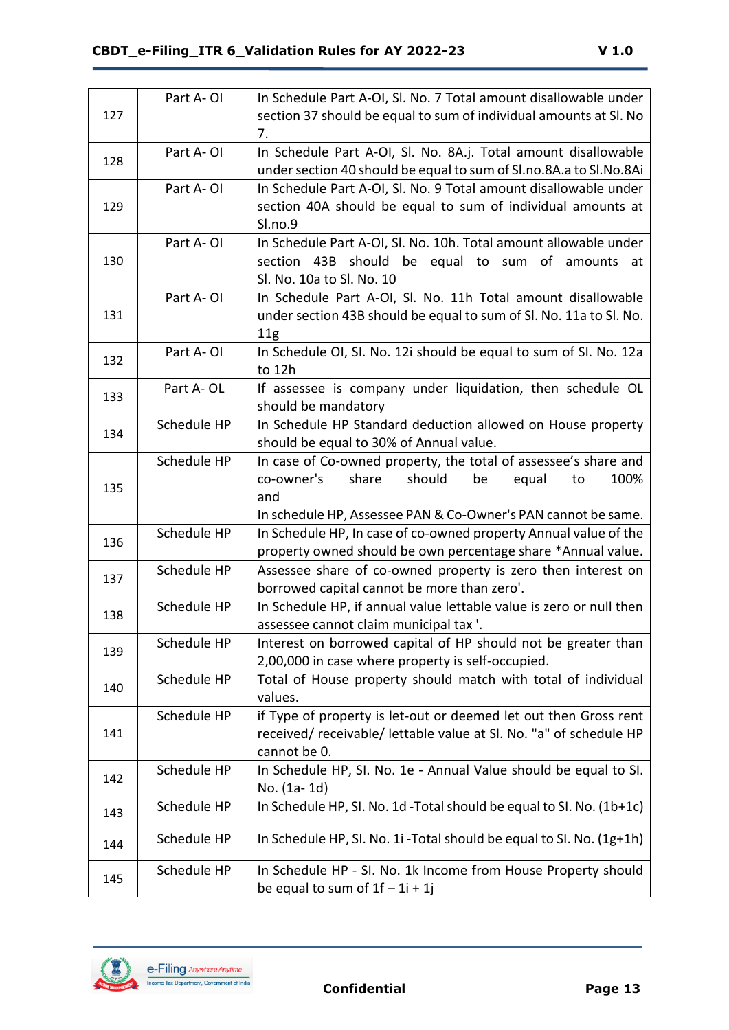| 127 | Part A- OI | In Schedule Part A-OI, Sl. No. 7 Total amount disallowable under section 37 should be equal to sum of individual amounts at Sl. No 7. |
|---|---|---|
| 128 | Part A- OI | In Schedule Part A-OI, Sl. No. 8A.j. Total amount disallowable under section 40 should be equal to sum of Sl.no.8A.a to Sl.No.8Ai |
| 129 | Part A- OI | In Schedule Part A-OI, Sl. No. 9 Total amount disallowable under section 40A should be equal to sum of individual amounts at Sl.no.9 |
| 130 | Part A- OI | In Schedule Part A-OI, Sl. No. 10h. Total amount allowable under section 43B should be equal to sum of amounts at Sl. No. 10a to Sl. No. 10 |
| 131 | Part A- OI | In Schedule Part A-OI, Sl. No. 11h Total amount disallowable under section 43B should be equal to sum of Sl. No. 11a to Sl. No. 11g |
| 132 | Part A- OI | In Schedule OI, SI. No. 12i should be equal to sum of SI. No. 12a to 12h |
| 133 | Part A- OL | If assessee is company under liquidation, then schedule OL should be mandatory |
| 134 | Schedule HP | In Schedule HP Standard deduction allowed on House property should be equal to 30% of Annual value. |
| 135 | Schedule HP | In case of Co-owned property, the total of assessee's share and co-owner's share should be equal to 100% and<br>In schedule HP, Assessee PAN & Co-Owner's PAN cannot be same. |
| 136 | Schedule HP | In Schedule HP, In case of co-owned property Annual value of the property owned should be own percentage share *Annual value. |
| 137 | Schedule HP | Assessee share of co-owned property is zero then interest on borrowed capital cannot be more than zero'. |
| 138 | Schedule HP | In Schedule HP, if annual value lettable value is zero or null then assessee cannot claim municipal tax '. |
| 139 | Schedule HP | Interest on borrowed capital of HP should not be greater than 2,00,000 in case where property is self-occupied. |
| 140 | Schedule HP | Total of House property should match with total of individual values. |
| 141 | Schedule HP | if Type of property is let-out or deemed let out then Gross rent received/ receivable/ lettable value at Sl. No. "a" of schedule HP cannot be 0. |
| 142 | Schedule HP | In Schedule HP, SI. No. 1e - Annual Value should be equal to SI. No. (1a- 1d) |
| 143 | Schedule HP | In Schedule HP, SI. No. 1d -Total should be equal to SI. No. (1b+1c) |
| 144 | Schedule HP | In Schedule HP, SI. No. 1i -Total should be equal to SI. No. (1g+1h) |
| 145 | Schedule HP | In Schedule HP - SI. No. 1k Income from House Property should be equal to sum of 1f – 1i + 1j |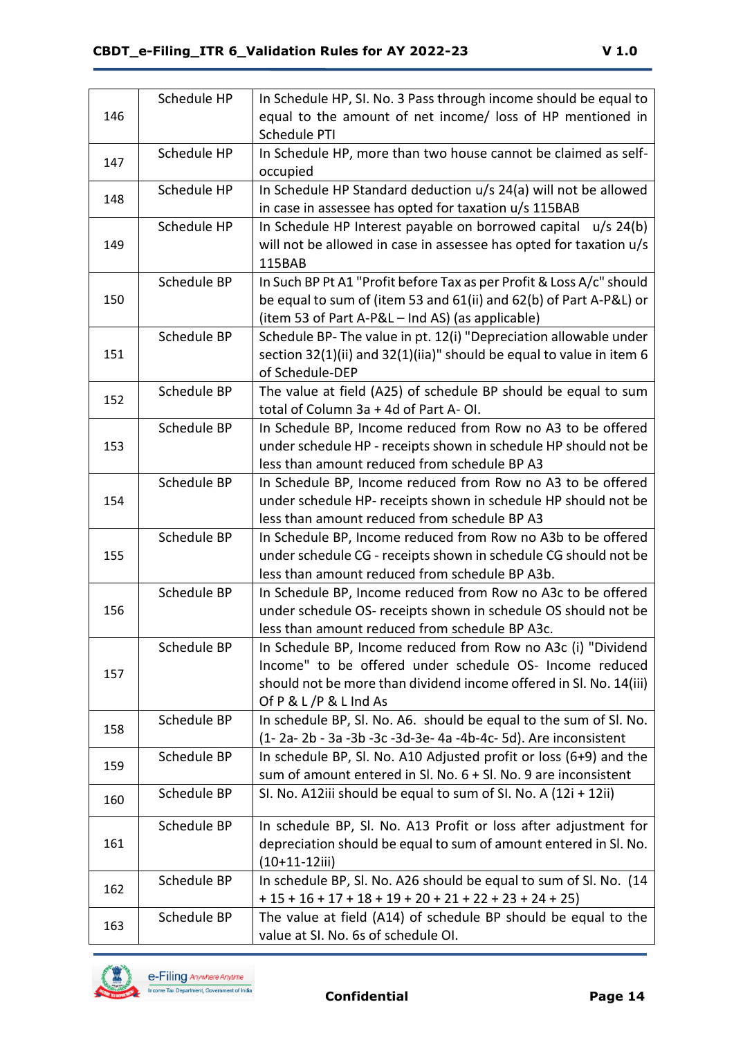| | | |
|---|---|---|
| 146 | Schedule HP | In Schedule HP, Sl. No. 3 Pass through income should be equal to equal to the amount of net income/ loss of HP mentioned in Schedule PTI |
| 147 | Schedule HP | In Schedule HP, more than two house cannot be claimed as self-occupied |
| 148 | Schedule HP | In Schedule HP Standard deduction u/s 24(a) will not be allowed in case in assessee has opted for taxation u/s 115BAB |
| 149 | Schedule HP | In Schedule HP Interest payable on borrowed capital u/s 24(b) will not be allowed in case in assessee has opted for taxation u/s 115BAB |
| 150 | Schedule BP | In Such BP Pt A1 "Profit before Tax as per Profit & Loss A/c" should be equal to sum of (item 53 and 61(ii) and 62(b) of Part A-P&L) or (item 53 of Part A-P&L – Ind AS) (as applicable) |
| 151 | Schedule BP | Schedule BP- The value in pt. 12(i) "Depreciation allowable under section 32(1)(ii) and 32(1)(iia)" should be equal to value in item 6 of Schedule-DEP |
| 152 | Schedule BP | The value at field (A25) of schedule BP should be equal to sum total of Column 3a + 4d of Part A- OI. |
| 153 | Schedule BP | In Schedule BP, Income reduced from Row no A3 to be offered under schedule HP - receipts shown in schedule HP should not be less than amount reduced from schedule BP A3 |
| 154 | Schedule BP | In Schedule BP, Income reduced from Row no A3 to be offered under schedule HP- receipts shown in schedule HP should not be less than amount reduced from schedule BP A3 |
| 155 | Schedule BP | In Schedule BP, Income reduced from Row no A3b to be offered under schedule CG - receipts shown in schedule CG should not be less than amount reduced from schedule BP A3b. |
| 156 | Schedule BP | In Schedule BP, Income reduced from Row no A3c to be offered under schedule OS- receipts shown in schedule OS should not be less than amount reduced from schedule BP A3c. |
| 157 | Schedule BP | In Schedule BP, Income reduced from Row no A3c (i) "Dividend Income" to be offered under schedule OS- Income reduced should not be more than dividend income offered in Sl. No. 14(iii) Of P & L /P & L Ind As |
| 158 | Schedule BP | In schedule BP, Sl. No. A6. should be equal to the sum of Sl. No. (1- 2a- 2b - 3a -3b -3c -3d-3e- 4a -4b-4c- 5d). Are inconsistent |
| 159 | Schedule BP | In schedule BP, Sl. No. A10 Adjusted profit or loss (6+9) and the sum of amount entered in Sl. No. 6 + Sl. No. 9 are inconsistent |
| 160 | Schedule BP | Sl. No. A12iii should be equal to sum of Sl. No. A (12i + 12ii) |
| 161 | Schedule BP | In schedule BP, Sl. No. A13 Profit or loss after adjustment for depreciation should be equal to sum of amount entered in Sl. No. (10+11-12iii) |
| 162 | Schedule BP | In schedule BP, Sl. No. A26 should be equal to sum of Sl. No. (14 + 15 + 16 + 17 + 18 + 19 + 20 + 21 + 22 + 23 + 24 + 25) |
| 163 | Schedule BP | The value at field (A14) of schedule BP should be equal to the value at Sl. No. 6s of schedule OI. |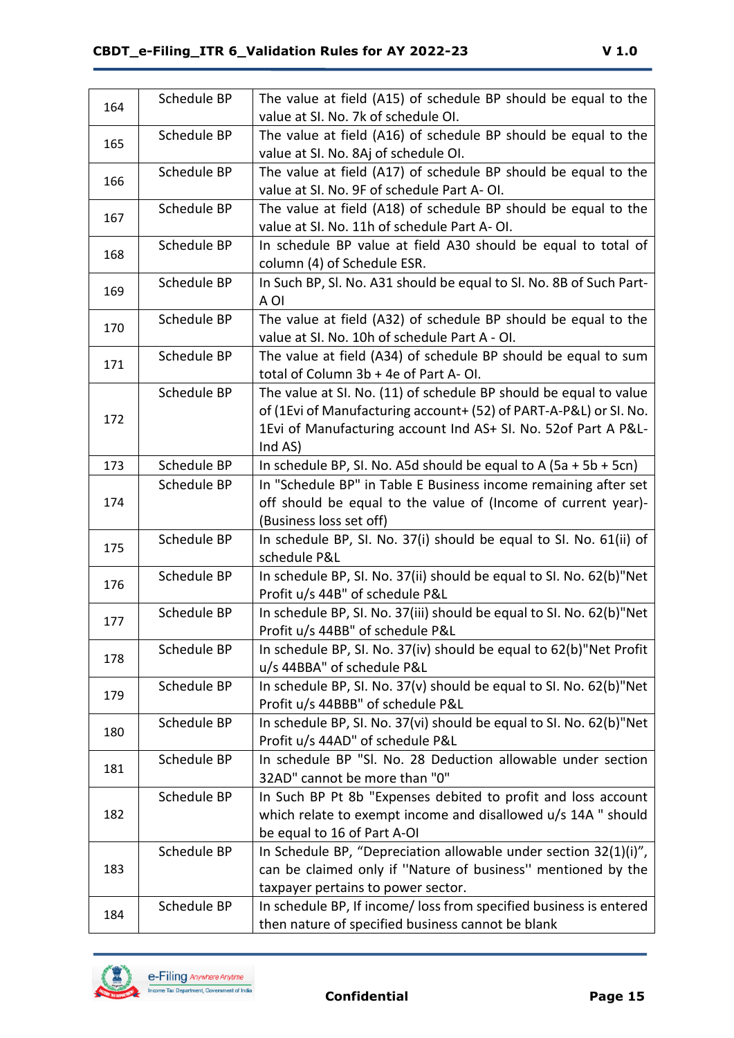| | | |
|---|---|---|
| 164 | Schedule BP | The value at field (A15) of schedule BP should be equal to the value at Sl. No. 7k of schedule OI. |
| 165 | Schedule BP | The value at field (A16) of schedule BP should be equal to the value at Sl. No. 8Aj of schedule OI. |
| 166 | Schedule BP | The value at field (A17) of schedule BP should be equal to the value at Sl. No. 9F of schedule Part A- OI. |
| 167 | Schedule BP | The value at field (A18) of schedule BP should be equal to the value at Sl. No. 11h of schedule Part A- OI. |
| 168 | Schedule BP | In schedule BP value at field A30 should be equal to total of column (4) of Schedule ESR. |
| 169 | Schedule BP | In Such BP, Sl. No. A31 should be equal to Sl. No. 8B of Such Part-A OI |
| 170 | Schedule BP | The value at field (A32) of schedule BP should be equal to the value at Sl. No. 10h of schedule Part A - OI. |
| 171 | Schedule BP | The value at field (A34) of schedule BP should be equal to sum total of Column 3b + 4e of Part A- OI. |
| 172 | Schedule BP | The value at Sl. No. (11) of schedule BP should be equal to value of (1Evi of Manufacturing account+ (52) of PART-A-P&L) or Sl. No. 1Evi of Manufacturing account Ind AS+ Sl. No. 52of Part A P&L-Ind AS) |
| 173 | Schedule BP | In schedule BP, Sl. No. A5d should be equal to A (5a + 5b + 5cn) |
| 174 | Schedule BP | In "Schedule BP" in Table E Business income remaining after set off should be equal to the value of (Income of current year)-(Business loss set off) |
| 175 | Schedule BP | In schedule BP, Sl. No. 37(i) should be equal to Sl. No. 61(ii) of schedule P&L |
| 176 | Schedule BP | In schedule BP, Sl. No. 37(ii) should be equal to Sl. No. 62(b)"Net Profit u/s 44B" of schedule P&L |
| 177 | Schedule BP | In schedule BP, Sl. No. 37(iii) should be equal to Sl. No. 62(b)"Net Profit u/s 44BB" of schedule P&L |
| 178 | Schedule BP | In schedule BP, Sl. No. 37(iv) should be equal to 62(b)"Net Profit u/s 44BBA" of schedule P&L |
| 179 | Schedule BP | In schedule BP, Sl. No. 37(v) should be equal to Sl. No. 62(b)"Net Profit u/s 44BBB" of schedule P&L |
| 180 | Schedule BP | In schedule BP, Sl. No. 37(vi) should be equal to Sl. No. 62(b)"Net Profit u/s 44AD" of schedule P&L |
| 181 | Schedule BP | In schedule BP "Sl. No. 28 Deduction allowable under section 32AD" cannot be more than "0" |
| 182 | Schedule BP | In Such BP Pt 8b "Expenses debited to profit and loss account which relate to exempt income and disallowed u/s 14A " should be equal to 16 of Part A-OI |
| 183 | Schedule BP | In Schedule BP, "Depreciation allowable under section 32(1)(i)", can be claimed only if ''Nature of business'' mentioned by the taxpayer pertains to power sector. |
| 184 | Schedule BP | In schedule BP, If income/ loss from specified business is entered then nature of specified business cannot be blank |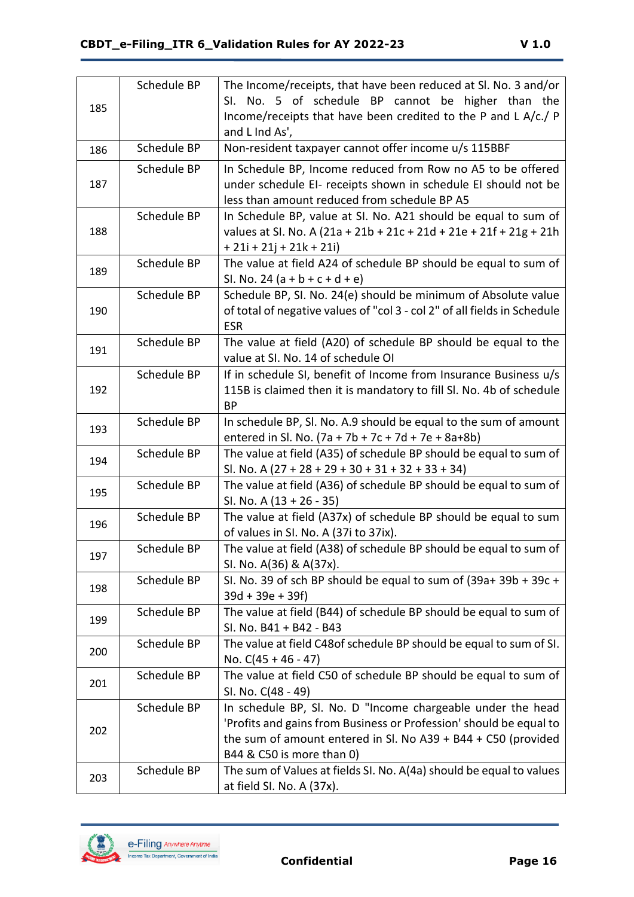| | | |
|---|---|---|
| 185 | Schedule BP | The Income/receipts, that have been reduced at Sl. No. 3 and/or Sl. No. 5 of schedule BP cannot be higher than the Income/receipts that have been credited to the P and L A/c./ P and L Ind As', |
| 186 | Schedule BP | Non-resident taxpayer cannot offer income u/s 115BBF |
| 187 | Schedule BP | In Schedule BP, Income reduced from Row no A5 to be offered under schedule EI- receipts shown in schedule EI should not be less than amount reduced from schedule BP A5 |
| 188 | Schedule BP | In Schedule BP, value at Sl. No. A21 should be equal to sum of values at Sl. No. A (21a + 21b + 21c + 21d + 21e + 21f + 21g + 21h + 21i + 21j + 21k + 21l) |
| 189 | Schedule BP | The value at field A24 of schedule BP should be equal to sum of Sl. No. 24 (a + b + c + d + e) |
| 190 | Schedule BP | Schedule BP, Sl. No. 24(e) should be minimum of Absolute value of total of negative values of "col 3 - col 2" of all fields in Schedule ESR |
| 191 | Schedule BP | The value at field (A20) of schedule BP should be equal to the value at Sl. No. 14 of schedule OI |
| 192 | Schedule BP | If in schedule SI, benefit of Income from Insurance Business u/s 115B is claimed then it is mandatory to fill Sl. No. 4b of schedule BP |
| 193 | Schedule BP | In schedule BP, Sl. No. A.9 should be equal to the sum of amount entered in Sl. No. (7a + 7b + 7c + 7d + 7e + 8a+8b) |
| 194 | Schedule BP | The value at field (A35) of schedule BP should be equal to sum of Sl. No. A (27 + 28 + 29 + 30 + 31 + 32 + 33 + 34) |
| 195 | Schedule BP | The value at field (A36) of schedule BP should be equal to sum of Sl. No. A (13 + 26 - 35) |
| 196 | Schedule BP | The value at field (A37x) of schedule BP should be equal to sum of values in Sl. No. A (37i to 37ix). |
| 197 | Schedule BP | The value at field (A38) of schedule BP should be equal to sum of Sl. No. A(36) & A(37x). |
| 198 | Schedule BP | Sl. No. 39 of sch BP should be equal to sum of (39a+ 39b + 39c + 39d + 39e + 39f) |
| 199 | Schedule BP | The value at field (B44) of schedule BP should be equal to sum of Sl. No. B41 + B42 - B43 |
| 200 | Schedule BP | The value at field C48of schedule BP should be equal to sum of Sl. No. C(45 + 46 - 47) |
| 201 | Schedule BP | The value at field C50 of schedule BP should be equal to sum of Sl. No. C(48 - 49) |
| 202 | Schedule BP | In schedule BP, Sl. No. D "Income chargeable under the head 'Profits and gains from Business or Profession' should be equal to the sum of amount entered in Sl. No A39 + B44 + C50 (provided B44 & C50 is more than 0) |
| 203 | Schedule BP | The sum of Values at fields Sl. No. A(4a) should be equal to values at field Sl. No. A (37x). |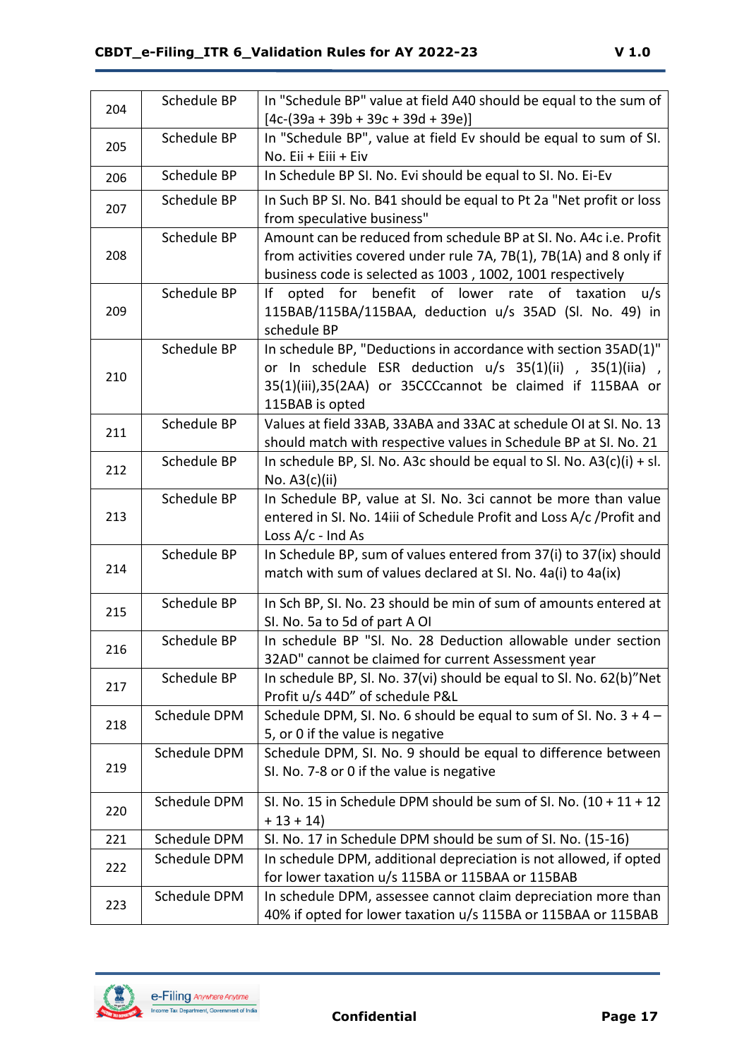| 204 | Schedule BP | In "Schedule BP" value at field A40 should be equal to the sum of [4c-(39a + 39b + 39c + 39d + 39e)] |
|---|---|---|
| 205 | Schedule BP | In "Schedule BP", value at field Ev should be equal to sum of Sl. No. Eii + Eiii + Eiv |
| 206 | Schedule BP | In Schedule BP Sl. No. Evi should be equal to Sl. No. Ei-Ev |
| 207 | Schedule BP | In Such BP Sl. No. B41 should be equal to Pt 2a "Net profit or loss from speculative business" |
| 208 | Schedule BP | Amount can be reduced from schedule BP at Sl. No. A4c i.e. Profit from activities covered under rule 7A, 7B(1), 7B(1A) and 8 only if business code is selected as 1003 , 1002, 1001 respectively |
| 209 | Schedule BP | If opted for benefit of lower rate of taxation u/s 115BAB/115BA/115BAA, deduction u/s 35AD (Sl. No. 49) in schedule BP |
| 210 | Schedule BP | In schedule BP, "Deductions in accordance with section 35AD(1)" or In schedule ESR deduction u/s 35(1)(ii) , 35(1)(iia) , 35(1)(iii),35(2AA) or 35CCCcannot be claimed if 115BAA or 115BAB is opted |
| 211 | Schedule BP | Values at field 33AB, 33ABA and 33AC at schedule OI at Sl. No. 13 should match with respective values in Schedule BP at Sl. No. 21 |
| 212 | Schedule BP | In schedule BP, Sl. No. A3c should be equal to Sl. No. A3(c)(i) + sl. No. A3(c)(ii) |
| 213 | Schedule BP | In Schedule BP, value at Sl. No. 3ci cannot be more than value entered in Sl. No. 14iii of Schedule Profit and Loss A/c /Profit and Loss A/c - Ind As |
| 214 | Schedule BP | In Schedule BP, sum of values entered from 37(i) to 37(ix) should match with sum of values declared at Sl. No. 4a(i) to 4a(ix) |
| 215 | Schedule BP | In Sch BP, Sl. No. 23 should be min of sum of amounts entered at Sl. No. 5a to 5d of part A OI |
| 216 | Schedule BP | In schedule BP "Sl. No. 28 Deduction allowable under section 32AD" cannot be claimed for current Assessment year |
| 217 | Schedule BP | In schedule BP, Sl. No. 37(vi) should be equal to Sl. No. 62(b)"Net Profit u/s 44D" of schedule P&L |
| 218 | Schedule DPM | Schedule DPM, Sl. No. 6 should be equal to sum of Sl. No. 3 + 4 – 5, or 0 if the value is negative |
| 219 | Schedule DPM | Schedule DPM, Sl. No. 9 should be equal to difference between Sl. No. 7-8 or 0 if the value is negative |
| 220 | Schedule DPM | Sl. No. 15 in Schedule DPM should be sum of Sl. No. (10 + 11 + 12 + 13 + 14) |
| 221 | Schedule DPM | Sl. No. 17 in Schedule DPM should be sum of Sl. No. (15-16) |
| 222 | Schedule DPM | In schedule DPM, additional depreciation is not allowed, if opted for lower taxation u/s 115BA or 115BAA or 115BAB |
| 223 | Schedule DPM | In schedule DPM, assessee cannot claim depreciation more than 40% if opted for lower taxation u/s 115BA or 115BAA or 115BAB |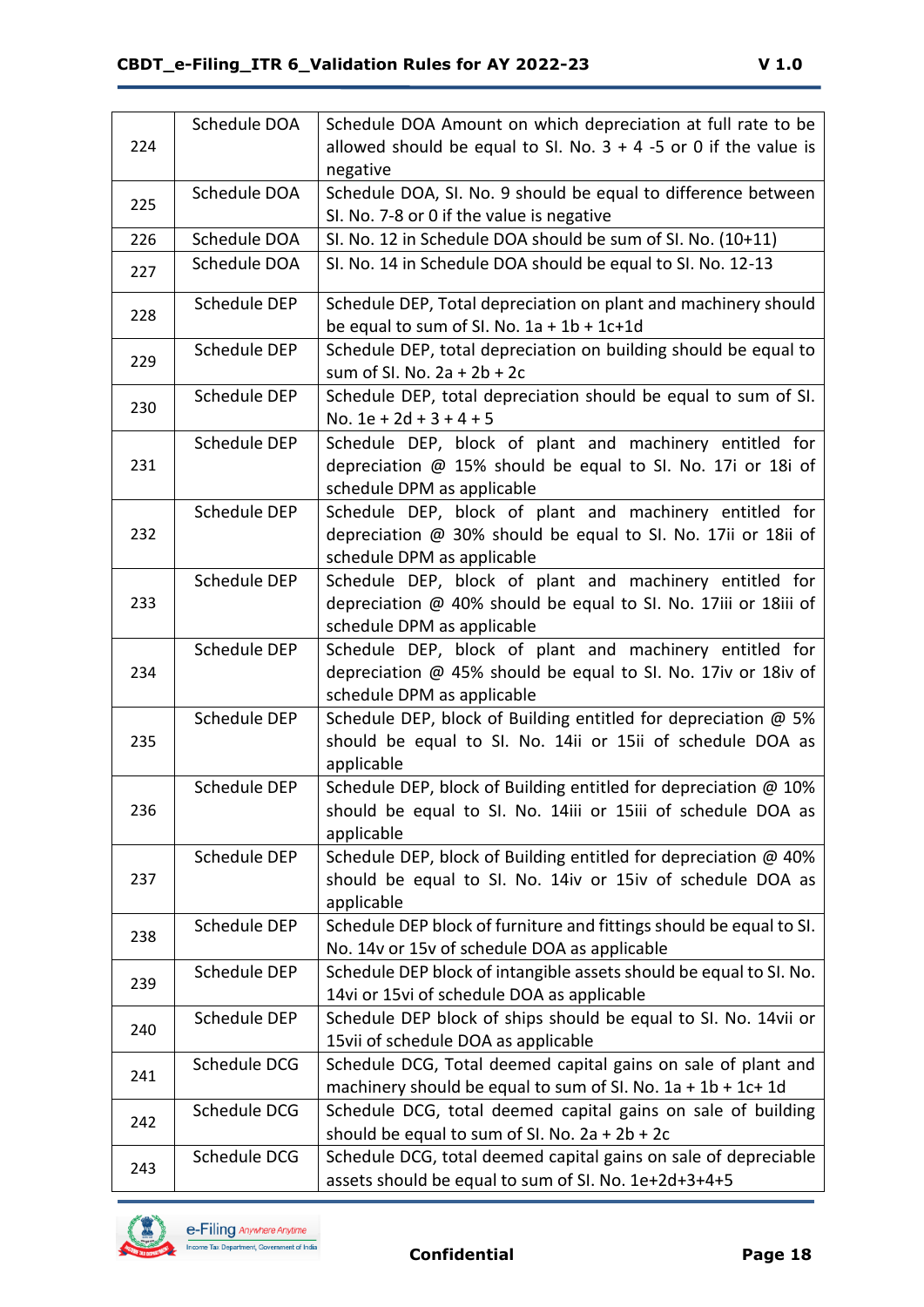| | | |
|---|---|---|
| 224 | Schedule DOA | Schedule DOA Amount on which depreciation at full rate to be allowed should be equal to Sl. No. 3 + 4 -5 or 0 if the value is negative |
| 225 | Schedule DOA | Schedule DOA, Sl. No. 9 should be equal to difference between Sl. No. 7-8 or 0 if the value is negative |
| 226 | Schedule DOA | Sl. No. 12 in Schedule DOA should be sum of Sl. No. (10+11) |
| 227 | Schedule DOA | Sl. No. 14 in Schedule DOA should be equal to Sl. No. 12-13 |
| 228 | Schedule DEP | Schedule DEP, Total depreciation on plant and machinery should be equal to sum of Sl. No. 1a + 1b + 1c+1d |
| 229 | Schedule DEP | Schedule DEP, total depreciation on building should be equal to sum of Sl. No. 2a + 2b + 2c |
| 230 | Schedule DEP | Schedule DEP, total depreciation should be equal to sum of Sl. No. 1e + 2d + 3 + 4 + 5 |
| 231 | Schedule DEP | Schedule DEP, block of plant and machinery entitled for depreciation @ 15% should be equal to Sl. No. 17i or 18i of schedule DPM as applicable |
| 232 | Schedule DEP | Schedule DEP, block of plant and machinery entitled for depreciation @ 30% should be equal to Sl. No. 17ii or 18ii of schedule DPM as applicable |
| 233 | Schedule DEP | Schedule DEP, block of plant and machinery entitled for depreciation @ 40% should be equal to Sl. No. 17iii or 18iii of schedule DPM as applicable |
| 234 | Schedule DEP | Schedule DEP, block of plant and machinery entitled for depreciation @ 45% should be equal to Sl. No. 17iv or 18iv of schedule DPM as applicable |
| 235 | Schedule DEP | Schedule DEP, block of Building entitled for depreciation @ 5% should be equal to Sl. No. 14ii or 15ii of schedule DOA as applicable |
| 236 | Schedule DEP | Schedule DEP, block of Building entitled for depreciation @ 10% should be equal to Sl. No. 14iii or 15iii of schedule DOA as applicable |
| 237 | Schedule DEP | Schedule DEP, block of Building entitled for depreciation @ 40% should be equal to Sl. No. 14iv or 15iv of schedule DOA as applicable |
| 238 | Schedule DEP | Schedule DEP block of furniture and fittings should be equal to Sl. No. 14v or 15v of schedule DOA as applicable |
| 239 | Schedule DEP | Schedule DEP block of intangible assets should be equal to Sl. No. 14vi or 15vi of schedule DOA as applicable |
| 240 | Schedule DEP | Schedule DEP block of ships should be equal to Sl. No. 14vii or 15vii of schedule DOA as applicable |
| 241 | Schedule DCG | Schedule DCG, Total deemed capital gains on sale of plant and machinery should be equal to sum of Sl. No. 1a + 1b + 1c+ 1d |
| 242 | Schedule DCG | Schedule DCG, total deemed capital gains on sale of building should be equal to sum of Sl. No. 2a + 2b + 2c |
| 243 | Schedule DCG | Schedule DCG, total deemed capital gains on sale of depreciable assets should be equal to sum of Sl. No. 1e+2d+3+4+5 |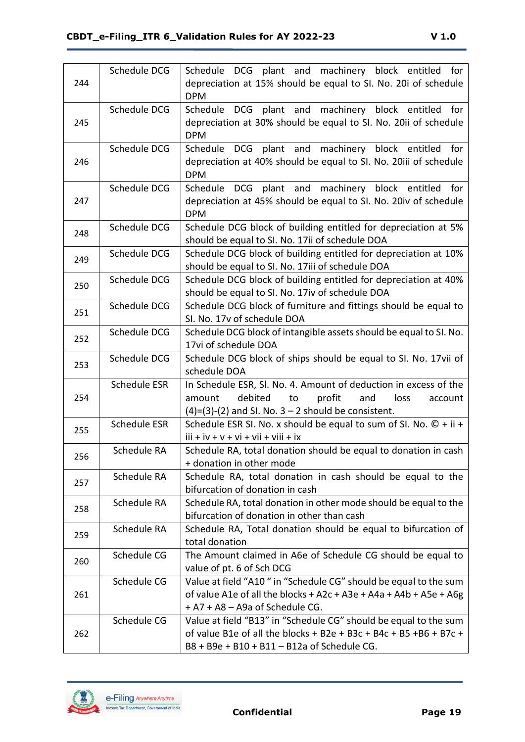| 244 | Schedule DCG | Schedule DCG plant and machinery block entitled for depreciation at 15% should be equal to Sl. No. 20i of schedule DPM |
|---|---|---|
| 245 | Schedule DCG | Schedule DCG plant and machinery block entitled for depreciation at 30% should be equal to Sl. No. 20ii of schedule DPM |
| 246 | Schedule DCG | Schedule DCG plant and machinery block entitled for depreciation at 40% should be equal to Sl. No. 20iii of schedule DPM |
| 247 | Schedule DCG | Schedule DCG plant and machinery block entitled for depreciation at 45% should be equal to Sl. No. 20iv of schedule DPM |
| 248 | Schedule DCG | Schedule DCG block of building entitled for depreciation at 5% should be equal to Sl. No. 17ii of schedule DOA |
| 249 | Schedule DCG | Schedule DCG block of building entitled for depreciation at 10% should be equal to Sl. No. 17iii of schedule DOA |
| 250 | Schedule DCG | Schedule DCG block of building entitled for depreciation at 40% should be equal to Sl. No. 17iv of schedule DOA |
| 251 | Schedule DCG | Schedule DCG block of furniture and fittings should be equal to Sl. No. 17v of schedule DOA |
| 252 | Schedule DCG | Schedule DCG block of intangible assets should be equal to Sl. No. 17vi of schedule DOA |
| 253 | Schedule DCG | Schedule DCG block of ships should be equal to Sl. No. 17vii of schedule DOA |
| 254 | Schedule ESR | In Schedule ESR, Sl. No. 4. Amount of deduction in excess of the amount debited to profit and loss account (4)=(3)-(2) and Sl. No. 3 – 2 should be consistent. |
| 255 | Schedule ESR | Schedule ESR Sl. No. x should be equal to sum of Sl. No. © + ii + iii + iv + v + vi + vii + viii + ix |
| 256 | Schedule RA | Schedule RA, total donation should be equal to donation in cash + donation in other mode |
| 257 | Schedule RA | Schedule RA, total donation in cash should be equal to the bifurcation of donation in cash |
| 258 | Schedule RA | Schedule RA, total donation in other mode should be equal to the bifurcation of donation in other than cash |
| 259 | Schedule RA | Schedule RA, Total donation should be equal to bifurcation of total donation |
| 260 | Schedule CG | The Amount claimed in A6e of Schedule CG should be equal to value of pt. 6 of Sch DCG |
| 261 | Schedule CG | Value at field "A10 " in "Schedule CG" should be equal to the sum of value A1e of all the blocks + A2c + A3e + A4a + A4b + A5e + A6g + A7 + A8 – A9a of Schedule CG. |
| 262 | Schedule CG | Value at field "B13" in "Schedule CG" should be equal to the sum of value B1e of all the blocks + B2e + B3c + B4c + B5 +B6 + B7c + B8 + B9e + B10 + B11 – B12a of Schedule CG. |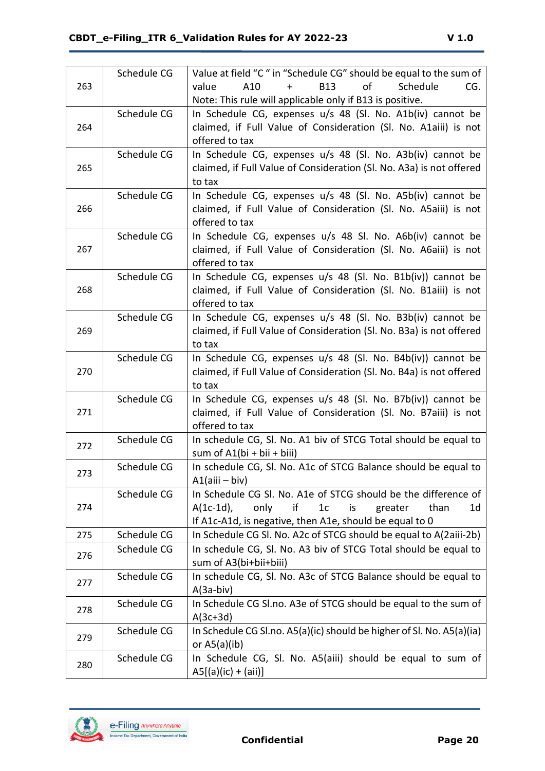| 263 | Schedule CG | Value at field "C " in "Schedule CG" should be equal to the sum of value A10 + B13 of Schedule CG. Note: This rule will applicable only if B13 is positive. |
|---|---|---|
| 264 | Schedule CG | In Schedule CG, expenses u/s 48 (Sl. No. A1b(iv) cannot be claimed, if Full Value of Consideration (Sl. No. A1aiii) is not offered to tax |
| 265 | Schedule CG | In Schedule CG, expenses u/s 48 (Sl. No. A3b(iv) cannot be claimed, if Full Value of Consideration (Sl. No. A3a) is not offered to tax |
| 266 | Schedule CG | In Schedule CG, expenses u/s 48 (Sl. No. A5b(iv) cannot be claimed, if Full Value of Consideration (Sl. No. A5aiii) is not offered to tax |
| 267 | Schedule CG | In Schedule CG, expenses u/s 48 Sl. No. A6b(iv) cannot be claimed, if Full Value of Consideration (Sl. No. A6aiii) is not offered to tax |
| 268 | Schedule CG | In Schedule CG, expenses u/s 48 (Sl. No. B1b(iv)) cannot be claimed, if Full Value of Consideration (Sl. No. B1aiii) is not offered to tax |
| 269 | Schedule CG | In Schedule CG, expenses u/s 48 (Sl. No. B3b(iv) cannot be claimed, if Full Value of Consideration (Sl. No. B3a) is not offered to tax |
| 270 | Schedule CG | In Schedule CG, expenses u/s 48 (Sl. No. B4b(iv)) cannot be claimed, if Full Value of Consideration (Sl. No. B4a) is not offered to tax |
| 271 | Schedule CG | In Schedule CG, expenses u/s 48 (Sl. No. B7b(iv)) cannot be claimed, if Full Value of Consideration (Sl. No. B7aiii) is not offered to tax |
| 272 | Schedule CG | In schedule CG, Sl. No. A1 biv of STCG Total should be equal to sum of A1(bi + bii + biii) |
| 273 | Schedule CG | In schedule CG, Sl. No. A1c of STCG Balance should be equal to A1(aiii – biv) |
| 274 | Schedule CG | In Schedule CG Sl. No. A1e of STCG should be the difference of A(1c-1d), only if 1c is greater than 1d If A1c-A1d, is negative, then A1e, should be equal to 0 |
| 275 | Schedule CG | In Schedule CG Sl. No. A2c of STCG should be equal to A(2aiii-2b) |
| 276 | Schedule CG | In schedule CG, Sl. No. A3 biv of STCG Total should be equal to sum of A3(bi+bii+biii) |
| 277 | Schedule CG | In schedule CG, Sl. No. A3c of STCG Balance should be equal to A(3a-biv) |
| 278 | Schedule CG | In Schedule CG Sl.no. A3e of STCG should be equal to the sum of A(3c+3d) |
| 279 | Schedule CG | In Schedule CG Sl.no. A5(a)(ic) should be higher of Sl. No. A5(a)(ia) or A5(a)(ib) |
| 280 | Schedule CG | In Schedule CG, Sl. No. A5(aiii) should be equal to sum of A5[(a)(ic) + (aii)] |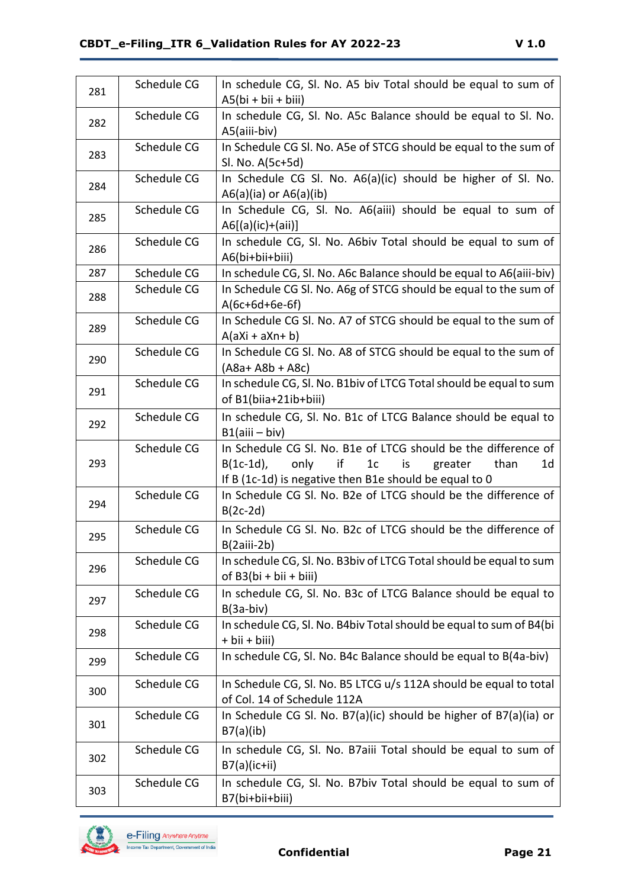| 281 | Schedule CG | In schedule CG, Sl. No. A5 biv Total should be equal to sum of A5(bi + bii + biii) |
|---|---|---|
| 282 | Schedule CG | In schedule CG, Sl. No. A5c Balance should be equal to Sl. No. A5(aiii-biv) |
| 283 | Schedule CG | In Schedule CG Sl. No. A5e of STCG should be equal to the sum of Sl. No. A(5c+5d) |
| 284 | Schedule CG | In Schedule CG Sl. No. A6(a)(ic) should be higher of Sl. No. A6(a)(ia) or A6(a)(ib) |
| 285 | Schedule CG | In Schedule CG, Sl. No. A6(aiii) should be equal to sum of A6[(a)(ic)+(aii)] |
| 286 | Schedule CG | In schedule CG, Sl. No. A6biv Total should be equal to sum of A6(bi+bii+biii) |
| 287 | Schedule CG | In schedule CG, Sl. No. A6c Balance should be equal to A6(aiii-biv) |
| 288 | Schedule CG | In Schedule CG Sl. No. A6g of STCG should be equal to the sum of A(6c+6d+6e-6f) |
| 289 | Schedule CG | In Schedule CG Sl. No. A7 of STCG should be equal to the sum of A(aXi + aXn+ b) |
| 290 | Schedule CG | In Schedule CG Sl. No. A8 of STCG should be equal to the sum of (A8a+ A8b + A8c) |
| 291 | Schedule CG | In schedule CG, Sl. No. B1biv of LTCG Total should be equal to sum of B1(biia+21ib+biii) |
| 292 | Schedule CG | In schedule CG, Sl. No. B1c of LTCG Balance should be equal to B1(aiii – biv) |
| 293 | Schedule CG | In Schedule CG Sl. No. B1e of LTCG should be the difference of B(1c-1d), only if 1c is greater than 1d If B (1c-1d) is negative then B1e should be equal to 0 |
| 294 | Schedule CG | In Schedule CG Sl. No. B2e of LTCG should be the difference of B(2c-2d) |
| 295 | Schedule CG | In Schedule CG Sl. No. B2c of LTCG should be the difference of B(2aiii-2b) |
| 296 | Schedule CG | In schedule CG, Sl. No. B3biv of LTCG Total should be equal to sum of B3(bi + bii + biii) |
| 297 | Schedule CG | In schedule CG, Sl. No. B3c of LTCG Balance should be equal to B(3a-biv) |
| 298 | Schedule CG | In schedule CG, Sl. No. B4biv Total should be equal to sum of B4(bi + bii + biii) |
| 299 | Schedule CG | In schedule CG, Sl. No. B4c Balance should be equal to B(4a-biv) |
| 300 | Schedule CG | In Schedule CG, Sl. No. B5 LTCG u/s 112A should be equal to total of Col. 14 of Schedule 112A |
| 301 | Schedule CG | In Schedule CG Sl. No. B7(a)(ic) should be higher of B7(a)(ia) or B7(a)(ib) |
| 302 | Schedule CG | In schedule CG, Sl. No. B7aiii Total should be equal to sum of B7(a)(ic+ii) |
| 303 | Schedule CG | In schedule CG, Sl. No. B7biv Total should be equal to sum of B7(bi+bii+biii) |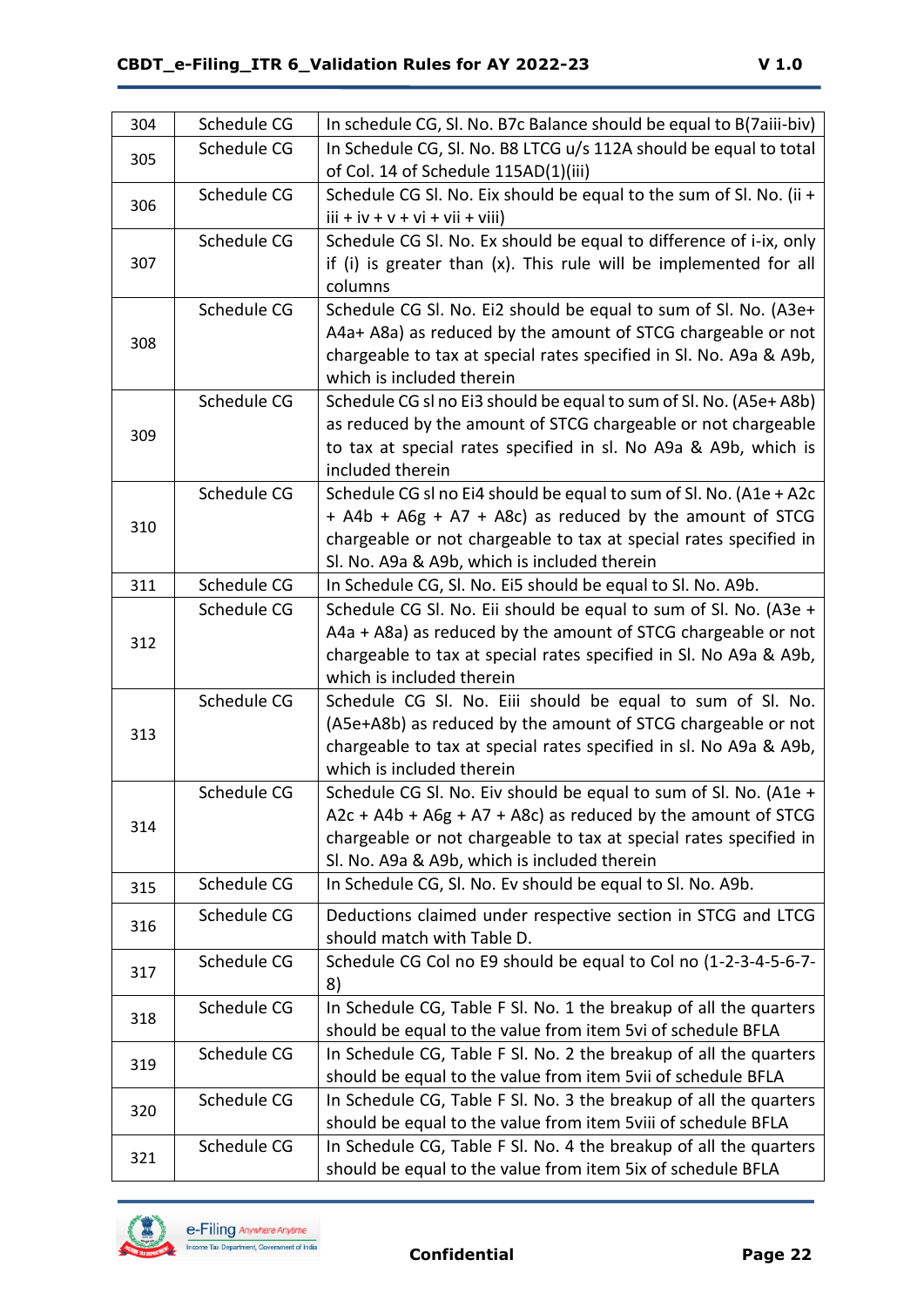| 304 | Schedule CG | In schedule CG, Sl. No. B7c Balance should be equal to B(7aiii-biv) |
|---|---|---|
| 305 | Schedule CG | In Schedule CG, Sl. No. B8 LTCG u/s 112A should be equal to total of Col. 14 of Schedule 115AD(1)(iii) |
| 306 | Schedule CG | Schedule CG Sl. No. Eix should be equal to the sum of Sl. No. (ii + iii + iv + v + vi + vii + viii) |
| 307 | Schedule CG | Schedule CG Sl. No. Ex should be equal to difference of i-ix, only if (i) is greater than (x). This rule will be implemented for all columns |
| 308 | Schedule CG | Schedule CG Sl. No. Ei2 should be equal to sum of Sl. No. (A3e+ A4a+ A8a) as reduced by the amount of STCG chargeable or not chargeable to tax at special rates specified in Sl. No. A9a & A9b, which is included therein |
| 309 | Schedule CG | Schedule CG sl no Ei3 should be equal to sum of Sl. No. (A5e+ A8b) as reduced by the amount of STCG chargeable or not chargeable to tax at special rates specified in sl. No A9a & A9b, which is included therein |
| 310 | Schedule CG | Schedule CG sl no Ei4 should be equal to sum of Sl. No. (A1e + A2c + A4b + A6g + A7 + A8c) as reduced by the amount of STCG chargeable or not chargeable to tax at special rates specified in Sl. No. A9a & A9b, which is included therein |
| 311 | Schedule CG | In Schedule CG, Sl. No. Ei5 should be equal to Sl. No. A9b. |
| 312 | Schedule CG | Schedule CG Sl. No. Eii should be equal to sum of Sl. No. (A3e + A4a + A8a) as reduced by the amount of STCG chargeable or not chargeable to tax at special rates specified in Sl. No A9a & A9b, which is included therein |
| 313 | Schedule CG | Schedule CG Sl. No. Eiii should be equal to sum of Sl. No. (A5e+A8b) as reduced by the amount of STCG chargeable or not chargeable to tax at special rates specified in sl. No A9a & A9b, which is included therein |
| 314 | Schedule CG | Schedule CG Sl. No. Eiv should be equal to sum of Sl. No. (A1e + A2c + A4b + A6g + A7 + A8c) as reduced by the amount of STCG chargeable or not chargeable to tax at special rates specified in Sl. No. A9a & A9b, which is included therein |
| 315 | Schedule CG | In Schedule CG, Sl. No. Ev should be equal to Sl. No. A9b. |
| 316 | Schedule CG | Deductions claimed under respective section in STCG and LTCG should match with Table D. |
| 317 | Schedule CG | Schedule CG Col no E9 should be equal to Col no (1-2-3-4-5-6-7-8) |
| 318 | Schedule CG | In Schedule CG, Table F Sl. No. 1 the breakup of all the quarters should be equal to the value from item 5vi of schedule BFLA |
| 319 | Schedule CG | In Schedule CG, Table F Sl. No. 2 the breakup of all the quarters should be equal to the value from item 5vii of schedule BFLA |
| 320 | Schedule CG | In Schedule CG, Table F Sl. No. 3 the breakup of all the quarters should be equal to the value from item 5viii of schedule BFLA |
| 321 | Schedule CG | In Schedule CG, Table F Sl. No. 4 the breakup of all the quarters should be equal to the value from item 5ix of schedule BFLA |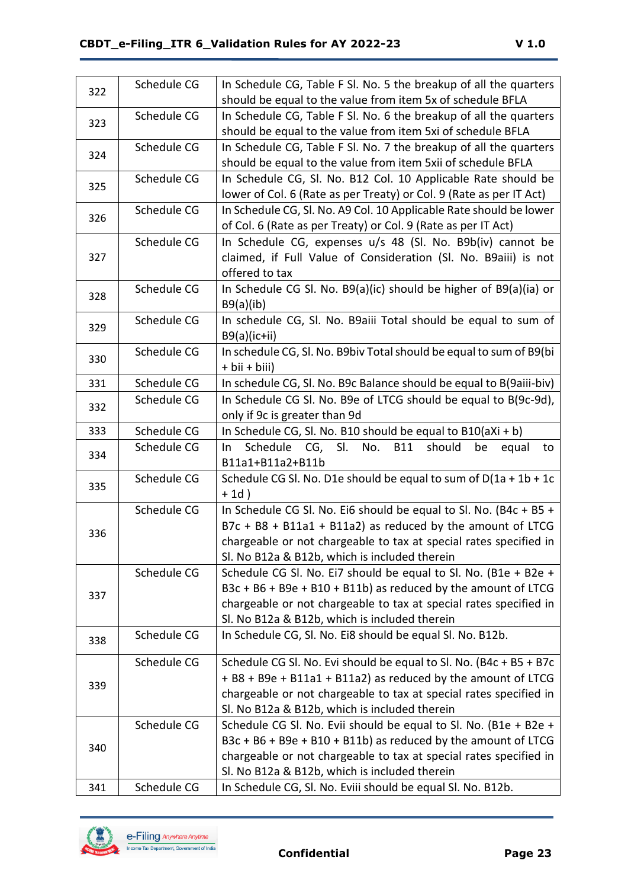| | | |
|---|---|---|
| 322 | Schedule CG | In Schedule CG, Table F Sl. No. 5 the breakup of all the quarters should be equal to the value from item 5x of schedule BFLA |
| 323 | Schedule CG | In Schedule CG, Table F Sl. No. 6 the breakup of all the quarters should be equal to the value from item 5xi of schedule BFLA |
| 324 | Schedule CG | In Schedule CG, Table F Sl. No. 7 the breakup of all the quarters should be equal to the value from item 5xii of schedule BFLA |
| 325 | Schedule CG | In Schedule CG, Sl. No. B12 Col. 10 Applicable Rate should be lower of Col. 6 (Rate as per Treaty) or Col. 9 (Rate as per IT Act) |
| 326 | Schedule CG | In Schedule CG, Sl. No. A9 Col. 10 Applicable Rate should be lower of Col. 6 (Rate as per Treaty) or Col. 9 (Rate as per IT Act) |
| 327 | Schedule CG | In Schedule CG, expenses u/s 48 (Sl. No. B9b(iv) cannot be claimed, if Full Value of Consideration (Sl. No. B9aiii) is not offered to tax |
| 328 | Schedule CG | In Schedule CG Sl. No. B9(a)(ic) should be higher of B9(a)(ia) or B9(a)(ib) |
| 329 | Schedule CG | In schedule CG, Sl. No. B9aiii Total should be equal to sum of B9(a)(ic+ii) |
| 330 | Schedule CG | In schedule CG, Sl. No. B9biv Total should be equal to sum of B9(bi + bii + biii) |
| 331 | Schedule CG | In schedule CG, Sl. No. B9c Balance should be equal to B(9aiii-biv) |
| 332 | Schedule CG | In Schedule CG Sl. No. B9e of LTCG should be equal to B(9c-9d), only if 9c is greater than 9d |
| 333 | Schedule CG | In Schedule CG, Sl. No. B10 should be equal to B10(aXi + b) |
| 334 | Schedule CG | In Schedule CG, Sl. No. B11 should be equal to B11a1+B11a2+B11b |
| 335 | Schedule CG | Schedule CG Sl. No. D1e should be equal to sum of D(1a + 1b + 1c + 1d ) |
| 336 | Schedule CG | In Schedule CG Sl. No. Ei6 should be equal to Sl. No. (B4c + B5 + B7c + B8 + B11a1 + B11a2) as reduced by the amount of LTCG chargeable or not chargeable to tax at special rates specified in Sl. No B12a & B12b, which is included therein |
| 337 | Schedule CG | Schedule CG Sl. No. Ei7 should be equal to Sl. No. (B1e + B2e + B3c + B6 + B9e + B10 + B11b) as reduced by the amount of LTCG chargeable or not chargeable to tax at special rates specified in Sl. No B12a & B12b, which is included therein |
| 338 | Schedule CG | In Schedule CG, Sl. No. Ei8 should be equal Sl. No. B12b. |
| 339 | Schedule CG | Schedule CG Sl. No. Evi should be equal to Sl. No. (B4c + B5 + B7c + B8 + B9e + B11a1 + B11a2) as reduced by the amount of LTCG chargeable or not chargeable to tax at special rates specified in Sl. No B12a & B12b, which is included therein |
| 340 | Schedule CG | Schedule CG Sl. No. Evii should be equal to Sl. No. (B1e + B2e + B3c + B6 + B9e + B10 + B11b) as reduced by the amount of LTCG chargeable or not chargeable to tax at special rates specified in Sl. No B12a & B12b, which is included therein |
| 341 | Schedule CG | In Schedule CG, Sl. No. Eviii should be equal Sl. No. B12b. |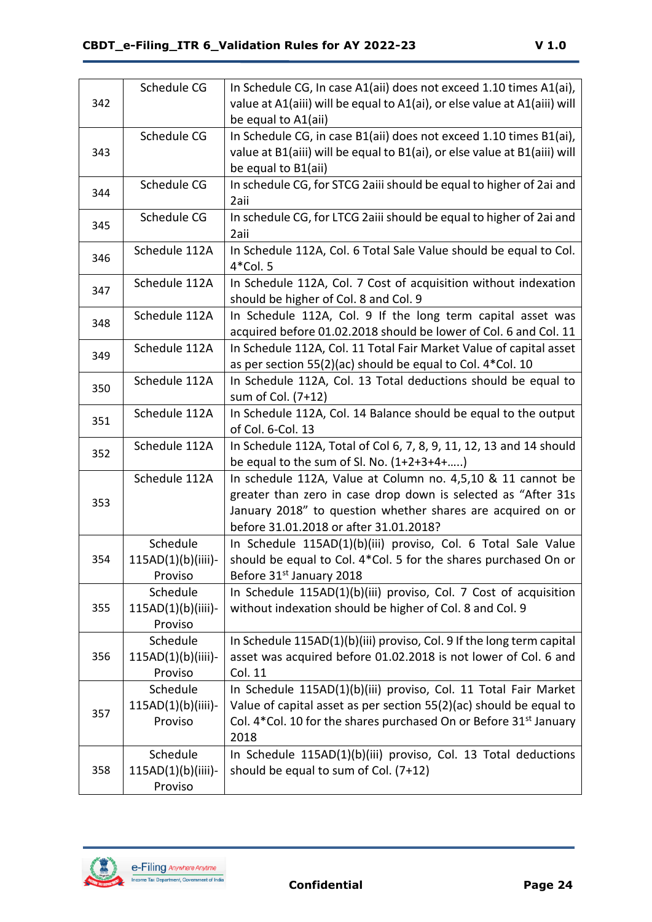| 342 | Schedule CG | In Schedule CG, In case A1(aii) does not exceed 1.10 times A1(ai), value at A1(aiii) will be equal to A1(ai), or else value at A1(aiii) will be equal to A1(aii) |
|---|---|---|
| 343 | Schedule CG | In Schedule CG, in case B1(aii) does not exceed 1.10 times B1(ai), value at B1(aiii) will be equal to B1(ai), or else value at B1(aiii) will be equal to B1(aii) |
| 344 | Schedule CG | In schedule CG, for STCG 2aiii should be equal to higher of 2ai and 2aii |
| 345 | Schedule CG | In schedule CG, for LTCG 2aiii should be equal to higher of 2ai and 2aii |
| 346 | Schedule 112A | In Schedule 112A, Col. 6 Total Sale Value should be equal to Col. 4*Col. 5 |
| 347 | Schedule 112A | In Schedule 112A, Col. 7 Cost of acquisition without indexation should be higher of Col. 8 and Col. 9 |
| 348 | Schedule 112A | In Schedule 112A, Col. 9 If the long term capital asset was acquired before 01.02.2018 should be lower of Col. 6 and Col. 11 |
| 349 | Schedule 112A | In Schedule 112A, Col. 11 Total Fair Market Value of capital asset as per section 55(2)(ac) should be equal to Col. 4*Col. 10 |
| 350 | Schedule 112A | In Schedule 112A, Col. 13 Total deductions should be equal to sum of Col. (7+12) |
| 351 | Schedule 112A | In Schedule 112A, Col. 14 Balance should be equal to the output of Col. 6-Col. 13 |
| 352 | Schedule 112A | In Schedule 112A, Total of Col 6, 7, 8, 9, 11, 12, 13 and 14 should be equal to the sum of Sl. No. (1+2+3+4+…..) |
| 353 | Schedule 112A | In schedule 112A, Value at Column no. 4,5,10 & 11 cannot be greater than zero in case drop down is selected as "After 31s January 2018" to question whether shares are acquired on or before 31.01.2018 or after 31.01.2018? |
| 354 | Schedule 115AD(1)(b)(iiii)-Proviso | In Schedule 115AD(1)(b)(iii) proviso, Col. 6 Total Sale Value should be equal to Col. 4*Col. 5 for the shares purchased On or Before 31st January 2018 |
| 355 | Schedule 115AD(1)(b)(iiii)-Proviso | In Schedule 115AD(1)(b)(iii) proviso, Col. 7 Cost of acquisition without indexation should be higher of Col. 8 and Col. 9 |
| 356 | Schedule 115AD(1)(b)(iiii)-Proviso | In Schedule 115AD(1)(b)(iii) proviso, Col. 9 If the long term capital asset was acquired before 01.02.2018 is not lower of Col. 6 and Col. 11 |
| 357 | Schedule 115AD(1)(b)(iiii)-Proviso | In Schedule 115AD(1)(b)(iii) proviso, Col. 11 Total Fair Market Value of capital asset as per section 55(2)(ac) should be equal to Col. 4*Col. 10 for the shares purchased On or Before 31st January 2018 |
| 358 | Schedule 115AD(1)(b)(iiii)-Proviso | In Schedule 115AD(1)(b)(iii) proviso, Col. 13 Total deductions should be equal to sum of Col. (7+12) |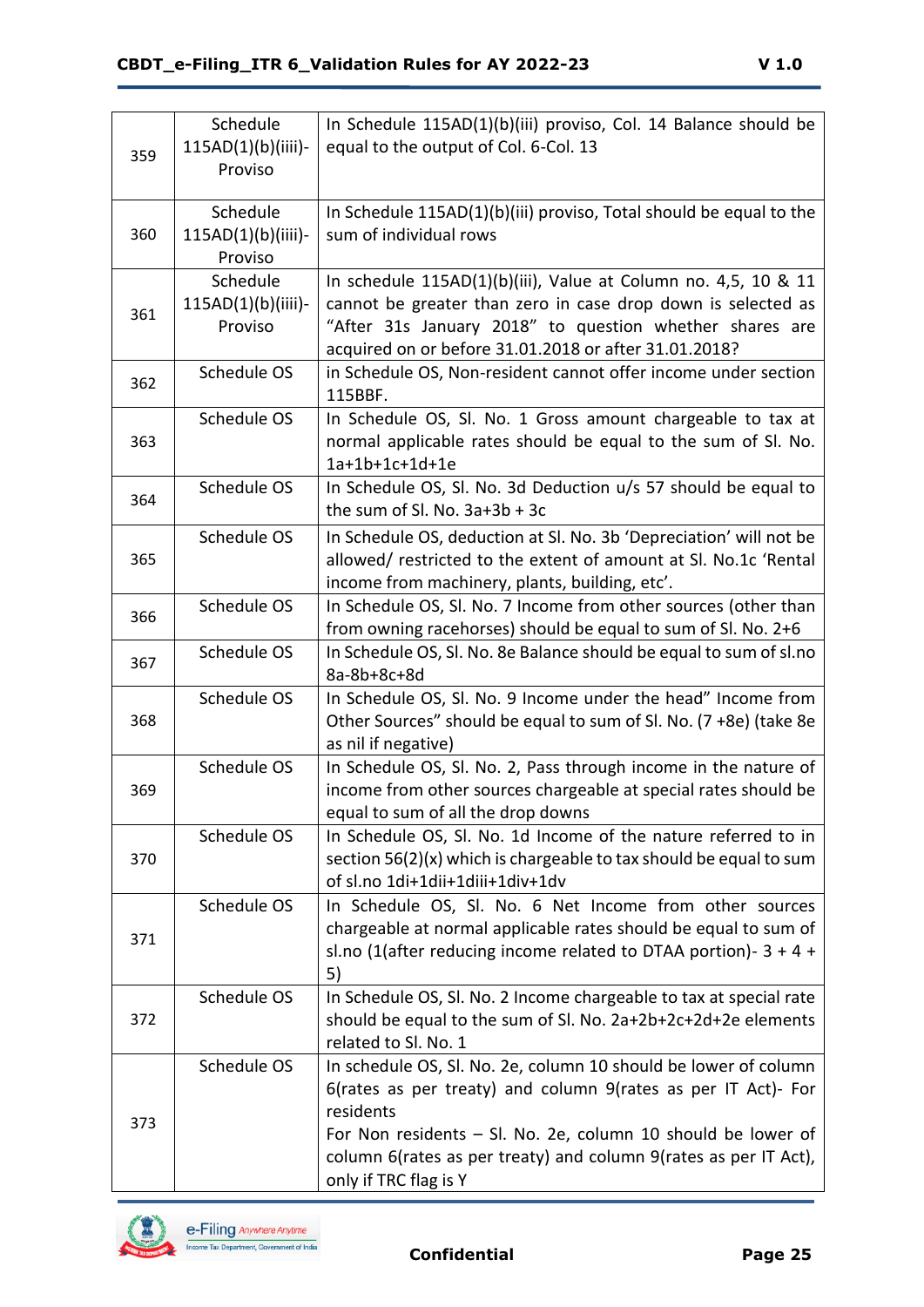| 359 | Schedule 115AD(1)(b)(iiii)-Proviso | In Schedule 115AD(1)(b)(iii) proviso, Col. 14 Balance should be equal to the output of Col. 6-Col. 13 |
|---|---|---|
| 360 | Schedule 115AD(1)(b)(iiii)-Proviso | In Schedule 115AD(1)(b)(iii) proviso, Total should be equal to the sum of individual rows |
| 361 | Schedule 115AD(1)(b)(iiii)-Proviso | In schedule 115AD(1)(b)(iii), Value at Column no. 4,5, 10 & 11 cannot be greater than zero in case drop down is selected as "After 31s January 2018" to question whether shares are acquired on or before 31.01.2018 or after 31.01.2018? |
| 362 | Schedule OS | in Schedule OS, Non-resident cannot offer income under section 115BBF. |
| 363 | Schedule OS | In Schedule OS, Sl. No. 1 Gross amount chargeable to tax at normal applicable rates should be equal to the sum of Sl. No. 1a+1b+1c+1d+1e |
| 364 | Schedule OS | In Schedule OS, Sl. No. 3d Deduction u/s 57 should be equal to the sum of Sl. No. 3a+3b + 3c |
| 365 | Schedule OS | In Schedule OS, deduction at Sl. No. 3b 'Depreciation' will not be allowed/ restricted to the extent of amount at Sl. No.1c 'Rental income from machinery, plants, building, etc'. |
| 366 | Schedule OS | In Schedule OS, Sl. No. 7 Income from other sources (other than from owning racehorses) should be equal to sum of Sl. No. 2+6 |
| 367 | Schedule OS | In Schedule OS, Sl. No. 8e Balance should be equal to sum of sl.no 8a-8b+8c+8d |
| 368 | Schedule OS | In Schedule OS, Sl. No. 9 Income under the head" Income from Other Sources" should be equal to sum of Sl. No. (7 +8e) (take 8e as nil if negative) |
| 369 | Schedule OS | In Schedule OS, Sl. No. 2, Pass through income in the nature of income from other sources chargeable at special rates should be equal to sum of all the drop downs |
| 370 | Schedule OS | In Schedule OS, Sl. No. 1d Income of the nature referred to in section 56(2)(x) which is chargeable to tax should be equal to sum of sl.no 1di+1dii+1diii+1div+1dv |
| 371 | Schedule OS | In Schedule OS, Sl. No. 6 Net Income from other sources chargeable at normal applicable rates should be equal to sum of sl.no (1(after reducing income related to DTAA portion)- 3 + 4 + 5) |
| 372 | Schedule OS | In Schedule OS, Sl. No. 2 Income chargeable to tax at special rate should be equal to the sum of Sl. No. 2a+2b+2c+2d+2e elements related to Sl. No. 1 |
| 373 | Schedule OS | In schedule OS, Sl. No. 2e, column 10 should be lower of column 6(rates as per treaty) and column 9(rates as per IT Act)- For residents<br>For Non residents – Sl. No. 2e, column 10 should be lower of column 6(rates as per treaty) and column 9(rates as per IT Act), only if TRC flag is Y |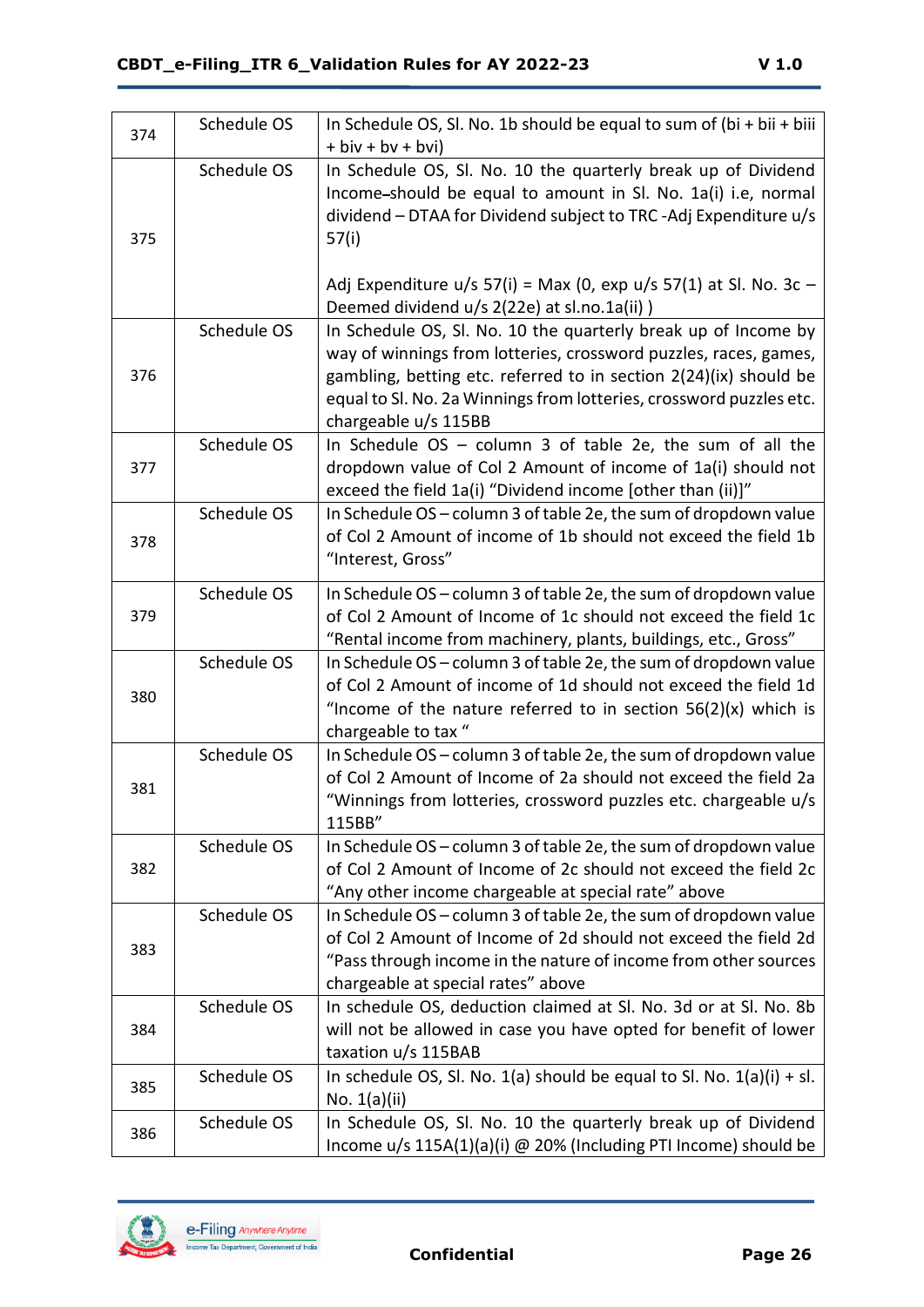| | | |
|---|---|---|
| 374 | Schedule OS | In Schedule OS, Sl. No. 1b should be equal to sum of (bi + bii + biii + biv + bv + bvi) |
| 375 | Schedule OS | In Schedule OS, Sl. No. 10 the quarterly break up of Dividend Income should be equal to amount in Sl. No. 1a(i) i.e, normal dividend – DTAA for Dividend subject to TRC -Adj Expenditure u/s 57(i)<br><br>Adj Expenditure u/s 57(i) = Max (0, exp u/s 57(1) at Sl. No. 3c – Deemed dividend u/s 2(22e) at sl.no.1a(ii) ) |
| 376 | Schedule OS | In Schedule OS, Sl. No. 10 the quarterly break up of Income by way of winnings from lotteries, crossword puzzles, races, games, gambling, betting etc. referred to in section 2(24)(ix) should be equal to Sl. No. 2a Winnings from lotteries, crossword puzzles etc. chargeable u/s 115BB |
| 377 | Schedule OS | In Schedule OS – column 3 of table 2e, the sum of all the dropdown value of Col 2 Amount of income of 1a(i) should not exceed the field 1a(i) "Dividend income [other than (ii)]" |
| 378 | Schedule OS | In Schedule OS – column 3 of table 2e, the sum of dropdown value of Col 2 Amount of income of 1b should not exceed the field 1b "Interest, Gross" |
| 379 | Schedule OS | In Schedule OS – column 3 of table 2e, the sum of dropdown value of Col 2 Amount of Income of 1c should not exceed the field 1c "Rental income from machinery, plants, buildings, etc., Gross" |
| 380 | Schedule OS | In Schedule OS – column 3 of table 2e, the sum of dropdown value of Col 2 Amount of income of 1d should not exceed the field 1d "Income of the nature referred to in section 56(2)(x) which is chargeable to tax " |
| 381 | Schedule OS | In Schedule OS – column 3 of table 2e, the sum of dropdown value of Col 2 Amount of Income of 2a should not exceed the field 2a "Winnings from lotteries, crossword puzzles etc. chargeable u/s 115BB" |
| 382 | Schedule OS | In Schedule OS – column 3 of table 2e, the sum of dropdown value of Col 2 Amount of Income of 2c should not exceed the field 2c "Any other income chargeable at special rate" above |
| 383 | Schedule OS | In Schedule OS – column 3 of table 2e, the sum of dropdown value of Col 2 Amount of Income of 2d should not exceed the field 2d "Pass through income in the nature of income from other sources chargeable at special rates" above |
| 384 | Schedule OS | In schedule OS, deduction claimed at Sl. No. 3d or at Sl. No. 8b will not be allowed in case you have opted for benefit of lower taxation u/s 115BAB |
| 385 | Schedule OS | In schedule OS, Sl. No. 1(a) should be equal to Sl. No. 1(a)(i) + sl. No. 1(a)(ii) |
| 386 | Schedule OS | In Schedule OS, Sl. No. 10 the quarterly break up of Dividend Income u/s 115A(1)(a)(i) @ 20% (Including PTI Income) should be |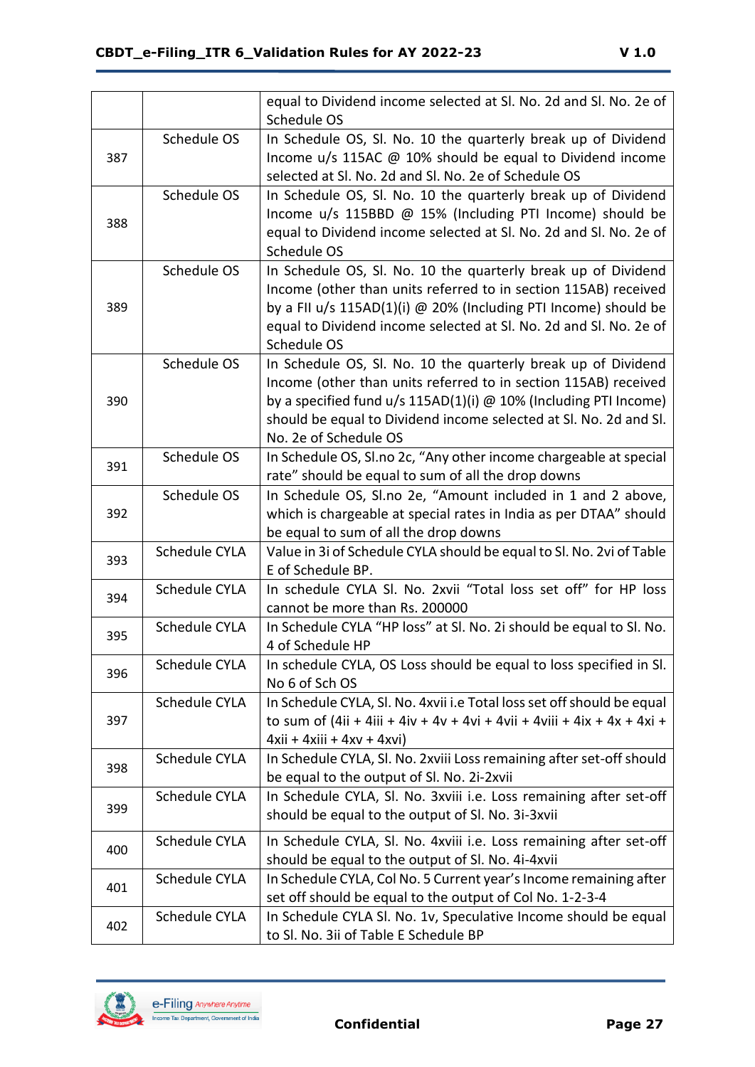| | | |
|---|---|---|
| | | equal to Dividend income selected at Sl. No. 2d and Sl. No. 2e of Schedule OS |
| 387 | Schedule OS | In Schedule OS, Sl. No. 10 the quarterly break up of Dividend Income u/s 115AC @ 10% should be equal to Dividend income selected at Sl. No. 2d and Sl. No. 2e of Schedule OS |
| 388 | Schedule OS | In Schedule OS, Sl. No. 10 the quarterly break up of Dividend Income u/s 115BBD @ 15% (Including PTI Income) should be equal to Dividend income selected at Sl. No. 2d and Sl. No. 2e of Schedule OS |
| 389 | Schedule OS | In Schedule OS, Sl. No. 10 the quarterly break up of Dividend Income (other than units referred to in section 115AB) received by a FII u/s 115AD(1)(i) @ 20% (Including PTI Income) should be equal to Dividend income selected at Sl. No. 2d and Sl. No. 2e of Schedule OS |
| 390 | Schedule OS | In Schedule OS, Sl. No. 10 the quarterly break up of Dividend Income (other than units referred to in section 115AB) received by a specified fund u/s 115AD(1)(i) @ 10% (Including PTI Income) should be equal to Dividend income selected at Sl. No. 2d and Sl. No. 2e of Schedule OS |
| 391 | Schedule OS | In Schedule OS, Sl.no 2c, "Any other income chargeable at special rate" should be equal to sum of all the drop downs |
| 392 | Schedule OS | In Schedule OS, Sl.no 2e, "Amount included in 1 and 2 above, which is chargeable at special rates in India as per DTAA" should be equal to sum of all the drop downs |
| 393 | Schedule CYLA | Value in 3i of Schedule CYLA should be equal to Sl. No. 2vi of Table E of Schedule BP. |
| 394 | Schedule CYLA | In schedule CYLA Sl. No. 2xvii "Total loss set off" for HP loss cannot be more than Rs. 200000 |
| 395 | Schedule CYLA | In Schedule CYLA "HP loss" at Sl. No. 2i should be equal to Sl. No. 4 of Schedule HP |
| 396 | Schedule CYLA | In schedule CYLA, OS Loss should be equal to loss specified in Sl. No 6 of Sch OS |
| 397 | Schedule CYLA | In Schedule CYLA, Sl. No. 4xvii i.e Total loss set off should be equal to sum of (4ii + 4iii + 4iv + 4v + 4vi + 4vii + 4viii + 4ix + 4x + 4xi + 4xii + 4xiii + 4xv + 4xvi) |
| 398 | Schedule CYLA | In Schedule CYLA, Sl. No. 2xviii Loss remaining after set-off should be equal to the output of Sl. No. 2i-2xvii |
| 399 | Schedule CYLA | In Schedule CYLA, Sl. No. 3xviii i.e. Loss remaining after set-off should be equal to the output of Sl. No. 3i-3xvii |
| 400 | Schedule CYLA | In Schedule CYLA, Sl. No. 4xviii i.e. Loss remaining after set-off should be equal to the output of Sl. No. 4i-4xvii |
| 401 | Schedule CYLA | In Schedule CYLA, Col No. 5 Current year's Income remaining after set off should be equal to the output of Col No. 1-2-3-4 |
| 402 | Schedule CYLA | In Schedule CYLA Sl. No. 1v, Speculative Income should be equal to Sl. No. 3ii of Table E Schedule BP |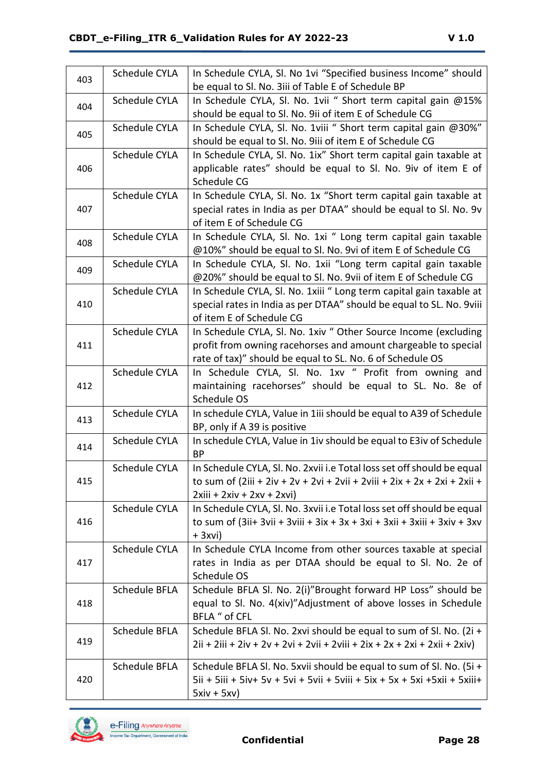| 403 | Schedule CYLA | In Schedule CYLA, Sl. No 1vi "Specified business Income" should be equal to Sl. No. 3iii of Table E of Schedule BP |
|---|---|---|
| 404 | Schedule CYLA | In Schedule CYLA, Sl. No. 1vii " Short term capital gain @15% should be equal to Sl. No. 9ii of item E of Schedule CG |
| 405 | Schedule CYLA | In Schedule CYLA, Sl. No. 1viii " Short term capital gain @30%" should be equal to Sl. No. 9iii of item E of Schedule CG |
| 406 | Schedule CYLA | In Schedule CYLA, Sl. No. 1ix" Short term capital gain taxable at applicable rates" should be equal to Sl. No. 9iv of item E of Schedule CG |
| 407 | Schedule CYLA | In Schedule CYLA, Sl. No. 1x "Short term capital gain taxable at special rates in India as per DTAA" should be equal to Sl. No. 9v of item E of Schedule CG |
| 408 | Schedule CYLA | In Schedule CYLA, Sl. No. 1xi " Long term capital gain taxable @10%" should be equal to Sl. No. 9vi of item E of Schedule CG |
| 409 | Schedule CYLA | In Schedule CYLA, Sl. No. 1xii "Long term capital gain taxable @20%" should be equal to Sl. No. 9vii of item E of Schedule CG |
| 410 | Schedule CYLA | In Schedule CYLA, Sl. No. 1xiii " Long term capital gain taxable at special rates in India as per DTAA" should be equal to SL. No. 9viii of item E of Schedule CG |
| 411 | Schedule CYLA | In Schedule CYLA, Sl. No. 1xiv " Other Source Income (excluding profit from owning racehorses and amount chargeable to special rate of tax)" should be equal to SL. No. 6 of Schedule OS |
| 412 | Schedule CYLA | In Schedule CYLA, Sl. No. 1xv " Profit from owning and maintaining racehorses" should be equal to SL. No. 8e of Schedule OS |
| 413 | Schedule CYLA | In schedule CYLA, Value in 1iii should be equal to A39 of Schedule BP, only if A 39 is positive |
| 414 | Schedule CYLA | In schedule CYLA, Value in 1iv should be equal to E3iv of Schedule BP |
| 415 | Schedule CYLA | In Schedule CYLA, Sl. No. 2xvii i.e Total loss set off should be equal to sum of (2iii + 2iv + 2v + 2vi + 2vii + 2viii + 2ix + 2x + 2xi + 2xii + 2xiii + 2xiv + 2xv + 2xvi) |
| 416 | Schedule CYLA | In Schedule CYLA, Sl. No. 3xvii i.e Total loss set off should be equal to sum of (3ii+ 3vii + 3viii + 3ix + 3x + 3xi + 3xii + 3xiii + 3xiv + 3xv + 3xvi) |
| 417 | Schedule CYLA | In Schedule CYLA Income from other sources taxable at special rates in India as per DTAA should be equal to Sl. No. 2e of Schedule OS |
| 418 | Schedule BFLA | Schedule BFLA Sl. No. 2(i)"Brought forward HP Loss" should be equal to Sl. No. 4(xiv)"Adjustment of above losses in Schedule BFLA " of CFL |
| 419 | Schedule BFLA | Schedule BFLA Sl. No. 2xvi should be equal to sum of Sl. No. (2i + 2ii + 2iii + 2iv + 2v + 2vi + 2vii + 2viii + 2ix + 2x + 2xi + 2xii + 2xiv) |
| 420 | Schedule BFLA | Schedule BFLA Sl. No. 5xvii should be equal to sum of Sl. No. (5i + 5ii + 5iii + 5iv+ 5v + 5vi + 5vii + 5viii + 5ix + 5x + 5xi +5xii + 5xiii+ 5xiv + 5xv) |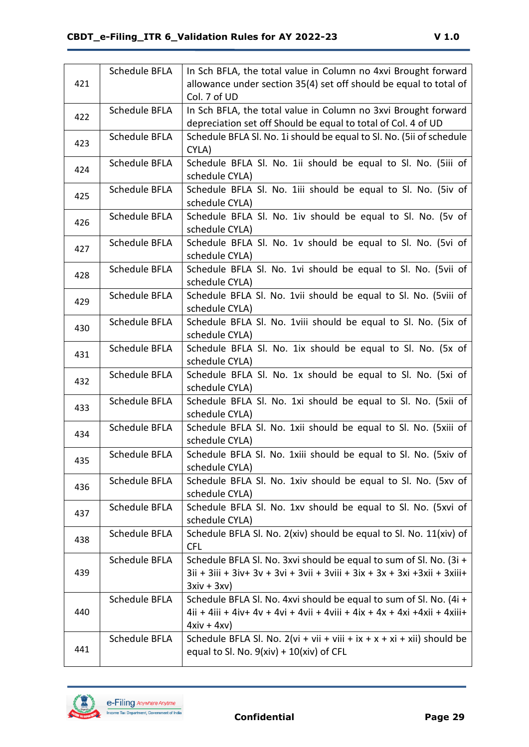| | | |
|---|---|---|
| 421 | Schedule BFLA | In Sch BFLA, the total value in Column no 4xvi Brought forward allowance under section 35(4) set off should be equal to total of Col. 7 of UD |
| 422 | Schedule BFLA | In Sch BFLA, the total value in Column no 3xvi Brought forward depreciation set off Should be equal to total of Col. 4 of UD |
| 423 | Schedule BFLA | Schedule BFLA Sl. No. 1i should be equal to Sl. No. (5ii of schedule CYLA) |
| 424 | Schedule BFLA | Schedule BFLA Sl. No. 1ii should be equal to Sl. No. (5iii of schedule CYLA) |
| 425 | Schedule BFLA | Schedule BFLA Sl. No. 1iii should be equal to Sl. No. (5iv of schedule CYLA) |
| 426 | Schedule BFLA | Schedule BFLA Sl. No. 1iv should be equal to Sl. No. (5v of schedule CYLA) |
| 427 | Schedule BFLA | Schedule BFLA Sl. No. 1v should be equal to Sl. No. (5vi of schedule CYLA) |
| 428 | Schedule BFLA | Schedule BFLA Sl. No. 1vi should be equal to Sl. No. (5vii of schedule CYLA) |
| 429 | Schedule BFLA | Schedule BFLA Sl. No. 1vii should be equal to Sl. No. (5viii of schedule CYLA) |
| 430 | Schedule BFLA | Schedule BFLA Sl. No. 1viii should be equal to Sl. No. (5ix of schedule CYLA) |
| 431 | Schedule BFLA | Schedule BFLA Sl. No. 1ix should be equal to Sl. No. (5x of schedule CYLA) |
| 432 | Schedule BFLA | Schedule BFLA Sl. No. 1x should be equal to Sl. No. (5xi of schedule CYLA) |
| 433 | Schedule BFLA | Schedule BFLA Sl. No. 1xi should be equal to Sl. No. (5xii of schedule CYLA) |
| 434 | Schedule BFLA | Schedule BFLA Sl. No. 1xii should be equal to Sl. No. (5xiii of schedule CYLA) |
| 435 | Schedule BFLA | Schedule BFLA Sl. No. 1xiii should be equal to Sl. No. (5xiv of schedule CYLA) |
| 436 | Schedule BFLA | Schedule BFLA Sl. No. 1xiv should be equal to Sl. No. (5xv of schedule CYLA) |
| 437 | Schedule BFLA | Schedule BFLA Sl. No. 1xv should be equal to Sl. No. (5xvi of schedule CYLA) |
| 438 | Schedule BFLA | Schedule BFLA Sl. No. 2(xiv) should be equal to Sl. No. 11(xiv) of CFL |
| 439 | Schedule BFLA | Schedule BFLA Sl. No. 3xvi should be equal to sum of Sl. No. (3i + 3ii + 3iii + 3iv+ 3v + 3vi + 3vii + 3viii + 3ix + 3x + 3xi +3xii + 3xiii+ 3xiv + 3xv) |
| 440 | Schedule BFLA | Schedule BFLA Sl. No. 4xvi should be equal to sum of Sl. No. (4i + 4ii + 4iii + 4iv+ 4v + 4vi + 4vii + 4viii + 4ix + 4x + 4xi +4xii + 4xiii+ 4xiv + 4xv) |
| 441 | Schedule BFLA | Schedule BFLA Sl. No. 2(vi + vii + viii + ix + x + xi + xii) should be equal to Sl. No. 9(xiv) + 10(xiv) of CFL |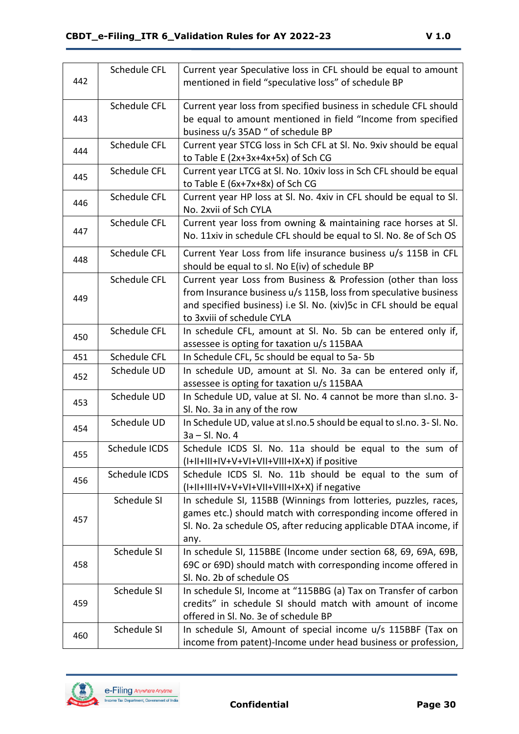| | | |
|---|---|---|
| 442 | Schedule CFL | Current year Speculative loss in CFL should be equal to amount mentioned in field "speculative loss" of schedule BP |
| 443 | Schedule CFL | Current year loss from specified business in schedule CFL should be equal to amount mentioned in field "Income from specified business u/s 35AD " of schedule BP |
| 444 | Schedule CFL | Current year STCG loss in Sch CFL at Sl. No. 9xiv should be equal to Table E (2x+3x+4x+5x) of Sch CG |
| 445 | Schedule CFL | Current year LTCG at Sl. No. 10xiv loss in Sch CFL should be equal to Table E (6x+7x+8x) of Sch CG |
| 446 | Schedule CFL | Current year HP loss at Sl. No. 4xiv in CFL should be equal to Sl. No. 2xvii of Sch CYLA |
| 447 | Schedule CFL | Current year loss from owning & maintaining race horses at Sl. No. 11xiv in schedule CFL should be equal to Sl. No. 8e of Sch OS |
| 448 | Schedule CFL | Current Year Loss from life insurance business u/s 115B in CFL should be equal to sl. No E(iv) of schedule BP |
| 449 | Schedule CFL | Current year Loss from Business & Profession (other than loss from Insurance business u/s 115B, loss from speculative business and specified business) i.e Sl. No. (xiv)5c in CFL should be equal to 3xviii of schedule CYLA |
| 450 | Schedule CFL | In schedule CFL, amount at Sl. No. 5b can be entered only if, assessee is opting for taxation u/s 115BAA |
| 451 | Schedule CFL | In Schedule CFL, 5c should be equal to 5a- 5b |
| 452 | Schedule UD | In schedule UD, amount at Sl. No. 3a can be entered only if, assessee is opting for taxation u/s 115BAA |
| 453 | Schedule UD | In Schedule UD, value at Sl. No. 4 cannot be more than sl.no. 3- Sl. No. 3a in any of the row |
| 454 | Schedule UD | In Schedule UD, value at sl.no.5 should be equal to sl.no. 3- Sl. No. 3a – Sl. No. 4 |
| 455 | Schedule ICDS | Schedule ICDS Sl. No. 11a should be equal to the sum of (I+II+III+IV+V+VI+VII+VIII+IX+X) if positive |
| 456 | Schedule ICDS | Schedule ICDS Sl. No. 11b should be equal to the sum of (I+II+III+IV+V+VI+VII+VIII+IX+X) if negative |
| 457 | Schedule SI | In schedule SI, 115BB (Winnings from lotteries, puzzles, races, games etc.) should match with corresponding income offered in Sl. No. 2a schedule OS, after reducing applicable DTAA income, if any. |
| 458 | Schedule SI | In schedule SI, 115BBE (Income under section 68, 69, 69A, 69B, 69C or 69D) should match with corresponding income offered in Sl. No. 2b of schedule OS |
| 459 | Schedule SI | In schedule SI, Income at "115BBG (a) Tax on Transfer of carbon credits" in schedule SI should match with amount of income offered in Sl. No. 3e of schedule BP |
| 460 | Schedule SI | In schedule SI, Amount of special income u/s 115BBF (Tax on income from patent)-Income under head business or profession, |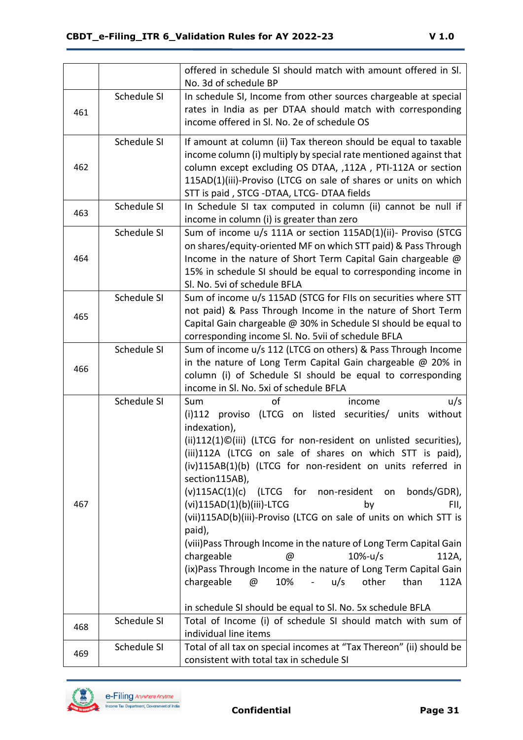| | | |
|---|---|---|
| | | offered in schedule SI should match with amount offered in Sl. No. 3d of schedule BP |
| 461 | Schedule SI | In schedule SI, Income from other sources chargeable at special rates in India as per DTAA should match with corresponding income offered in Sl. No. 2e of schedule OS |
| 462 | Schedule SI | If amount at column (ii) Tax thereon should be equal to taxable income column (i) multiply by special rate mentioned against that column except excluding OS DTAA, ,112A , PTI-112A or section 115AD(1)(iii)-Proviso (LTCG on sale of shares or units on which STT is paid , STCG -DTAA, LTCG- DTAA fields |
| 463 | Schedule SI | In Schedule SI tax computed in column (ii) cannot be null if income in column (i) is greater than zero |
| 464 | Schedule SI | Sum of income u/s 111A or section 115AD(1)(ii)- Proviso (STCG on shares/equity-oriented MF on which STT paid) & Pass Through Income in the nature of Short Term Capital Gain chargeable @ 15% in schedule SI should be equal to corresponding income in Sl. No. 5vi of schedule BFLA |
| 465 | Schedule SI | Sum of income u/s 115AD (STCG for FIIs on securities where STT not paid) & Pass Through Income in the nature of Short Term Capital Gain chargeable @ 30% in Schedule SI should be equal to corresponding income Sl. No. 5vii of schedule BFLA |
| 466 | Schedule SI | Sum of income u/s 112 (LTCG on others) & Pass Through Income in the nature of Long Term Capital Gain chargeable @ 20% in column (i) of Schedule SI should be equal to corresponding income in Sl. No. 5xi of schedule BFLA |
| 467 | Schedule SI | Sum of income u/s (i)112 proviso (LTCG on listed securities/ units without indexation), (ii)112(1)©(iii) (LTCG for non-resident on unlisted securities), (iii)112A (LTCG on sale of shares on which STT is paid), (iv)115AB(1)(b) (LTCG for non-resident on units referred in section115AB), (v)115AC(1)(c) (LTCG for non-resident on bonds/GDR), (vi)115AD(1)(b)(iii)-LTCG by FII, (vii)115AD(b)(iii)-Proviso (LTCG on sale of units on which STT is paid), (viii)Pass Through Income in the nature of Long Term Capital Gain chargeable @ 10%-u/s 112A, (ix)Pass Through Income in the nature of Long Term Capital Gain chargeable @ 10% - u/s other than 112A<br><br>in schedule SI should be equal to Sl. No. 5x schedule BFLA |
| 468 | Schedule SI | Total of Income (i) of schedule SI should match with sum of individual line items |
| 469 | Schedule SI | Total of all tax on special incomes at "Tax Thereon" (ii) should be consistent with total tax in schedule SI |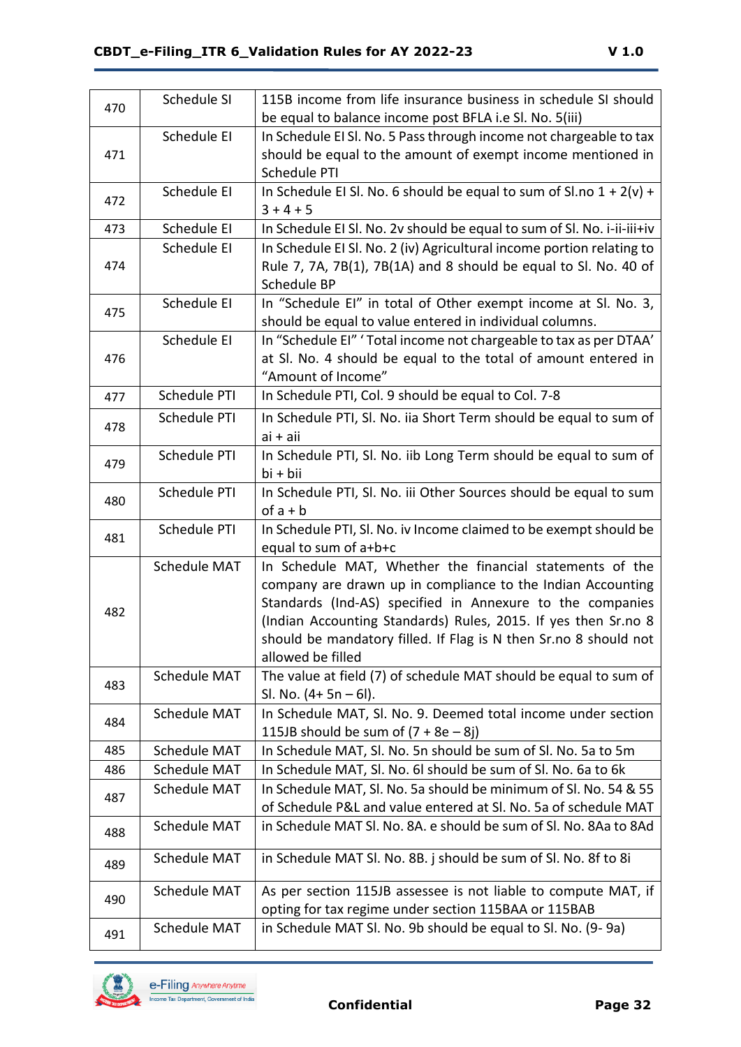| 470 | Schedule SI | 115B income from life insurance business in schedule SI should be equal to balance income post BFLA i.e Sl. No. 5(iii) |
|---|---|---|
| 471 | Schedule EI | In Schedule EI Sl. No. 5 Pass through income not chargeable to tax should be equal to the amount of exempt income mentioned in Schedule PTI |
| 472 | Schedule EI | In Schedule EI Sl. No. 6 should be equal to sum of Sl.no 1 + 2(v) + 3 + 4 + 5 |
| 473 | Schedule EI | In Schedule EI Sl. No. 2v should be equal to sum of Sl. No. i-ii-iii+iv |
| 474 | Schedule EI | In Schedule EI Sl. No. 2 (iv) Agricultural income portion relating to Rule 7, 7A, 7B(1), 7B(1A) and 8 should be equal to Sl. No. 40 of Schedule BP |
| 475 | Schedule EI | In "Schedule EI" in total of Other exempt income at Sl. No. 3, should be equal to value entered in individual columns. |
| 476 | Schedule EI | In "Schedule EI" ' Total income not chargeable to tax as per DTAA' at Sl. No. 4 should be equal to the total of amount entered in "Amount of Income" |
| 477 | Schedule PTI | In Schedule PTI, Col. 9 should be equal to Col. 7-8 |
| 478 | Schedule PTI | In Schedule PTI, Sl. No. iia Short Term should be equal to sum of ai + aii |
| 479 | Schedule PTI | In Schedule PTI, Sl. No. iib Long Term should be equal to sum of bi + bii |
| 480 | Schedule PTI | In Schedule PTI, Sl. No. iii Other Sources should be equal to sum of a + b |
| 481 | Schedule PTI | In Schedule PTI, Sl. No. iv Income claimed to be exempt should be equal to sum of a+b+c |
| 482 | Schedule MAT | In Schedule MAT, Whether the financial statements of the company are drawn up in compliance to the Indian Accounting Standards (Ind-AS) specified in Annexure to the companies (Indian Accounting Standards) Rules, 2015. If yes then Sr.no 8 should be mandatory filled. If Flag is N then Sr.no 8 should not allowed be filled |
| 483 | Schedule MAT | The value at field (7) of schedule MAT should be equal to sum of Sl. No. (4+ 5n – 6l). |
| 484 | Schedule MAT | In Schedule MAT, Sl. No. 9. Deemed total income under section 115JB should be sum of (7 + 8e – 8j) |
| 485 | Schedule MAT | In Schedule MAT, Sl. No. 5n should be sum of Sl. No. 5a to 5m |
| 486 | Schedule MAT | In Schedule MAT, Sl. No. 6l should be sum of Sl. No. 6a to 6k |
| 487 | Schedule MAT | In Schedule MAT, Sl. No. 5a should be minimum of Sl. No. 54 & 55 of Schedule P&L and value entered at Sl. No. 5a of schedule MAT |
| 488 | Schedule MAT | in Schedule MAT Sl. No. 8A. e should be sum of Sl. No. 8Aa to 8Ad |
| 489 | Schedule MAT | in Schedule MAT Sl. No. 8B. j should be sum of Sl. No. 8f to 8i |
| 490 | Schedule MAT | As per section 115JB assessee is not liable to compute MAT, if opting for tax regime under section 115BAA or 115BAB |
| 491 | Schedule MAT | in Schedule MAT Sl. No. 9b should be equal to Sl. No. (9- 9a) |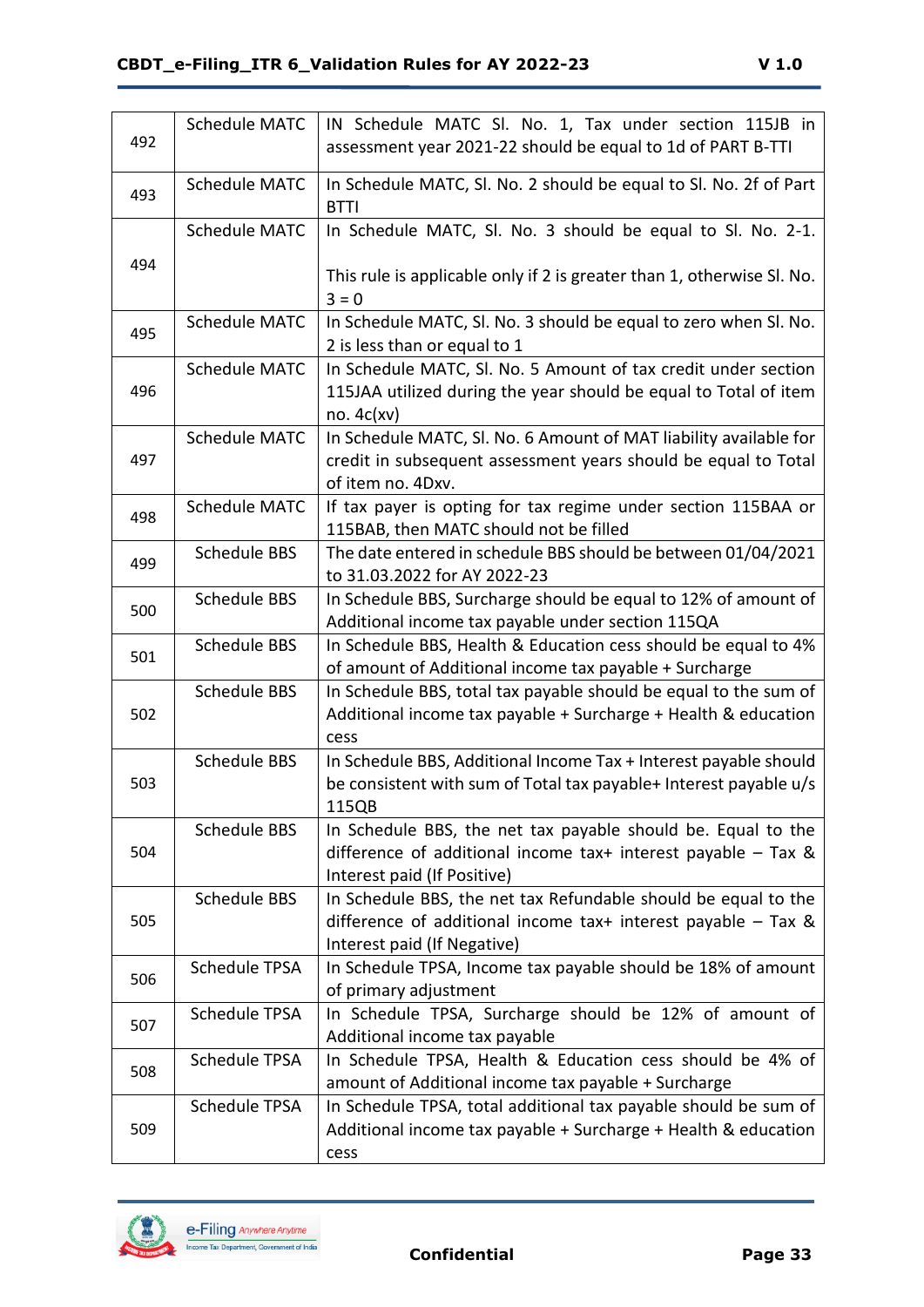| 492 | Schedule MATC | IN Schedule MATC Sl. No. 1, Tax under section 115JB in assessment year 2021-22 should be equal to 1d of PART B-TTI |
|---|---|---|
| 493 | Schedule MATC | In Schedule MATC, Sl. No. 2 should be equal to Sl. No. 2f of Part BTTI |
| 494 | Schedule MATC | In Schedule MATC, Sl. No. 3 should be equal to Sl. No. 2-1.<br><br>This rule is applicable only if 2 is greater than 1, otherwise Sl. No. 3 = 0 |
| 495 | Schedule MATC | In Schedule MATC, Sl. No. 3 should be equal to zero when Sl. No. 2 is less than or equal to 1 |
| 496 | Schedule MATC | In Schedule MATC, Sl. No. 5 Amount of tax credit under section 115JAA utilized during the year should be equal to Total of item no. 4c(xv) |
| 497 | Schedule MATC | In Schedule MATC, Sl. No. 6 Amount of MAT liability available for credit in subsequent assessment years should be equal to Total of item no. 4Dxv. |
| 498 | Schedule MATC | If tax payer is opting for tax regime under section 115BAA or 115BAB, then MATC should not be filled |
| 499 | Schedule BBS | The date entered in schedule BBS should be between 01/04/2021 to 31.03.2022 for AY 2022-23 |
| 500 | Schedule BBS | In Schedule BBS, Surcharge should be equal to 12% of amount of Additional income tax payable under section 115QA |
| 501 | Schedule BBS | In Schedule BBS, Health & Education cess should be equal to 4% of amount of Additional income tax payable + Surcharge |
| 502 | Schedule BBS | In Schedule BBS, total tax payable should be equal to the sum of Additional income tax payable + Surcharge + Health & education cess |
| 503 | Schedule BBS | In Schedule BBS, Additional Income Tax + Interest payable should be consistent with sum of Total tax payable+ Interest payable u/s 115QB |
| 504 | Schedule BBS | In Schedule BBS, the net tax payable should be. Equal to the difference of additional income tax+ interest payable – Tax & Interest paid (If Positive) |
| 505 | Schedule BBS | In Schedule BBS, the net tax Refundable should be equal to the difference of additional income tax+ interest payable – Tax & Interest paid (If Negative) |
| 506 | Schedule TPSA | In Schedule TPSA, Income tax payable should be 18% of amount of primary adjustment |
| 507 | Schedule TPSA | In Schedule TPSA, Surcharge should be 12% of amount of Additional income tax payable |
| 508 | Schedule TPSA | In Schedule TPSA, Health & Education cess should be 4% of amount of Additional income tax payable + Surcharge |
| 509 | Schedule TPSA | In Schedule TPSA, total additional tax payable should be sum of Additional income tax payable + Surcharge + Health & education cess |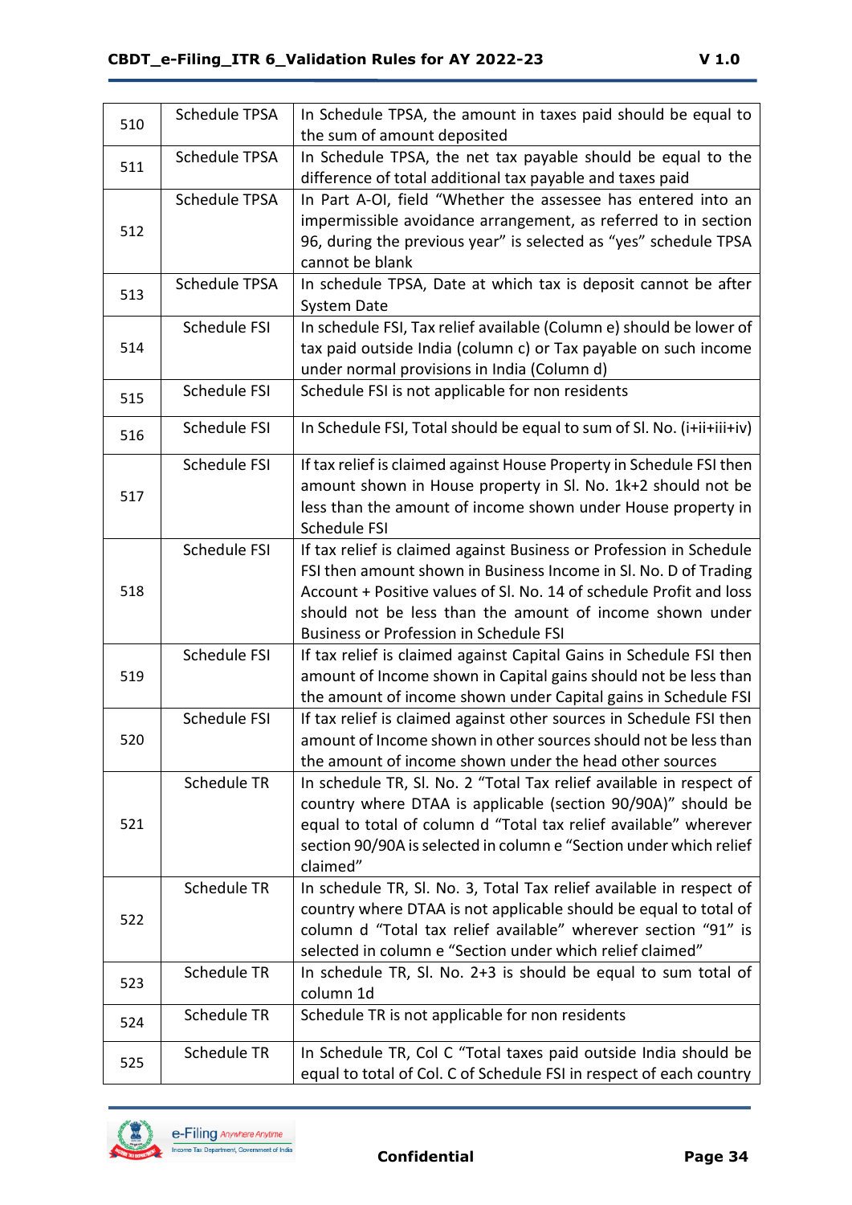| 510 | Schedule TPSA | In Schedule TPSA, the amount in taxes paid should be equal to the sum of amount deposited |
|---|---|---|
| 511 | Schedule TPSA | In Schedule TPSA, the net tax payable should be equal to the difference of total additional tax payable and taxes paid |
| 512 | Schedule TPSA | In Part A-OI, field “Whether the assessee has entered into an impermissible avoidance arrangement, as referred to in section 96, during the previous year” is selected as “yes” schedule TPSA cannot be blank |
| 513 | Schedule TPSA | In schedule TPSA, Date at which tax is deposit cannot be after System Date |
| 514 | Schedule FSI | In schedule FSI, Tax relief available (Column e) should be lower of tax paid outside India (column c) or Tax payable on such income under normal provisions in India (Column d) |
| 515 | Schedule FSI | Schedule FSI is not applicable for non residents |
| 516 | Schedule FSI | In Schedule FSI, Total should be equal to sum of Sl. No. (i+ii+iii+iv) |
| 517 | Schedule FSI | If tax relief is claimed against House Property in Schedule FSI then amount shown in House property in Sl. No. 1k+2 should not be less than the amount of income shown under House property in Schedule FSI |
| 518 | Schedule FSI | If tax relief is claimed against Business or Profession in Schedule FSI then amount shown in Business Income in Sl. No. D of Trading Account + Positive values of Sl. No. 14 of schedule Profit and loss should not be less than the amount of income shown under Business or Profession in Schedule FSI |
| 519 | Schedule FSI | If tax relief is claimed against Capital Gains in Schedule FSI then amount of Income shown in Capital gains should not be less than the amount of income shown under Capital gains in Schedule FSI |
| 520 | Schedule FSI | If tax relief is claimed against other sources in Schedule FSI then amount of Income shown in other sources should not be less than the amount of income shown under the head other sources |
| 521 | Schedule TR | In schedule TR, Sl. No. 2 “Total Tax relief available in respect of country where DTAA is applicable (section 90/90A)” should be equal to total of column d “Total tax relief available” wherever section 90/90A is selected in column e “Section under which relief claimed” |
| 522 | Schedule TR | In schedule TR, Sl. No. 3, Total Tax relief available in respect of country where DTAA is not applicable should be equal to total of column d “Total tax relief available” wherever section “91” is selected in column e “Section under which relief claimed” |
| 523 | Schedule TR | In schedule TR, Sl. No. 2+3 is should be equal to sum total of column 1d |
| 524 | Schedule TR | Schedule TR is not applicable for non residents |
| 525 | Schedule TR | In Schedule TR, Col C “Total taxes paid outside India should be equal to total of Col. C of Schedule FSI in respect of each country |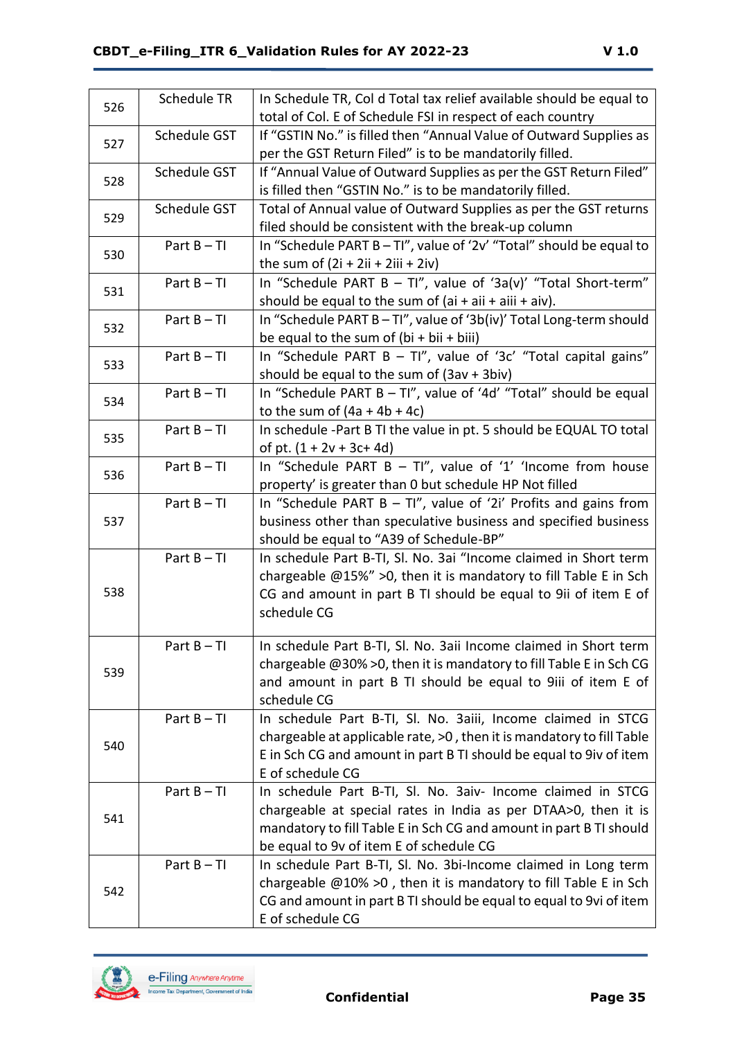| 526 | Schedule TR | In Schedule TR, Col d Total tax relief available should be equal to total of Col. E of Schedule FSI in respect of each country |
|---|---|---|
| 527 | Schedule GST | If “GSTIN No.” is filled then “Annual Value of Outward Supplies as per the GST Return Filed” is to be mandatorily filled. |
| 528 | Schedule GST | If “Annual Value of Outward Supplies as per the GST Return Filed” is filled then “GSTIN No.” is to be mandatorily filled. |
| 529 | Schedule GST | Total of Annual value of Outward Supplies as per the GST returns filed should be consistent with the break-up column |
| 530 | Part B – TI | In “Schedule PART B – TI”, value of ‘2v’ “Total” should be equal to the sum of (2i + 2ii + 2iii + 2iv) |
| 531 | Part B – TI | In “Schedule PART B – TI”, value of ‘3a(v)’ “Total Short-term” should be equal to the sum of (ai + aii + aiii + aiv). |
| 532 | Part B – TI | In “Schedule PART B – TI”, value of ‘3b(iv)’ Total Long-term should be equal to the sum of (bi + bii + biii) |
| 533 | Part B – TI | In “Schedule PART B – TI”, value of ‘3c’ “Total capital gains” should be equal to the sum of (3av + 3biv) |
| 534 | Part B – TI | In “Schedule PART B – TI”, value of ‘4d’ “Total” should be equal to the sum of (4a + 4b + 4c) |
| 535 | Part B – TI | In schedule -Part B TI the value in pt. 5 should be EQUAL TO total of pt. (1 + 2v + 3c+ 4d) |
| 536 | Part B – TI | In “Schedule PART B – TI”, value of ‘1’ ‘Income from house property’ is greater than 0 but schedule HP Not filled |
| 537 | Part B – TI | In “Schedule PART B – TI”, value of ‘2i’ Profits and gains from business other than speculative business and specified business should be equal to “A39 of Schedule-BP” |
| 538 | Part B – TI | In schedule Part B-TI, Sl. No. 3ai “Income claimed in Short term chargeable @15%” >0, then it is mandatory to fill Table E in Sch CG and amount in part B TI should be equal to 9ii of item E of schedule CG |
| 539 | Part B – TI | In schedule Part B-TI, Sl. No. 3aii Income claimed in Short term chargeable @30% >0, then it is mandatory to fill Table E in Sch CG and amount in part B TI should be equal to 9iii of item E of schedule CG |
| 540 | Part B – TI | In schedule Part B-TI, Sl. No. 3aiii, Income claimed in STCG chargeable at applicable rate, >0 , then it is mandatory to fill Table E in Sch CG and amount in part B TI should be equal to 9iv of item E of schedule CG |
| 541 | Part B – TI | In schedule Part B-TI, Sl. No. 3aiv- Income claimed in STCG chargeable at special rates in India as per DTAA>0, then it is mandatory to fill Table E in Sch CG and amount in part B TI should be equal to 9v of item E of schedule CG |
| 542 | Part B – TI | In schedule Part B-TI, Sl. No. 3bi-Income claimed in Long term chargeable @10% >0 , then it is mandatory to fill Table E in Sch CG and amount in part B TI should be equal to equal to 9vi of item E of schedule CG |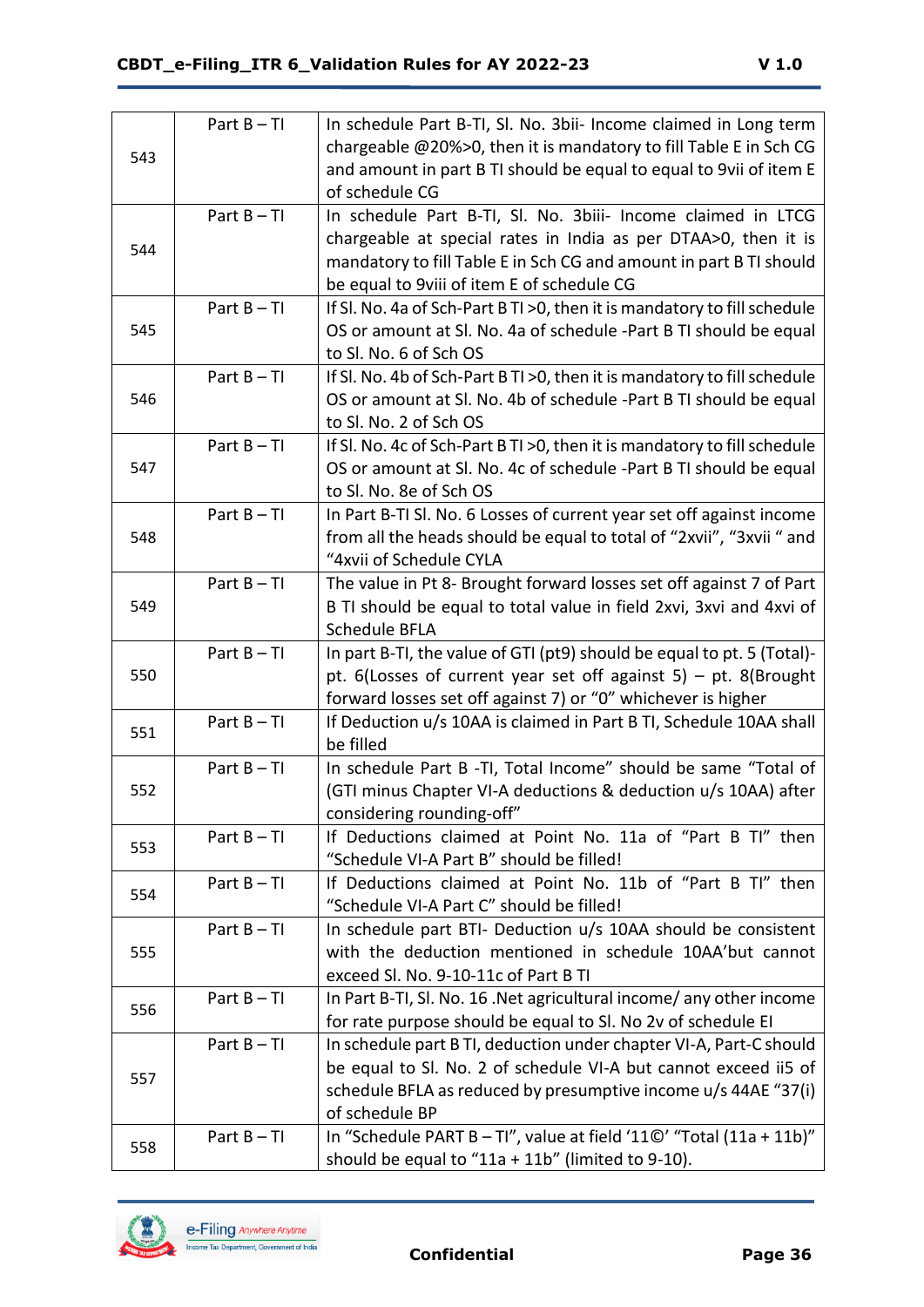| 543 | Part B – TI | In schedule Part B-TI, Sl. No. 3bii- Income claimed in Long term chargeable @20%>0, then it is mandatory to fill Table E in Sch CG and amount in part B TI should be equal to equal to 9vii of item E of schedule CG |
|---|---|---|
| 544 | Part B – TI | In schedule Part B-TI, Sl. No. 3biii- Income claimed in LTCG chargeable at special rates in India as per DTAA>0, then it is mandatory to fill Table E in Sch CG and amount in part B TI should be equal to 9viii of item E of schedule CG |
| 545 | Part B – TI | If Sl. No. 4a of Sch-Part B TI >0, then it is mandatory to fill schedule OS or amount at Sl. No. 4a of schedule -Part B TI should be equal to Sl. No. 6 of Sch OS |
| 546 | Part B – TI | If Sl. No. 4b of Sch-Part B TI >0, then it is mandatory to fill schedule OS or amount at Sl. No. 4b of schedule -Part B TI should be equal to Sl. No. 2 of Sch OS |
| 547 | Part B – TI | If Sl. No. 4c of Sch-Part B TI >0, then it is mandatory to fill schedule OS or amount at Sl. No. 4c of schedule -Part B TI should be equal to Sl. No. 8e of Sch OS |
| 548 | Part B – TI | In Part B-TI Sl. No. 6 Losses of current year set off against income from all the heads should be equal to total of "2xvii", "3xvii " and "4xvii of Schedule CYLA |
| 549 | Part B – TI | The value in Pt 8- Brought forward losses set off against 7 of Part B TI should be equal to total value in field 2xvi, 3xvi and 4xvi of Schedule BFLA |
| 550 | Part B – TI | In part B-TI, the value of GTI (pt9) should be equal to pt. 5 (Total)- pt. 6(Losses of current year set off against 5) – pt. 8(Brought forward losses set off against 7) or "0" whichever is higher |
| 551 | Part B – TI | If Deduction u/s 10AA is claimed in Part B TI, Schedule 10AA shall be filled |
| 552 | Part B – TI | In schedule Part B -TI, Total Income" should be same "Total of (GTI minus Chapter VI-A deductions & deduction u/s 10AA) after considering rounding-off" |
| 553 | Part B – TI | If Deductions claimed at Point No. 11a of "Part B TI" then "Schedule VI-A Part B" should be filled! |
| 554 | Part B – TI | If Deductions claimed at Point No. 11b of "Part B TI" then "Schedule VI-A Part C" should be filled! |
| 555 | Part B – TI | In schedule part BTI- Deduction u/s 10AA should be consistent with the deduction mentioned in schedule 10AA'but cannot exceed Sl. No. 9-10-11c of Part B TI |
| 556 | Part B – TI | In Part B-TI, Sl. No. 16 .Net agricultural income/ any other income for rate purpose should be equal to Sl. No 2v of schedule EI |
| 557 | Part B – TI | In schedule part B TI, deduction under chapter VI-A, Part-C should be equal to Sl. No. 2 of schedule VI-A but cannot exceed ii5 of schedule BFLA as reduced by presumptive income u/s 44AE "37(i) of schedule BP |
| 558 | Part B – TI | In "Schedule PART B – TI", value at field '11©' "Total (11a + 11b)" should be equal to "11a + 11b" (limited to 9-10). |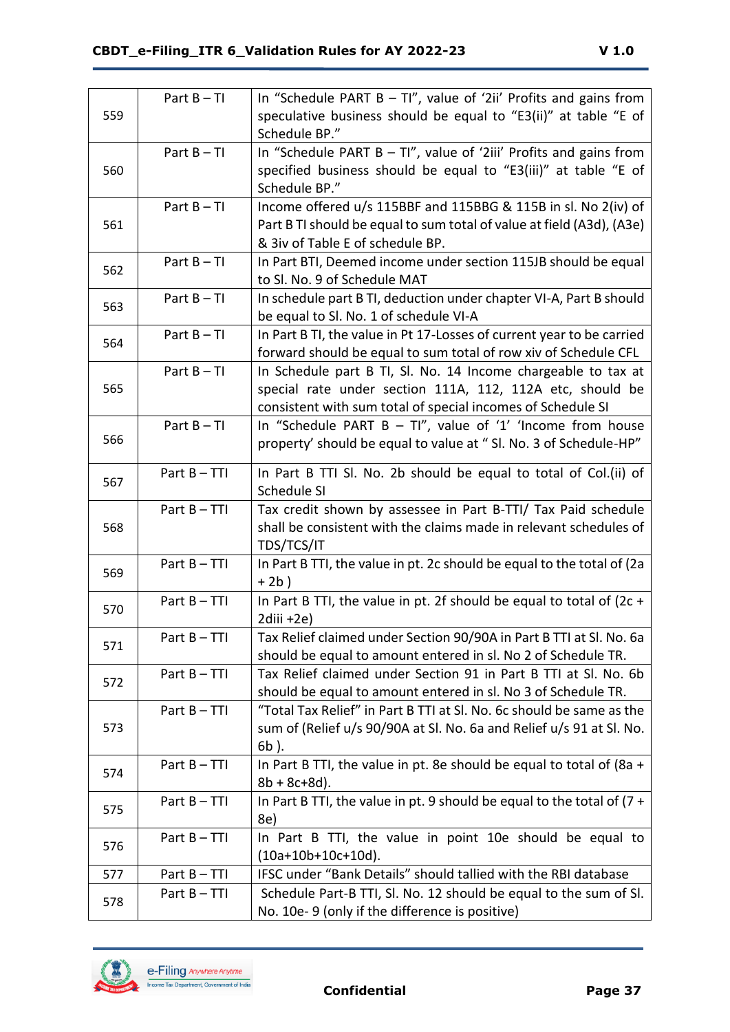| 559 | Part B – TI | In “Schedule PART B – TI”, value of ‘2ii’ Profits and gains from speculative business should be equal to “E3(ii)” at table “E of Schedule BP.” |
|---|---|---|
| 560 | Part B – TI | In “Schedule PART B – TI”, value of ‘2iii’ Profits and gains from specified business should be equal to “E3(iii)” at table “E of Schedule BP.” |
| 561 | Part B – TI | Income offered u/s 115BBF and 115BBG & 115B in sl. No 2(iv) of Part B TI should be equal to sum total of value at field (A3d), (A3e) & 3iv of Table E of schedule BP. |
| 562 | Part B – TI | In Part BTI, Deemed income under section 115JB should be equal to Sl. No. 9 of Schedule MAT |
| 563 | Part B – TI | In schedule part B TI, deduction under chapter VI-A, Part B should be equal to Sl. No. 1 of schedule VI-A |
| 564 | Part B – TI | In Part B TI, the value in Pt 17-Losses of current year to be carried forward should be equal to sum total of row xiv of Schedule CFL |
| 565 | Part B – TI | In Schedule part B TI, Sl. No. 14 Income chargeable to tax at special rate under section 111A, 112, 112A etc, should be consistent with sum total of special incomes of Schedule SI |
| 566 | Part B – TI | In “Schedule PART B – TI”, value of ‘1’ ‘Income from house property’ should be equal to value at “ Sl. No. 3 of Schedule-HP” |
| 567 | Part B – TTI | In Part B TTI Sl. No. 2b should be equal to total of Col.(ii) of Schedule SI |
| 568 | Part B – TTI | Tax credit shown by assessee in Part B-TTI/ Tax Paid schedule shall be consistent with the claims made in relevant schedules of TDS/TCS/IT |
| 569 | Part B – TTI | In Part B TTI, the value in pt. 2c should be equal to the total of (2a + 2b ) |
| 570 | Part B – TTI | In Part B TTI, the value in pt. 2f should be equal to total of (2c + 2diii +2e) |
| 571 | Part B – TTI | Tax Relief claimed under Section 90/90A in Part B TTI at Sl. No. 6a should be equal to amount entered in sl. No 2 of Schedule TR. |
| 572 | Part B – TTI | Tax Relief claimed under Section 91 in Part B TTI at Sl. No. 6b should be equal to amount entered in sl. No 3 of Schedule TR. |
| 573 | Part B – TTI | “Total Tax Relief” in Part B TTI at Sl. No. 6c should be same as the sum of (Relief u/s 90/90A at Sl. No. 6a and Relief u/s 91 at Sl. No. 6b ). |
| 574 | Part B – TTI | In Part B TTI, the value in pt. 8e should be equal to total of (8a + 8b + 8c+8d). |
| 575 | Part B – TTI | In Part B TTI, the value in pt. 9 should be equal to the total of (7 + 8e) |
| 576 | Part B – TTI | In Part B TTI, the value in point 10e should be equal to (10a+10b+10c+10d). |
| 577 | Part B – TTI | IFSC under “Bank Details” should tallied with the RBI database |
| 578 | Part B – TTI | Schedule Part-B TTI, Sl. No. 12 should be equal to the sum of Sl. No. 10e- 9 (only if the difference is positive) |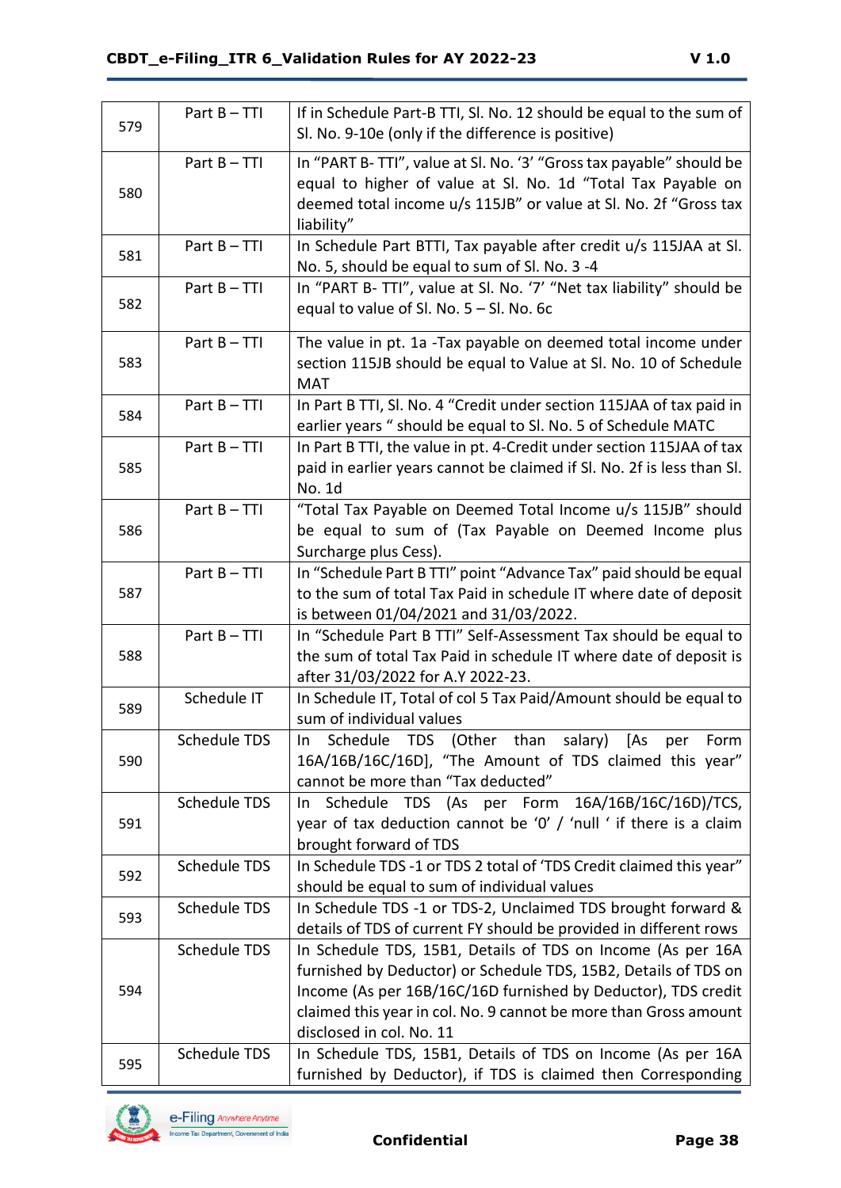| | | |
|---|---|---|
| 579 | Part B – TTI | If in Schedule Part-B TTI, Sl. No. 12 should be equal to the sum of Sl. No. 9-10e (only if the difference is positive) |
| 580 | Part B – TTI | In "PART B- TTI", value at Sl. No. '3' "Gross tax payable" should be equal to higher of value at Sl. No. 1d "Total Tax Payable on deemed total income u/s 115JB" or value at Sl. No. 2f "Gross tax liability" |
| 581 | Part B – TTI | In Schedule Part BTTI, Tax payable after credit u/s 115JAA at Sl. No. 5, should be equal to sum of Sl. No. 3 -4 |
| 582 | Part B – TTI | In "PART B- TTI", value at Sl. No. '7' "Net tax liability" should be equal to value of Sl. No. 5 – Sl. No. 6c |
| 583 | Part B – TTI | The value in pt. 1a -Tax payable on deemed total income under section 115JB should be equal to Value at Sl. No. 10 of Schedule MAT |
| 584 | Part B – TTI | In Part B TTI, Sl. No. 4 "Credit under section 115JAA of tax paid in earlier years " should be equal to Sl. No. 5 of Schedule MATC |
| 585 | Part B – TTI | In Part B TTI, the value in pt. 4-Credit under section 115JAA of tax paid in earlier years cannot be claimed if Sl. No. 2f is less than Sl. No. 1d |
| 586 | Part B – TTI | "Total Tax Payable on Deemed Total Income u/s 115JB" should be equal to sum of (Tax Payable on Deemed Income plus Surcharge plus Cess). |
| 587 | Part B – TTI | In "Schedule Part B TTI" point "Advance Tax" paid should be equal to the sum of total Tax Paid in schedule IT where date of deposit is between 01/04/2021 and 31/03/2022. |
| 588 | Part B – TTI | In "Schedule Part B TTI" Self-Assessment Tax should be equal to the sum of total Tax Paid in schedule IT where date of deposit is after 31/03/2022 for A.Y 2022-23. |
| 589 | Schedule IT | In Schedule IT, Total of col 5 Tax Paid/Amount should be equal to sum of individual values |
| 590 | Schedule TDS | In Schedule TDS (Other than salary) [As per Form 16A/16B/16C/16D], "The Amount of TDS claimed this year" cannot be more than "Tax deducted" |
| 591 | Schedule TDS | In Schedule TDS (As per Form 16A/16B/16C/16D)/TCS, year of tax deduction cannot be '0' / 'null ' if there is a claim brought forward of TDS |
| 592 | Schedule TDS | In Schedule TDS -1 or TDS 2 total of 'TDS Credit claimed this year" should be equal to sum of individual values |
| 593 | Schedule TDS | In Schedule TDS -1 or TDS-2, Unclaimed TDS brought forward & details of TDS of current FY should be provided in different rows |
| 594 | Schedule TDS | In Schedule TDS, 15B1, Details of TDS on Income (As per 16A furnished by Deductor) or Schedule TDS, 15B2, Details of TDS on Income (As per 16B/16C/16D furnished by Deductor), TDS credit claimed this year in col. No. 9 cannot be more than Gross amount disclosed in col. No. 11 |
| 595 | Schedule TDS | In Schedule TDS, 15B1, Details of TDS on Income (As per 16A furnished by Deductor), if TDS is claimed then Corresponding |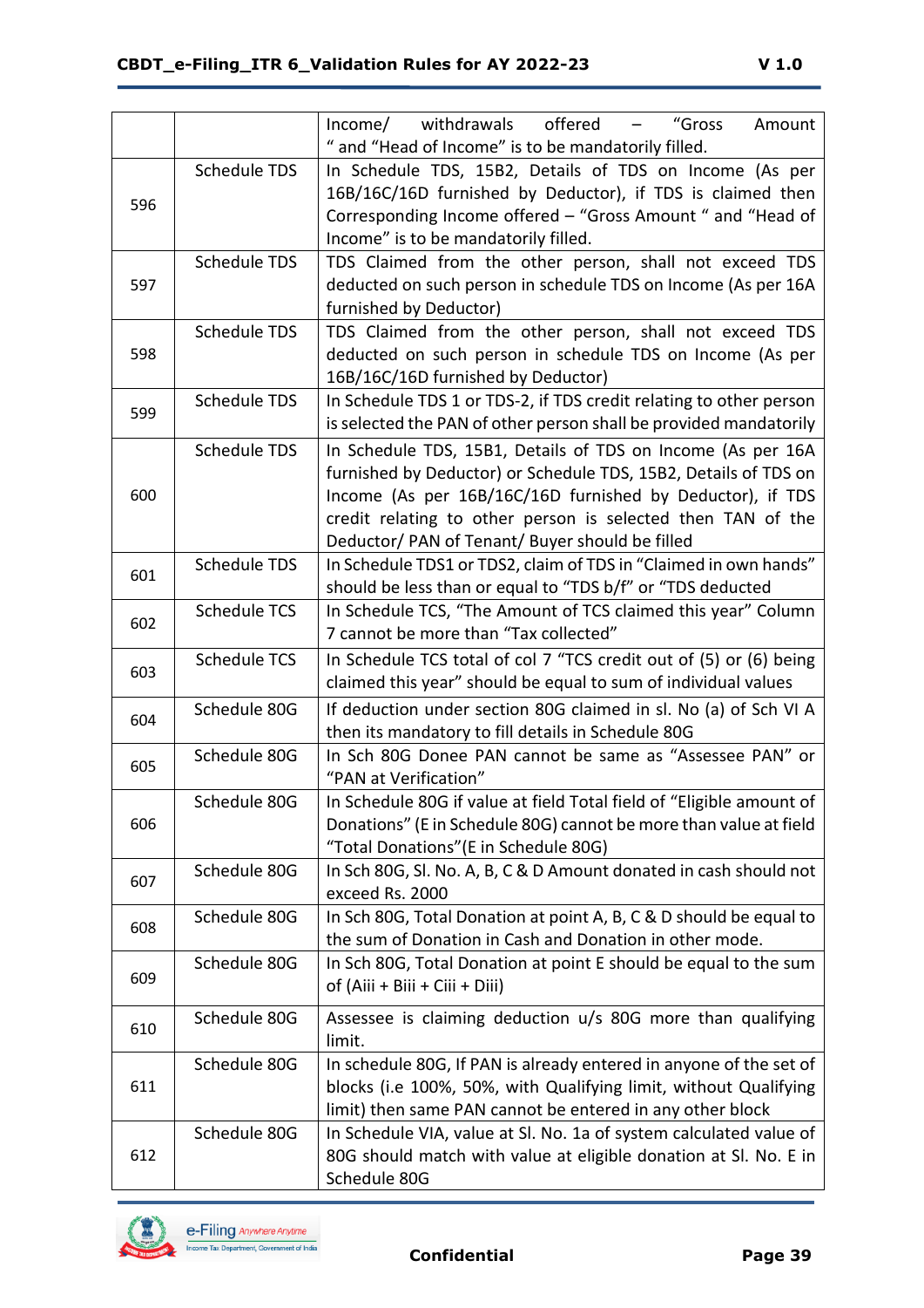| | | |
|---|---|---|
| | | Income/ withdrawals offered – "Gross Amount " and "Head of Income" is to be mandatory filled. |
| 596 | Schedule TDS | In Schedule TDS, 15B2, Details of TDS on Income (As per 16B/16C/16D furnished by Deductor), if TDS is claimed then Corresponding Income offered – "Gross Amount " and "Head of Income" is to be mandatorily filled. |
| 597 | Schedule TDS | TDS Claimed from the other person, shall not exceed TDS deducted on such person in schedule TDS on Income (As per 16A furnished by Deductor) |
| 598 | Schedule TDS | TDS Claimed from the other person, shall not exceed TDS deducted on such person in schedule TDS on Income (As per 16B/16C/16D furnished by Deductor) |
| 599 | Schedule TDS | In Schedule TDS 1 or TDS-2, if TDS credit relating to other person is selected the PAN of other person shall be provided mandatorily |
| 600 | Schedule TDS | In Schedule TDS, 15B1, Details of TDS on Income (As per 16A furnished by Deductor) or Schedule TDS, 15B2, Details of TDS on Income (As per 16B/16C/16D furnished by Deductor), if TDS credit relating to other person is selected then TAN of the Deductor/ PAN of Tenant/ Buyer should be filled |
| 601 | Schedule TDS | In Schedule TDS1 or TDS2, claim of TDS in "Claimed in own hands" should be less than or equal to "TDS b/f" or "TDS deducted |
| 602 | Schedule TCS | In Schedule TCS, "The Amount of TCS claimed this year" Column 7 cannot be more than "Tax collected" |
| 603 | Schedule TCS | In Schedule TCS total of col 7 "TCS credit out of (5) or (6) being claimed this year" should be equal to sum of individual values |
| 604 | Schedule 80G | If deduction under section 80G claimed in sl. No (a) of Sch VI A then its mandatory to fill details in Schedule 80G |
| 605 | Schedule 80G | In Sch 80G Donee PAN cannot be same as "Assessee PAN" or "PAN at Verification" |
| 606 | Schedule 80G | In Schedule 80G if value at field Total field of "Eligible amount of Donations" (E in Schedule 80G) cannot be more than value at field "Total Donations"(E in Schedule 80G) |
| 607 | Schedule 80G | In Sch 80G, Sl. No. A, B, C & D Amount donated in cash should not exceed Rs. 2000 |
| 608 | Schedule 80G | In Sch 80G, Total Donation at point A, B, C & D should be equal to the sum of Donation in Cash and Donation in other mode. |
| 609 | Schedule 80G | In Sch 80G, Total Donation at point E should be equal to the sum of (Aiii + Biii + Ciii + Diii) |
| 610 | Schedule 80G | Assessee is claiming deduction u/s 80G more than qualifying limit. |
| 611 | Schedule 80G | In schedule 80G, If PAN is already entered in anyone of the set of blocks (i.e 100%, 50%, with Qualifying limit, without Qualifying limit) then same PAN cannot be entered in any other block |
| 612 | Schedule 80G | In Schedule VIA, value at Sl. No. 1a of system calculated value of 80G should match with value at eligible donation at Sl. No. E in Schedule 80G |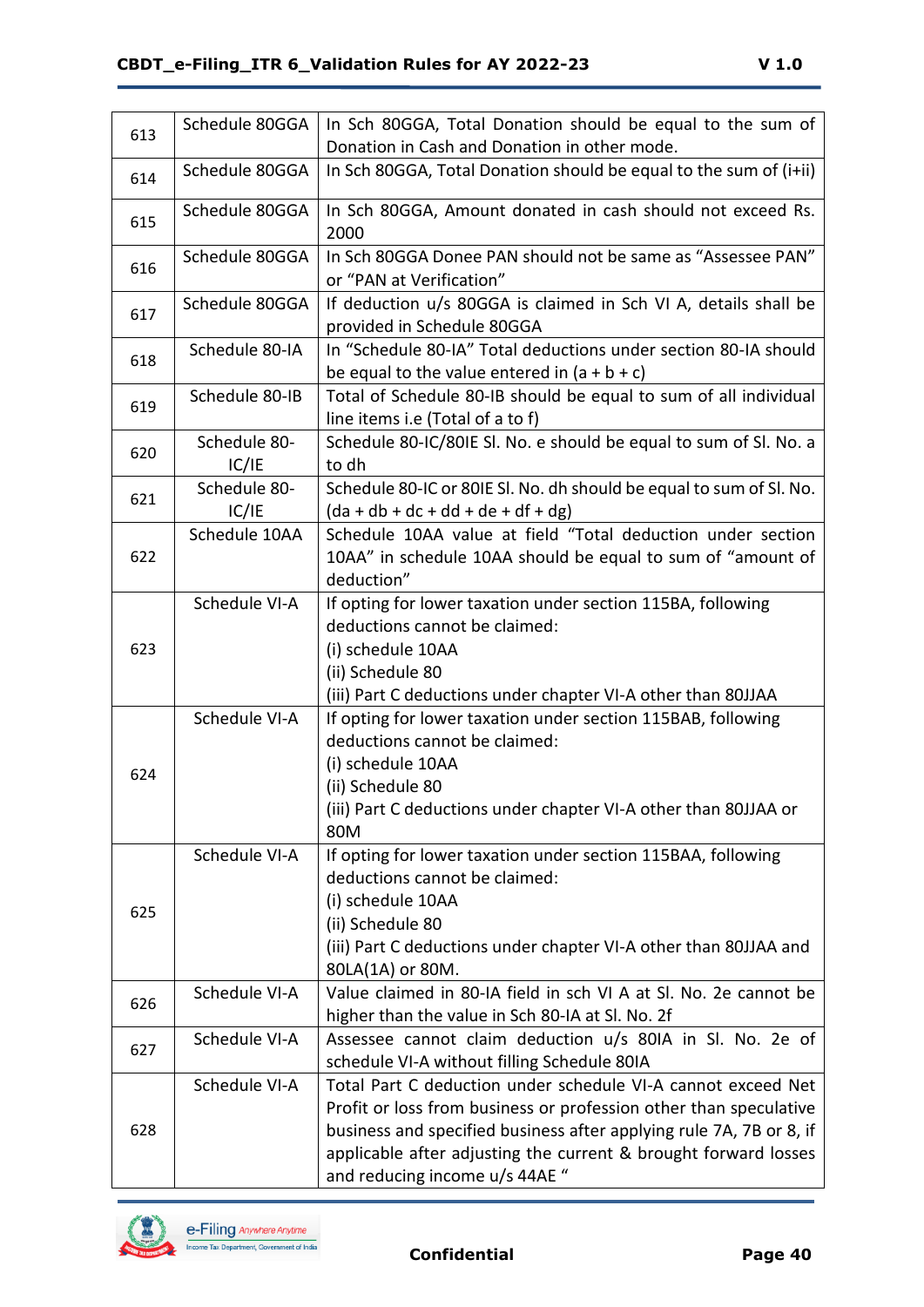| 613 | Schedule 80GGA | In Sch 80GGA, Total Donation should be equal to the sum of Donation in Cash and Donation in other mode. |
|---|---|---|
| 614 | Schedule 80GGA | In Sch 80GGA, Total Donation should be equal to the sum of (i+ii) |
| 615 | Schedule 80GGA | In Sch 80GGA, Amount donated in cash should not exceed Rs. 2000 |
| 616 | Schedule 80GGA | In Sch 80GGA Donee PAN should not be same as "Assessee PAN" or "PAN at Verification" |
| 617 | Schedule 80GGA | If deduction u/s 80GGA is claimed in Sch VI A, details shall be provided in Schedule 80GGA |
| 618 | Schedule 80-IA | In "Schedule 80-IA" Total deductions under section 80-IA should be equal to the value entered in (a + b + c) |
| 619 | Schedule 80-IB | Total of Schedule 80-IB should be equal to sum of all individual line items i.e (Total of a to f) |
| 620 | Schedule 80-IC/IE | Schedule 80-IC/80IE Sl. No. e should be equal to sum of Sl. No. a to dh |
| 621 | Schedule 80-IC/IE | Schedule 80-IC or 80IE Sl. No. dh should be equal to sum of Sl. No. (da + db + dc + dd + de + df + dg) |
| 622 | Schedule 10AA | Schedule 10AA value at field "Total deduction under section 10AA" in schedule 10AA should be equal to sum of "amount of deduction" |
| 623 | Schedule VI-A | If opting for lower taxation under section 115BA, following deductions cannot be claimed:<br>(i) schedule 10AA<br>(ii) Schedule 80<br>(iii) Part C deductions under chapter VI-A other than 80JJAA |
| 624 | Schedule VI-A | If opting for lower taxation under section 115BAB, following deductions cannot be claimed:<br>(i) schedule 10AA<br>(ii) Schedule 80<br>(iii) Part C deductions under chapter VI-A other than 80JJAA or 80M |
| 625 | Schedule VI-A | If opting for lower taxation under section 115BAA, following deductions cannot be claimed:<br>(i) schedule 10AA<br>(ii) Schedule 80<br>(iii) Part C deductions under chapter VI-A other than 80JJAA and 80LA(1A) or 80M. |
| 626 | Schedule VI-A | Value claimed in 80-IA field in sch VI A at Sl. No. 2e cannot be higher than the value in Sch 80-IA at Sl. No. 2f |
| 627 | Schedule VI-A | Assessee cannot claim deduction u/s 80IA in Sl. No. 2e of schedule VI-A without filling Schedule 80IA |
| 628 | Schedule VI-A | Total Part C deduction under schedule VI-A cannot exceed Net Profit or loss from business or profession other than speculative business and specified business after applying rule 7A, 7B or 8, if applicable after adjusting the current & brought forward losses and reducing income u/s 44AE " |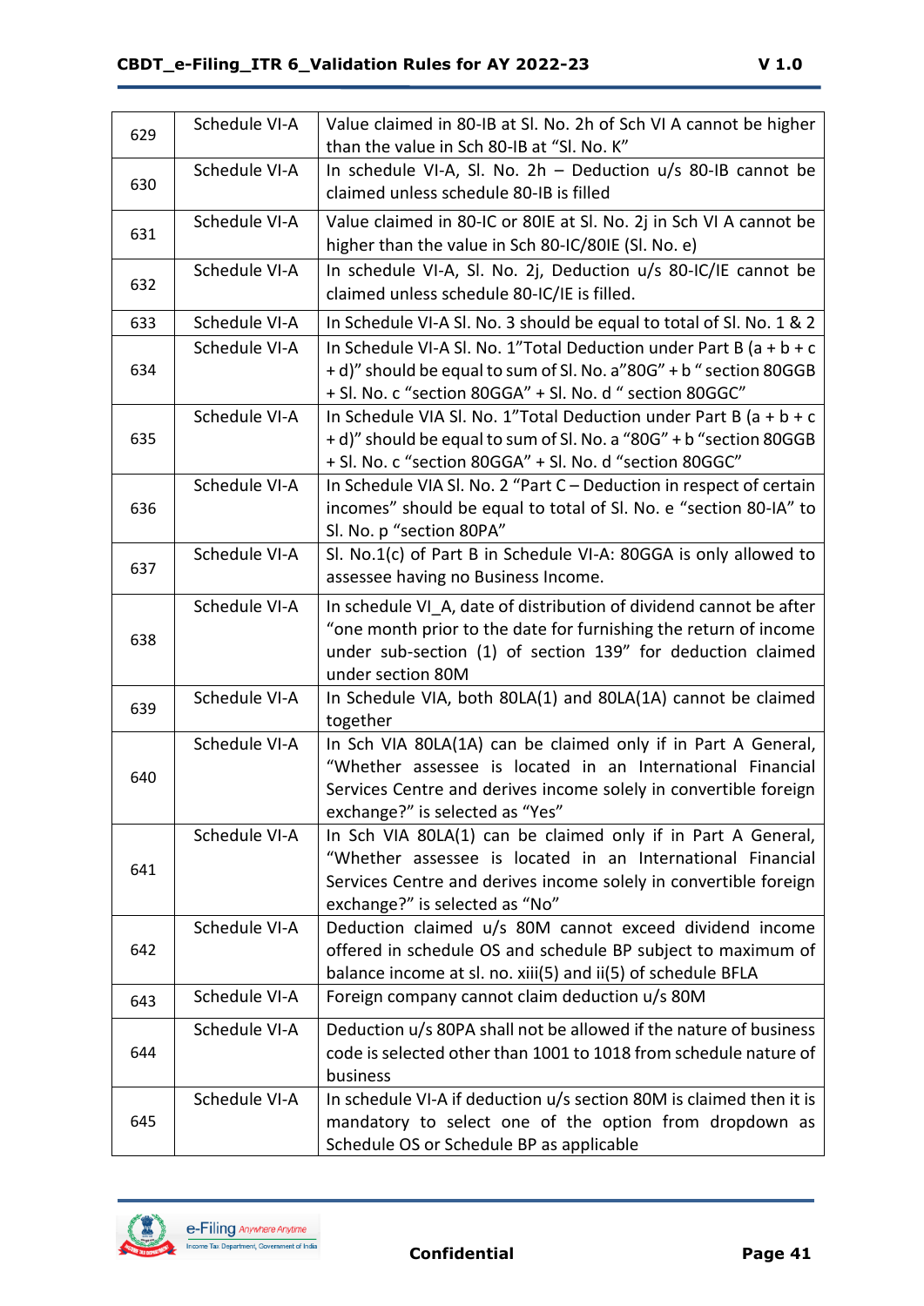| 629 | Schedule VI-A | Value claimed in 80-IB at Sl. No. 2h of Sch VI A cannot be higher than the value in Sch 80-IB at "Sl. No. K" |
|---|---|---|
| 630 | Schedule VI-A | In schedule VI-A, Sl. No. 2h – Deduction u/s 80-IB cannot be claimed unless schedule 80-IB is filled |
| 631 | Schedule VI-A | Value claimed in 80-IC or 80IE at Sl. No. 2j in Sch VI A cannot be higher than the value in Sch 80-IC/80IE (Sl. No. e) |
| 632 | Schedule VI-A | In schedule VI-A, Sl. No. 2j, Deduction u/s 80-IC/IE cannot be claimed unless schedule 80-IC/IE is filled. |
| 633 | Schedule VI-A | In Schedule VI-A Sl. No. 3 should be equal to total of Sl. No. 1 & 2 |
| 634 | Schedule VI-A | In Schedule VI-A Sl. No. 1"Total Deduction under Part B (a + b + c + d)" should be equal to sum of Sl. No. a"80G" + b " section 80GGB + Sl. No. c "section 80GGA" + Sl. No. d " section 80GGC" |
| 635 | Schedule VI-A | In Schedule VIA Sl. No. 1"Total Deduction under Part B (a + b + c + d)" should be equal to sum of Sl. No. a "80G" + b "section 80GGB + Sl. No. c "section 80GGA" + Sl. No. d "section 80GGC" |
| 636 | Schedule VI-A | In Schedule VIA Sl. No. 2 "Part C – Deduction in respect of certain incomes" should be equal to total of Sl. No. e "section 80-IA" to Sl. No. p "section 80PA" |
| 637 | Schedule VI-A | Sl. No.1(c) of Part B in Schedule VI-A: 80GGA is only allowed to assessee having no Business Income. |
| 638 | Schedule VI-A | In schedule VI_A, date of distribution of dividend cannot be after "one month prior to the date for furnishing the return of income under sub-section (1) of section 139" for deduction claimed under section 80M |
| 639 | Schedule VI-A | In Schedule VIA, both 80LA(1) and 80LA(1A) cannot be claimed together |
| 640 | Schedule VI-A | In Sch VIA 80LA(1A) can be claimed only if in Part A General, "Whether assessee is located in an International Financial Services Centre and derives income solely in convertible foreign exchange?" is selected as "Yes" |
| 641 | Schedule VI-A | In Sch VIA 80LA(1) can be claimed only if in Part A General, "Whether assessee is located in an International Financial Services Centre and derives income solely in convertible foreign exchange?" is selected as "No" |
| 642 | Schedule VI-A | Deduction claimed u/s 80M cannot exceed dividend income offered in schedule OS and schedule BP subject to maximum of balance income at sl. no. xiii(5) and ii(5) of schedule BFLA |
| 643 | Schedule VI-A | Foreign company cannot claim deduction u/s 80M |
| 644 | Schedule VI-A | Deduction u/s 80PA shall not be allowed if the nature of business code is selected other than 1001 to 1018 from schedule nature of business |
| 645 | Schedule VI-A | In schedule VI-A if deduction u/s section 80M is claimed then it is mandatory to select one of the option from dropdown as Schedule OS or Schedule BP as applicable |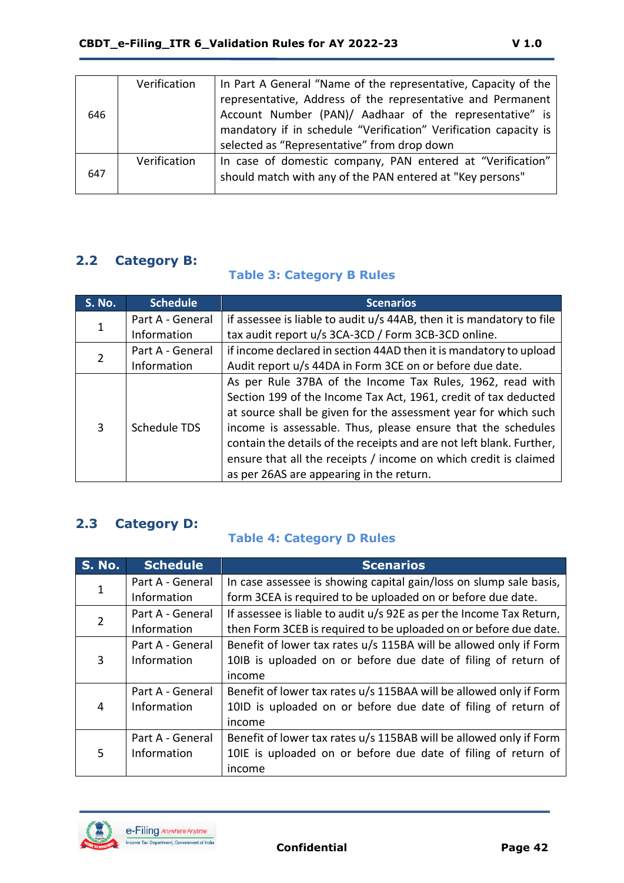| 646 | Verification | In Part A General "Name of the representative, Capacity of the representative, Address of the representative and Permanent Account Number (PAN)/ Aadhaar of the representative" is mandatory if in schedule "Verification" Verification capacity is selected as "Representative" from drop down |
|---|---|---|
| 647 | Verification | In case of domestic company, PAN entered at "Verification" should match with any of the PAN entered at "Key persons" |

## 2.2 Category B:

**Table 3: Category B Rules**

| S. No. | Schedule | Scenarios |
|---|---|---|
| 1 | Part A - General Information | if assessee is liable to audit u/s 44AB, then it is mandatory to file tax audit report u/s 3CA-3CD / Form 3CB-3CD online. |
| 2 | Part A - General Information | if income declared in section 44AD then it is mandatory to upload Audit report u/s 44DA in Form 3CE on or before due date. |
| 3 | Schedule TDS | As per Rule 37BA of the Income Tax Rules, 1962, read with Section 199 of the Income Tax Act, 1961, credit of tax deducted at source shall be given for the assessment year for which such income is assessable. Thus, please ensure that the schedules contain the details of the receipts and are not left blank. Further, ensure that all the receipts / income on which credit is claimed as per 26AS are appearing in the return. |

## 2.3 Category D:

**Table 4: Category D Rules**

| S. No. | Schedule | Scenarios |
|---|---|---|
| 1 | Part A - General Information | In case assessee is showing capital gain/loss on slump sale basis, form 3CEA is required to be uploaded on or before due date. |
| 2 | Part A - General Information | If assessee is liable to audit u/s 92E as per the Income Tax Return, then Form 3CEB is required to be uploaded on or before due date. |
| 3 | Part A - General Information | Benefit of lower tax rates u/s 115BA will be allowed only if Form 10IB is uploaded on or before due date of filing of return of income |
| 4 | Part A - General Information | Benefit of lower tax rates u/s 115BAA will be allowed only if Form 10ID is uploaded on or before due date of filing of return of income |
| 5 | Part A - General Information | Benefit of lower tax rates u/s 115BAB will be allowed only if Form 10IE is uploaded on or before due date of filing of return of income |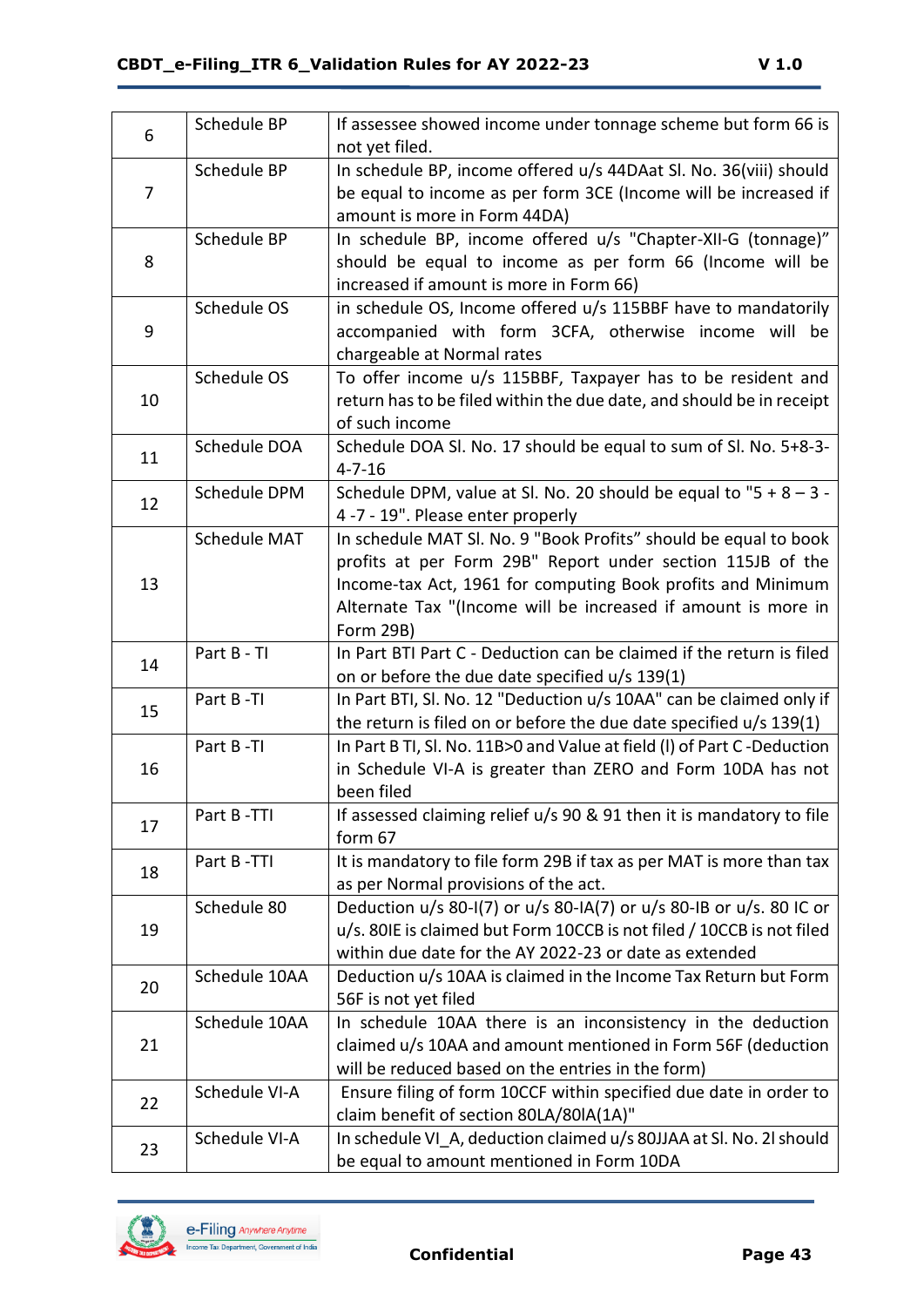| | | |
|---|---|---|
| 6 | Schedule BP | If assessee showed income under tonnage scheme but form 66 is not yet filed. |
| 7 | Schedule BP | In schedule BP, income offered u/s 44DAat Sl. No. 36(viii) should be equal to income as per form 3CE (Income will be increased if amount is more in Form 44DA) |
| 8 | Schedule BP | In schedule BP, income offered u/s "Chapter-XII-G (tonnage)" should be equal to income as per form 66 (Income will be increased if amount is more in Form 66) |
| 9 | Schedule OS | in schedule OS, Income offered u/s 115BBF have to mandatorily accompanied with form 3CFA, otherwise income will be chargeable at Normal rates |
| 10 | Schedule OS | To offer income u/s 115BBF, Taxpayer has to be resident and return has to be filed within the due date, and should be in receipt of such income |
| 11 | Schedule DOA | Schedule DOA Sl. No. 17 should be equal to sum of Sl. No. 5+8-3-4-7-16 |
| 12 | Schedule DPM | Schedule DPM, value at Sl. No. 20 should be equal to "5 + 8 – 3 - 4 -7 - 19". Please enter properly |
| 13 | Schedule MAT | In schedule MAT Sl. No. 9 "Book Profits" should be equal to book profits at per Form 29B" Report under section 115JB of the Income-tax Act, 1961 for computing Book profits and Minimum Alternate Tax "(Income will be increased if amount is more in Form 29B) |
| 14 | Part B - TI | In Part BTI Part C - Deduction can be claimed if the return is filed on or before the due date specified u/s 139(1) |
| 15 | Part B -TI | In Part BTI, Sl. No. 12 "Deduction u/s 10AA" can be claimed only if the return is filed on or before the due date specified u/s 139(1) |
| 16 | Part B -TI | In Part B TI, Sl. No. 11B>0 and Value at field (l) of Part C -Deduction in Schedule VI-A is greater than ZERO and Form 10DA has not been filed |
| 17 | Part B -TTI | If assessed claiming relief u/s 90 & 91 then it is mandatory to file form 67 |
| 18 | Part B -TTI | It is mandatory to file form 29B if tax as per MAT is more than tax as per Normal provisions of the act. |
| 19 | Schedule 80 | Deduction u/s 80-I(7) or u/s 80-IA(7) or u/s 80-IB or u/s. 80 IC or u/s. 80IE is claimed but Form 10CCB is not filed / 10CCB is not filed within due date for the AY 2022-23 or date as extended |
| 20 | Schedule 10AA | Deduction u/s 10AA is claimed in the Income Tax Return but Form 56F is not yet filed |
| 21 | Schedule 10AA | In schedule 10AA there is an inconsistency in the deduction claimed u/s 10AA and amount mentioned in Form 56F (deduction will be reduced based on the entries in the form) |
| 22 | Schedule VI-A | Ensure filing of form 10CCF within specified due date in order to claim benefit of section 80LA/80lA(1A)" |
| 23 | Schedule VI-A | In schedule VI_A, deduction claimed u/s 80JJAA at Sl. No. 2l should be equal to amount mentioned in Form 10DA |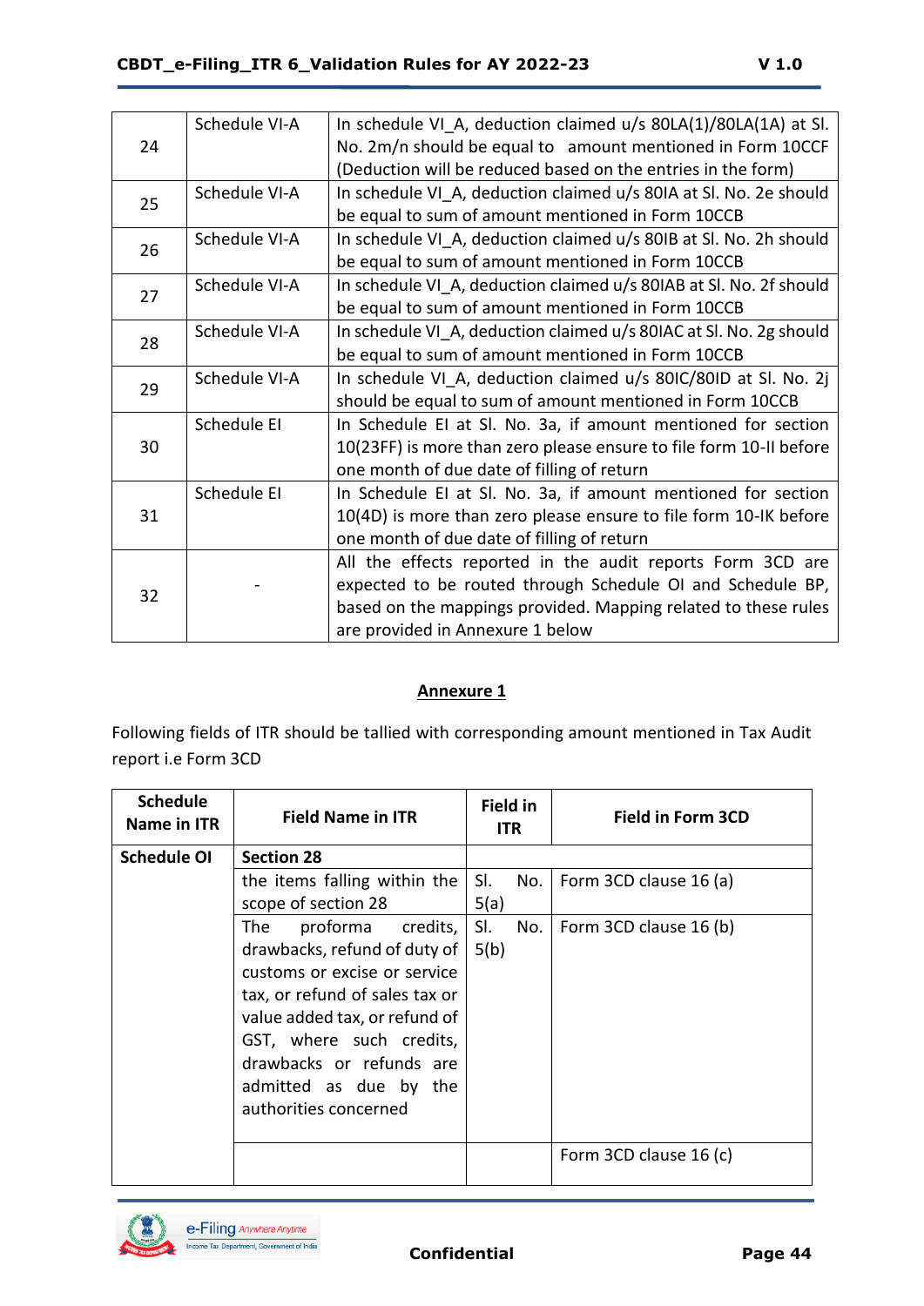| 24 | Schedule VI-A | In schedule VI_A, deduction claimed u/s 80LA(1)/80LA(1A) at Sl. No. 2m/n should be equal to amount mentioned in Form 10CCF (Deduction will be reduced based on the entries in the form) |
|---|---|---|
| 25 | Schedule VI-A | In schedule VI_A, deduction claimed u/s 80IA at Sl. No. 2e should be equal to sum of amount mentioned in Form 10CCB |
| 26 | Schedule VI-A | In schedule VI_A, deduction claimed u/s 80IB at Sl. No. 2h should be equal to sum of amount mentioned in Form 10CCB |
| 27 | Schedule VI-A | In schedule VI_A, deduction claimed u/s 80IAB at Sl. No. 2f should be equal to sum of amount mentioned in Form 10CCB |
| 28 | Schedule VI-A | In schedule VI_A, deduction claimed u/s 80IAC at Sl. No. 2g should be equal to sum of amount mentioned in Form 10CCB |
| 29 | Schedule VI-A | In schedule VI_A, deduction claimed u/s 80IC/80ID at Sl. No. 2j should be equal to sum of amount mentioned in Form 10CCB |
| 30 | Schedule EI | In Schedule EI at Sl. No. 3a, if amount mentioned for section 10(23FF) is more than zero please ensure to file form 10-II before one month of due date of filling of return |
| 31 | Schedule EI | In Schedule EI at Sl. No. 3a, if amount mentioned for section 10(4D) is more than zero please ensure to file form 10-IK before one month of due date of filling of return |
| 32 | - | All the effects reported in the audit reports Form 3CD are expected to be routed through Schedule OI and Schedule BP, based on the mappings provided. Mapping related to these rules are provided in Annexure 1 below |

## Annexure 1

Following fields of ITR should be tallied with corresponding amount mentioned in Tax Audit report i.e Form 3CD

| Schedule Name in ITR | Field Name in ITR | Field in ITR | Field in Form 3CD |
|---|---|---|---|
| **Schedule OI** | **Section 28** | | |
| | the items falling within the scope of section 28 | Sl. No. 5(a) | Form 3CD clause 16 (a) |
| | The proforma credits, drawbacks, refund of duty of customs or excise or service tax, or refund of sales tax or value added tax, or refund of GST, where such credits, drawbacks or refunds are admitted as due by the authorities concerned | Sl. No. 5(b) | Form 3CD clause 16 (b) |
| | | | Form 3CD clause 16 (c) |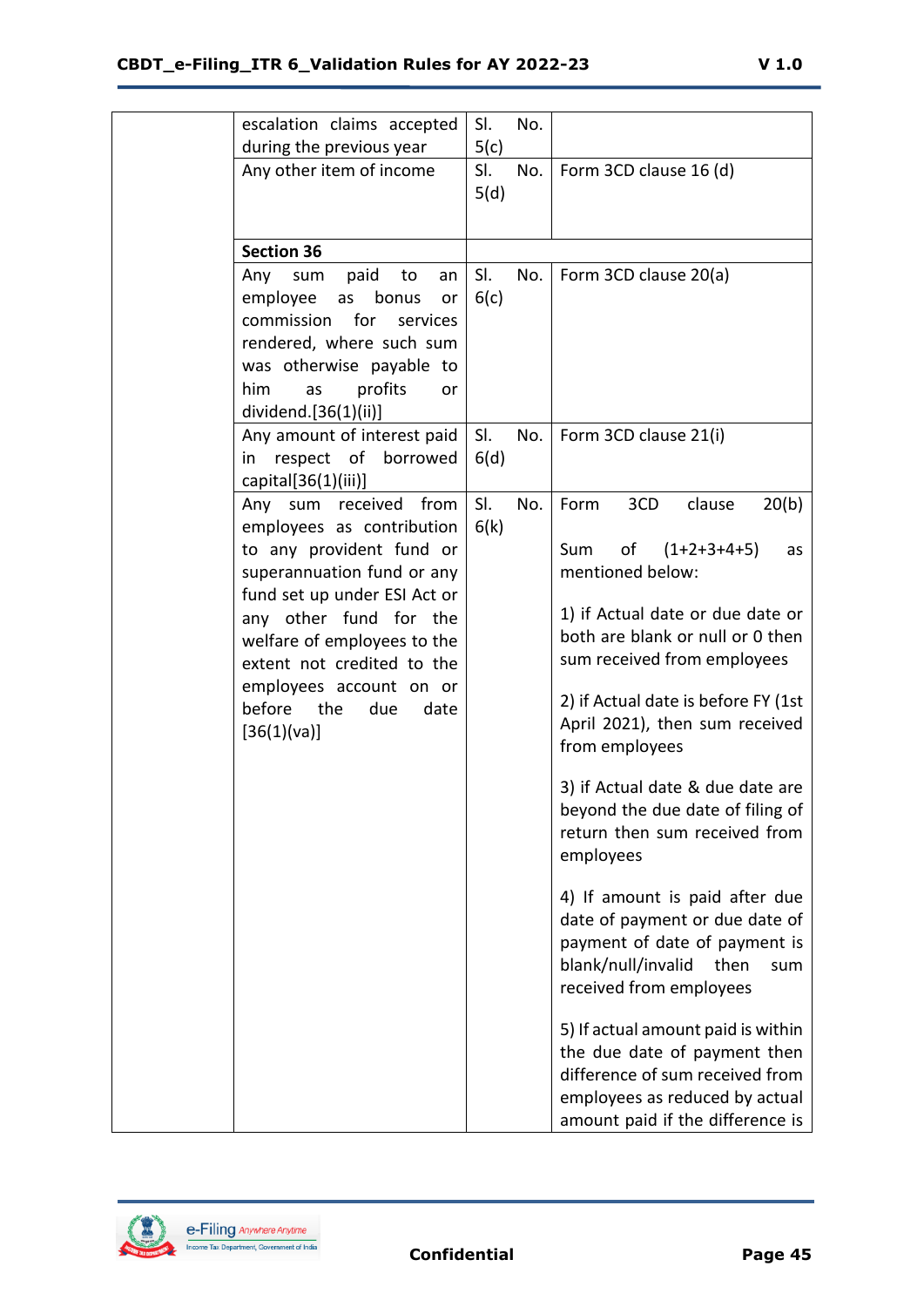| | | | |
|---|---|---|---|
| | escalation claims accepted during the previous year | Sl. No. 5(c) | |
| | Any other item of income | Sl. No. 5(d) | Form 3CD clause 16 (d) |
| | **Section 36** | | |
| | Any sum paid to an employee as bonus or commission for services rendered, where such sum was otherwise payable to him as profits or dividend.[36(1)(ii)] | Sl. No. 6(c) | Form 3CD clause 20(a) |
| | Any amount of interest paid in respect of borrowed capital[36(1)(iii)] | Sl. No. 6(d) | Form 3CD clause 21(i) |
| | Any sum received from employees as contribution to any provident fund or superannuation fund or any fund set up under ESI Act or any other fund for the welfare of employees to the extent not credited to the employees account on or before the due date [36(1)(va)] | Sl. No. 6(k) | Form 3CD clause 20(b)<br><br>Sum of (1+2+3+4+5) as mentioned below:<br><br>1) if Actual date or due date or both are blank or null or 0 then sum received from employees<br><br>2) if Actual date is before FY (1st April 2021), then sum received from employees<br><br>3) if Actual date & due date are beyond the due date of filing of return then sum received from employees<br><br>4) If amount is paid after due date of payment or due date of payment of date of payment is blank/null/invalid then sum received from employees<br><br>5) If actual amount paid is within the due date of payment then difference of sum received from employees as reduced by actual amount paid if the difference is |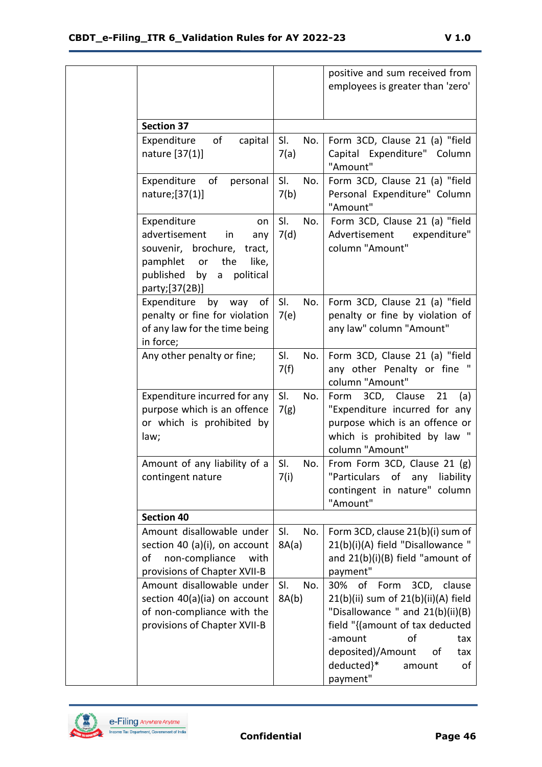| | | | |
|---|---|---|---|
| | | | positive and sum received from employees is greater than 'zero' |
| | **Section 37** | | |
| | Expenditure of capital nature [37(1)] | Sl. No. 7(a) | Form 3CD, Clause 21 (a) "field Capital Expenditure" Column "Amount" |
| | Expenditure of personal nature;[37(1)] | Sl. No. 7(b) | Form 3CD, Clause 21 (a) "field Personal Expenditure" Column "Amount" |
| | Expenditure on advertisement in any souvenir, brochure, tract, pamphlet or the like, published by a political party;[37(2B)] | Sl. No. 7(d) | Form 3CD, Clause 21 (a) "field Advertisement expenditure" column "Amount" |
| | Expenditure by way of penalty or fine for violation of any law for the time being in force; | Sl. No. 7(e) | Form 3CD, Clause 21 (a) "field penalty or fine by violation of any law" column "Amount" |
| | Any other penalty or fine; | Sl. No. 7(f) | Form 3CD, Clause 21 (a) "field any other Penalty or fine " column "Amount" |
| | Expenditure incurred for any purpose which is an offence or which is prohibited by law; | Sl. No. 7(g) | Form 3CD, Clause 21 (a) "Expenditure incurred for any purpose which is an offence or which is prohibited by law " column "Amount" |
| | Amount of any liability of a contingent nature | Sl. No. 7(i) | From Form 3CD, Clause 21 (g) "Particulars of any liability contingent in nature" column "Amount" |
| | **Section 40** | | |
| | Amount disallowable under section 40 (a)(i), on account of non-compliance with provisions of Chapter XVII-B | Sl. No. 8A(a) | Form 3CD, clause 21(b)(i) sum of 21(b)(i)(A) field "Disallowance " and 21(b)(i)(B) field "amount of payment" |
| | Amount disallowable under section 40(a)(ia) on account of non-compliance with the provisions of Chapter XVII-B | Sl. No. 8A(b) | 30% of Form 3CD, clause 21(b)(ii) sum of 21(b)(ii)(A) field "Disallowance " and 21(b)(ii)(B) field "{(amount of tax deducted -amount of tax deposited)/Amount of tax deducted}* amount of payment" |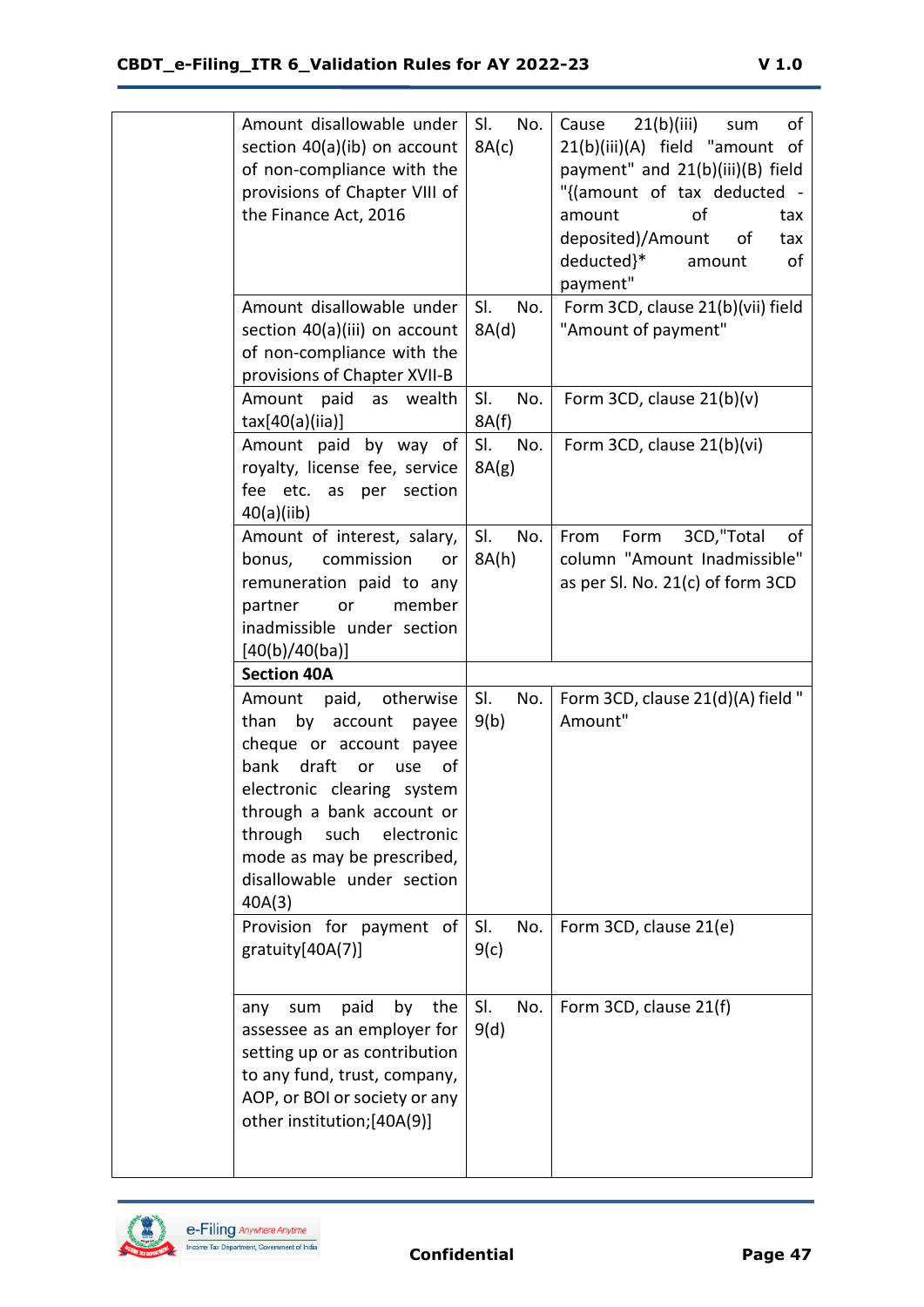| | | | |
|---|---|---|---|
| | Amount disallowable under section 40(a)(ib) on account of non-compliance with the provisions of Chapter VIII of the Finance Act, 2016 | Sl. No. 8A(c) | Cause 21(b)(iii) sum of 21(b)(iii)(A) field "amount of payment" and 21(b)(iii)(B) field "{(amount of tax deducted - amount of tax deposited)/Amount of tax deducted}* amount of payment" |
| | Amount disallowable under section 40(a)(iii) on account of non-compliance with the provisions of Chapter XVII-B | Sl. No. 8A(d) | Form 3CD, clause 21(b)(vii) field "Amount of payment" |
| | Amount paid as wealth tax[40(a)(iia)] | Sl. No. 8A(f) | Form 3CD, clause 21(b)(v) |
| | Amount paid by way of royalty, license fee, service fee etc. as per section 40(a)(iib) | Sl. No. 8A(g) | Form 3CD, clause 21(b)(vi) |
| | Amount of interest, salary, bonus, commission or remuneration paid to any partner or member inadmissible under section [40(b)/40(ba)] | Sl. No. 8A(h) | From Form 3CD,"Total of column "Amount Inadmissible" as per Sl. No. 21(c) of form 3CD |
| | **Section 40A** | | |
| | Amount paid, otherwise than by account payee cheque or account payee bank draft or use of electronic clearing system through a bank account or through such electronic mode as may be prescribed, disallowable under section 40A(3) | Sl. No. 9(b) | Form 3CD, clause 21(d)(A) field " Amount" |
| | Provision for payment of gratuity[40A(7)] | Sl. No. 9(c) | Form 3CD, clause 21(e) |
| | any sum paid by the assessee as an employer for setting up or as contribution to any fund, trust, company, AOP, or BOI or society or any other institution;[40A(9)] | Sl. No. 9(d) | Form 3CD, clause 21(f) |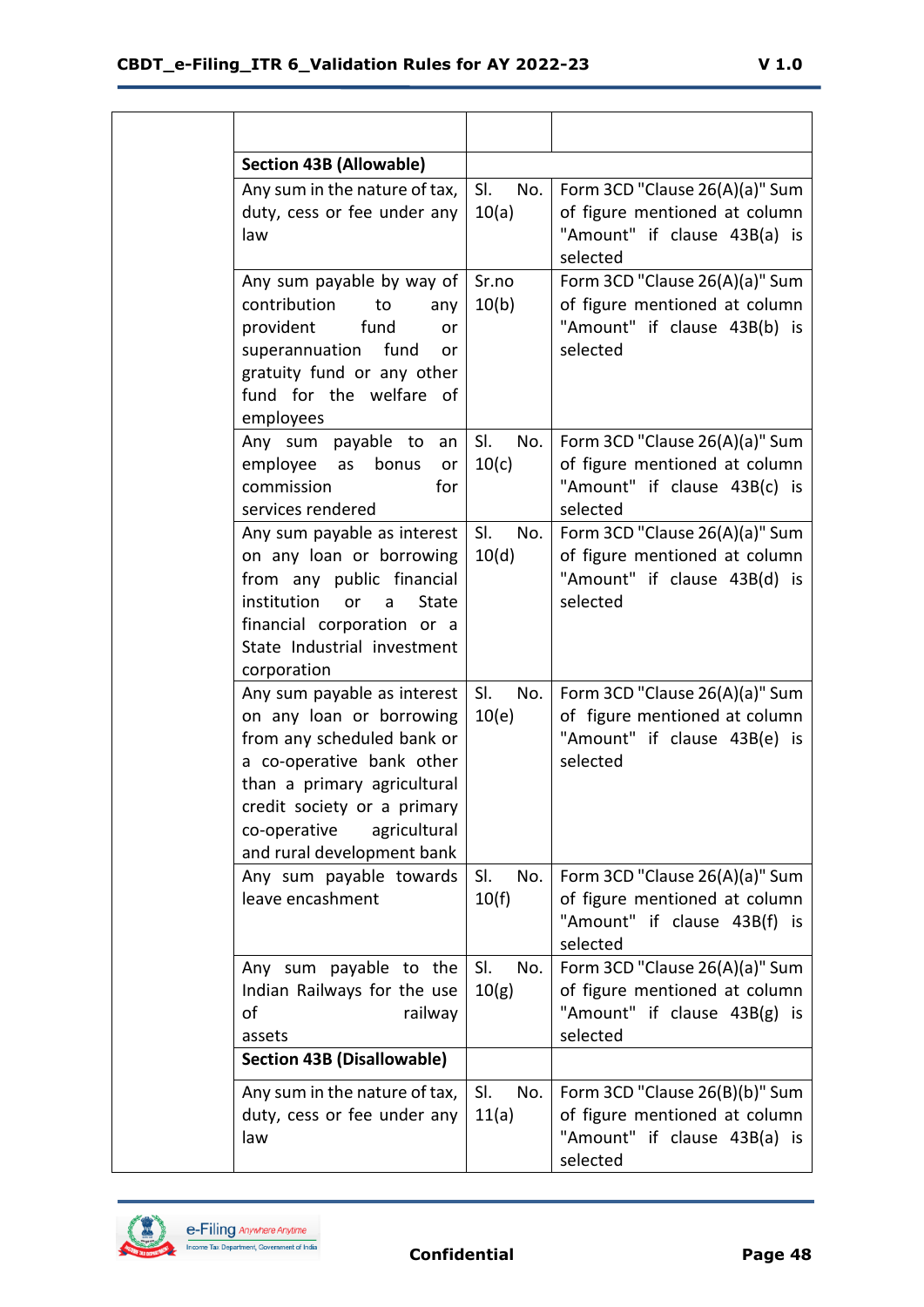| | | | |
|---|---|---|---|
| | | | |
| | **Section 43B (Allowable)** | | |
| | Any sum in the nature of tax, duty, cess or fee under any law | Sl. No. 10(a) | Form 3CD "Clause 26(A)(a)" Sum of figure mentioned at column "Amount" if clause 43B(a) is selected |
| | Any sum payable by way of contribution to any provident fund or superannuation fund or gratuity fund or any other fund for the welfare of employees | Sr.no 10(b) | Form 3CD "Clause 26(A)(a)" Sum of figure mentioned at column "Amount" if clause 43B(b) is selected |
| | Any sum payable to an employee as bonus or commission for services rendered | Sl. No. 10(c) | Form 3CD "Clause 26(A)(a)" Sum of figure mentioned at column "Amount" if clause 43B(c) is selected |
| | Any sum payable as interest on any loan or borrowing from any public financial institution or a State financial corporation or a State Industrial investment corporation | Sl. No. 10(d) | Form 3CD "Clause 26(A)(a)" Sum of figure mentioned at column "Amount" if clause 43B(d) is selected |
| | Any sum payable as interest on any loan or borrowing from any scheduled bank or a co-operative bank other than a primary agricultural credit society or a primary co-operative agricultural and rural development bank | Sl. No. 10(e) | Form 3CD "Clause 26(A)(a)" Sum of figure mentioned at column "Amount" if clause 43B(e) is selected |
| | Any sum payable towards leave encashment | Sl. No. 10(f) | Form 3CD "Clause 26(A)(a)" Sum of figure mentioned at column "Amount" if clause 43B(f) is selected |
| | Any sum payable to the Indian Railways for the use of railway assets | Sl. No. 10(g) | Form 3CD "Clause 26(A)(a)" Sum of figure mentioned at column "Amount" if clause 43B(g) is selected |
| | **Section 43B (Disallowable)** | | |
| | Any sum in the nature of tax, duty, cess or fee under any law | Sl. No. 11(a) | Form 3CD "Clause 26(B)(b)" Sum of figure mentioned at column "Amount" if clause 43B(a) is selected |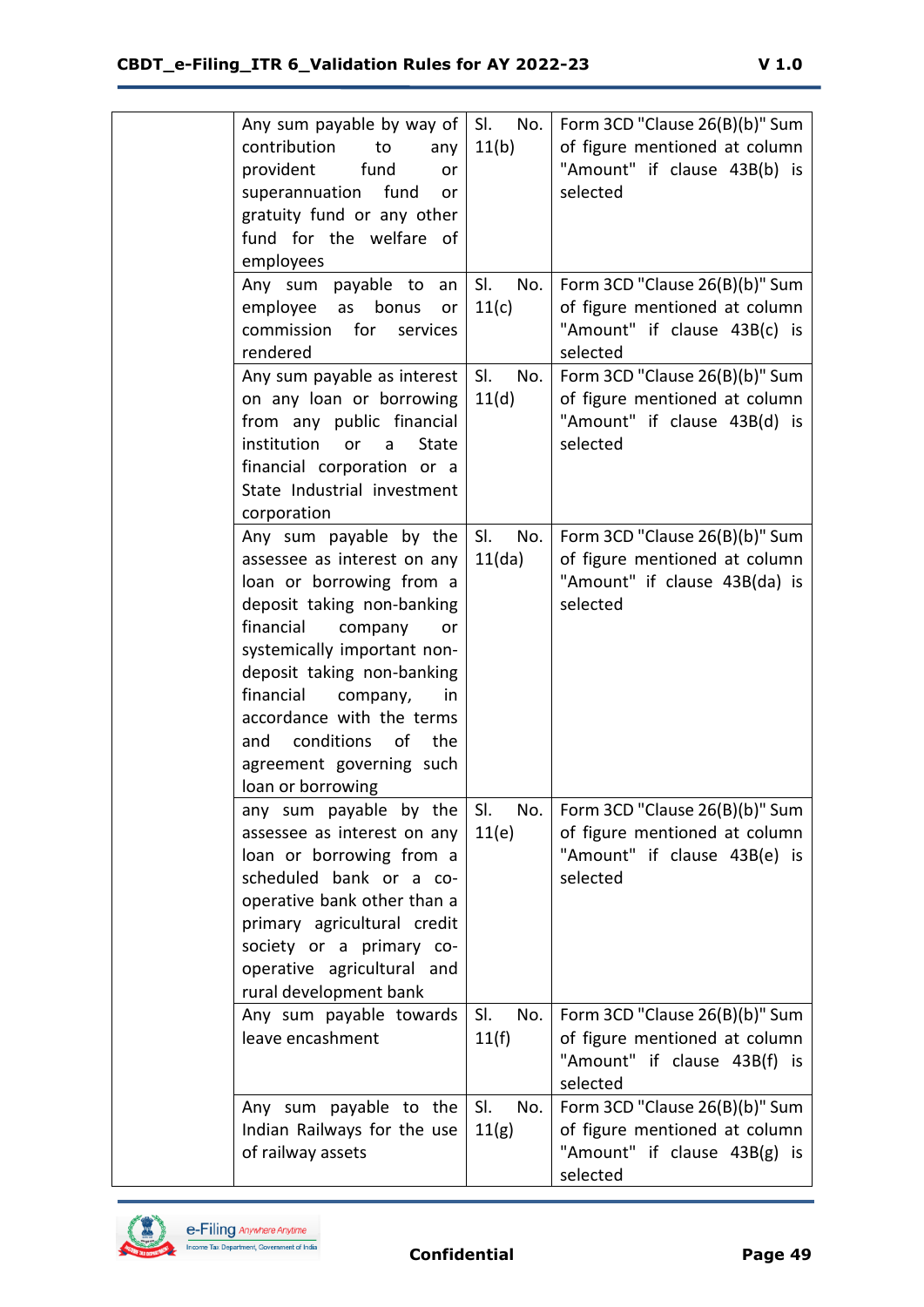| | | | |
|---|---|---|---|
| | Any sum payable by way of contribution to any provident fund or superannuation fund or gratuity fund or any other fund for the welfare of employees | Sl. No. 11(b) | Form 3CD "Clause 26(B)(b)" Sum of figure mentioned at column "Amount" if clause 43B(b) is selected |
| | Any sum payable to an employee as bonus or commission for services rendered | Sl. No. 11(c) | Form 3CD "Clause 26(B)(b)" Sum of figure mentioned at column "Amount" if clause 43B(c) is selected |
| | Any sum payable as interest on any loan or borrowing from any public financial institution or a State financial corporation or a State Industrial investment corporation | Sl. No. 11(d) | Form 3CD "Clause 26(B)(b)" Sum of figure mentioned at column "Amount" if clause 43B(d) is selected |
| | Any sum payable by the assessee as interest on any loan or borrowing from a deposit taking non-banking financial company or systemically important non-deposit taking non-banking financial company, in accordance with the terms and conditions of the agreement governing such loan or borrowing | Sl. No. 11(da) | Form 3CD "Clause 26(B)(b)" Sum of figure mentioned at column "Amount" if clause 43B(da) is selected |
| | any sum payable by the assessee as interest on any loan or borrowing from a scheduled bank or a co-operative bank other than a primary agricultural credit society or a primary co-operative agricultural and rural development bank | Sl. No. 11(e) | Form 3CD "Clause 26(B)(b)" Sum of figure mentioned at column "Amount" if clause 43B(e) is selected |
| | Any sum payable towards leave encashment | Sl. No. 11(f) | Form 3CD "Clause 26(B)(b)" Sum of figure mentioned at column "Amount" if clause 43B(f) is selected |
| | Any sum payable to the Indian Railways for the use of railway assets | Sl. No. 11(g) | Form 3CD "Clause 26(B)(b)" Sum of figure mentioned at column "Amount" if clause 43B(g) is selected |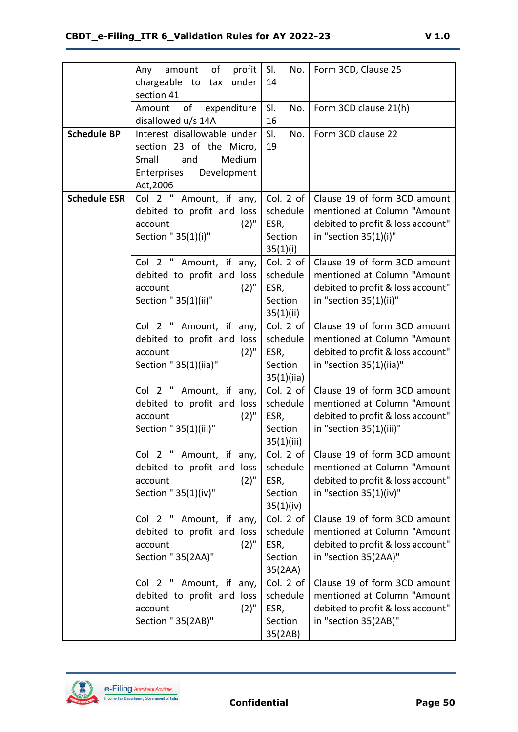| | | | |
|---|---|---|---|
| | Any amount of profit chargeable to tax under section 41 | Sl. No. 14 | Form 3CD, Clause 25 |
| | Amount of expenditure disallowed u/s 14A | Sl. No. 16 | Form 3CD clause 21(h) |
| **Schedule BP** | Interest disallowable under section 23 of the Micro, Small and Medium Enterprises Development Act,2006 | Sl. No. 19 | Form 3CD clause 22 |
| **Schedule ESR** | Col 2 " Amount, if any, debited to profit and loss account (2)" Section " 35(1)(i)" | Col. 2 of schedule ESR, Section 35(1)(i) | Clause 19 of form 3CD amount mentioned at Column "Amount debited to profit & loss account" in "section 35(1)(i)" |
| | Col 2 " Amount, if any, debited to profit and loss account (2)" Section " 35(1)(ii)" | Col. 2 of schedule ESR, Section 35(1)(ii) | Clause 19 of form 3CD amount mentioned at Column "Amount debited to profit & loss account" in "section 35(1)(ii)" |
| | Col 2 " Amount, if any, debited to profit and loss account (2)" Section " 35(1)(iia)" | Col. 2 of schedule ESR, Section 35(1)(iia) | Clause 19 of form 3CD amount mentioned at Column "Amount debited to profit & loss account" in "section 35(1)(iia)" |
| | Col 2 " Amount, if any, debited to profit and loss account (2)" Section " 35(1)(iii)" | Col. 2 of schedule ESR, Section 35(1)(iii) | Clause 19 of form 3CD amount mentioned at Column "Amount debited to profit & loss account" in "section 35(1)(iii)" |
| | Col 2 " Amount, if any, debited to profit and loss account (2)" Section " 35(1)(iv)" | Col. 2 of schedule ESR, Section 35(1)(iv) | Clause 19 of form 3CD amount mentioned at Column "Amount debited to profit & loss account" in "section 35(1)(iv)" |
| | Col 2 " Amount, if any, debited to profit and loss account (2)" Section " 35(2AA)" | Col. 2 of schedule ESR, Section 35(2AA) | Clause 19 of form 3CD amount mentioned at Column "Amount debited to profit & loss account" in "section 35(2AA)" |
| | Col 2 " Amount, if any, debited to profit and loss account (2)" Section " 35(2AB)" | Col. 2 of schedule ESR, Section 35(2AB) | Clause 19 of form 3CD amount mentioned at Column "Amount debited to profit & loss account" in "section 35(2AB)" |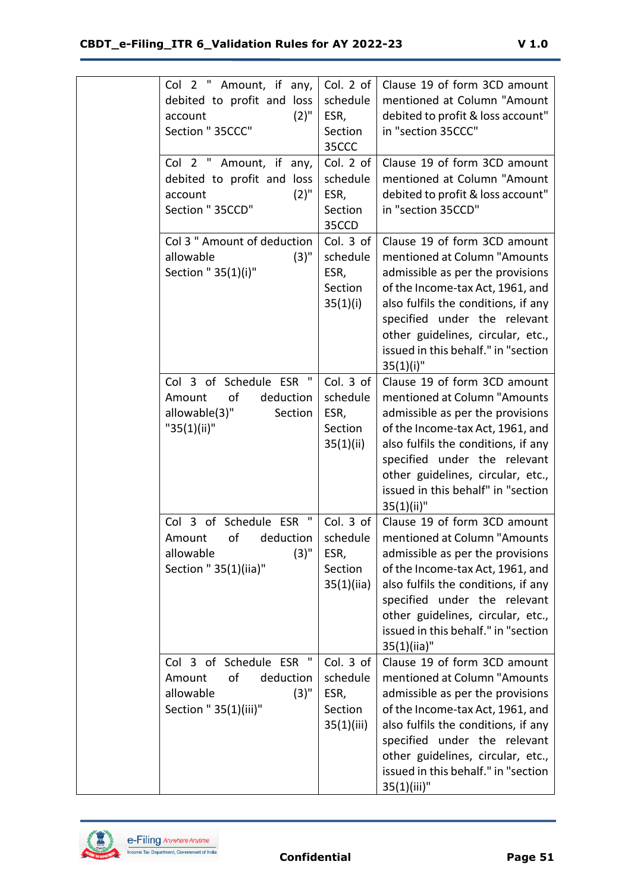| | | | |
|---|---|---|---|
| | Col 2 " Amount, if any, debited to profit and loss account (2)" Section " 35CCC" | Col. 2 of schedule ESR, Section 35CCC | Clause 19 of form 3CD amount mentioned at Column "Amount debited to profit & loss account" in "section 35CCC" |
| | Col 2 " Amount, if any, debited to profit and loss account (2)" Section " 35CCD" | Col. 2 of schedule ESR, Section 35CCD | Clause 19 of form 3CD amount mentioned at Column "Amount debited to profit & loss account" in "section 35CCD" |
| | Col 3 " Amount of deduction allowable (3)" Section " 35(1)(i)" | Col. 3 of schedule ESR, Section 35(1)(i) | Clause 19 of form 3CD amount mentioned at Column "Amounts admissible as per the provisions of the Income-tax Act, 1961, and also fulfils the conditions, if any specified under the relevant other guidelines, circular, etc., issued in this behalf." in "section 35(1)(i)" |
| | Col 3 of Schedule ESR " Amount of deduction allowable(3)" Section "35(1)(ii)" | Col. 3 of schedule ESR, Section 35(1)(ii) | Clause 19 of form 3CD amount mentioned at Column "Amounts admissible as per the provisions of the Income-tax Act, 1961, and also fulfils the conditions, if any specified under the relevant other guidelines, circular, etc., issued in this behalf" in "section 35(1)(ii)" |
| | Col 3 of Schedule ESR " Amount of deduction allowable (3)" Section " 35(1)(iia)" | Col. 3 of schedule ESR, Section 35(1)(iia) | Clause 19 of form 3CD amount mentioned at Column "Amounts admissible as per the provisions of the Income-tax Act, 1961, and also fulfils the conditions, if any specified under the relevant other guidelines, circular, etc., issued in this behalf." in "section 35(1)(iia)" |
| | Col 3 of Schedule ESR " Amount of deduction allowable (3)" Section " 35(1)(iii)" | Col. 3 of schedule ESR, Section 35(1)(iii) | Clause 19 of form 3CD amount mentioned at Column "Amounts admissible as per the provisions of the Income-tax Act, 1961, and also fulfils the conditions, if any specified under the relevant other guidelines, circular, etc., issued in this behalf." in "section 35(1)(iii)" |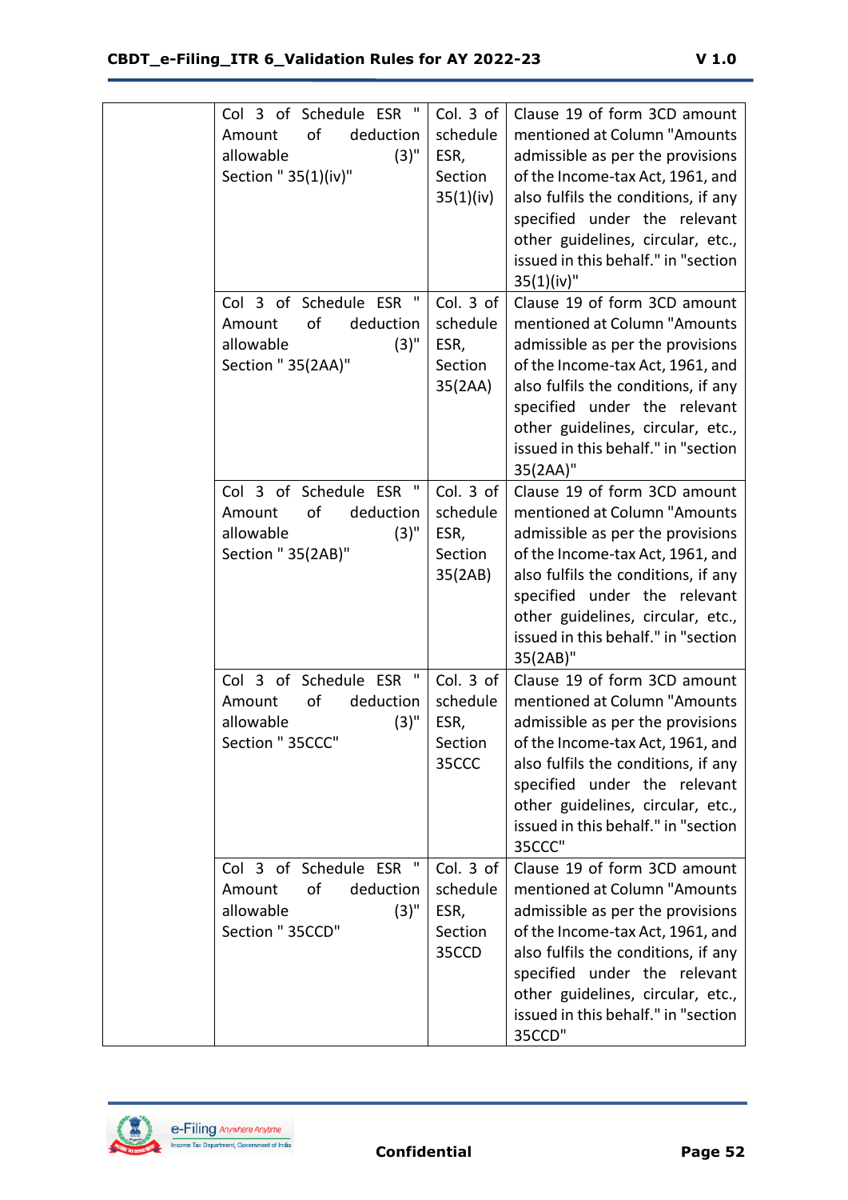| | | | |
|---|---|---|---|
| | Col 3 of Schedule ESR " Amount of deduction allowable (3)" Section " 35(1)(iv)" | Col. 3 of schedule ESR, Section 35(1)(iv) | Clause 19 of form 3CD amount mentioned at Column "Amounts admissible as per the provisions of the Income-tax Act, 1961, and also fulfils the conditions, if any specified under the relevant other guidelines, circular, etc., issued in this behalf." in "section 35(1)(iv)" |
| | Col 3 of Schedule ESR " Amount of deduction allowable (3)" Section " 35(2AA)" | Col. 3 of schedule ESR, Section 35(2AA) | Clause 19 of form 3CD amount mentioned at Column "Amounts admissible as per the provisions of the Income-tax Act, 1961, and also fulfils the conditions, if any specified under the relevant other guidelines, circular, etc., issued in this behalf." in "section 35(2AA)" |
| | Col 3 of Schedule ESR " Amount of deduction allowable (3)" Section " 35(2AB)" | Col. 3 of schedule ESR, Section 35(2AB) | Clause 19 of form 3CD amount mentioned at Column "Amounts admissible as per the provisions of the Income-tax Act, 1961, and also fulfils the conditions, if any specified under the relevant other guidelines, circular, etc., issued in this behalf." in "section 35(2AB)" |
| | Col 3 of Schedule ESR " Amount of deduction allowable (3)" Section " 35CCC" | Col. 3 of schedule ESR, Section 35CCC | Clause 19 of form 3CD amount mentioned at Column "Amounts admissible as per the provisions of the Income-tax Act, 1961, and also fulfils the conditions, if any specified under the relevant other guidelines, circular, etc., issued in this behalf." in "section 35CCC" |
| | Col 3 of Schedule ESR " Amount of deduction allowable (3)" Section " 35CCD" | Col. 3 of schedule ESR, Section 35CCD | Clause 19 of form 3CD amount mentioned at Column "Amounts admissible as per the provisions of the Income-tax Act, 1961, and also fulfils the conditions, if any specified under the relevant other guidelines, circular, etc., issued in this behalf." in "section 35CCD" |